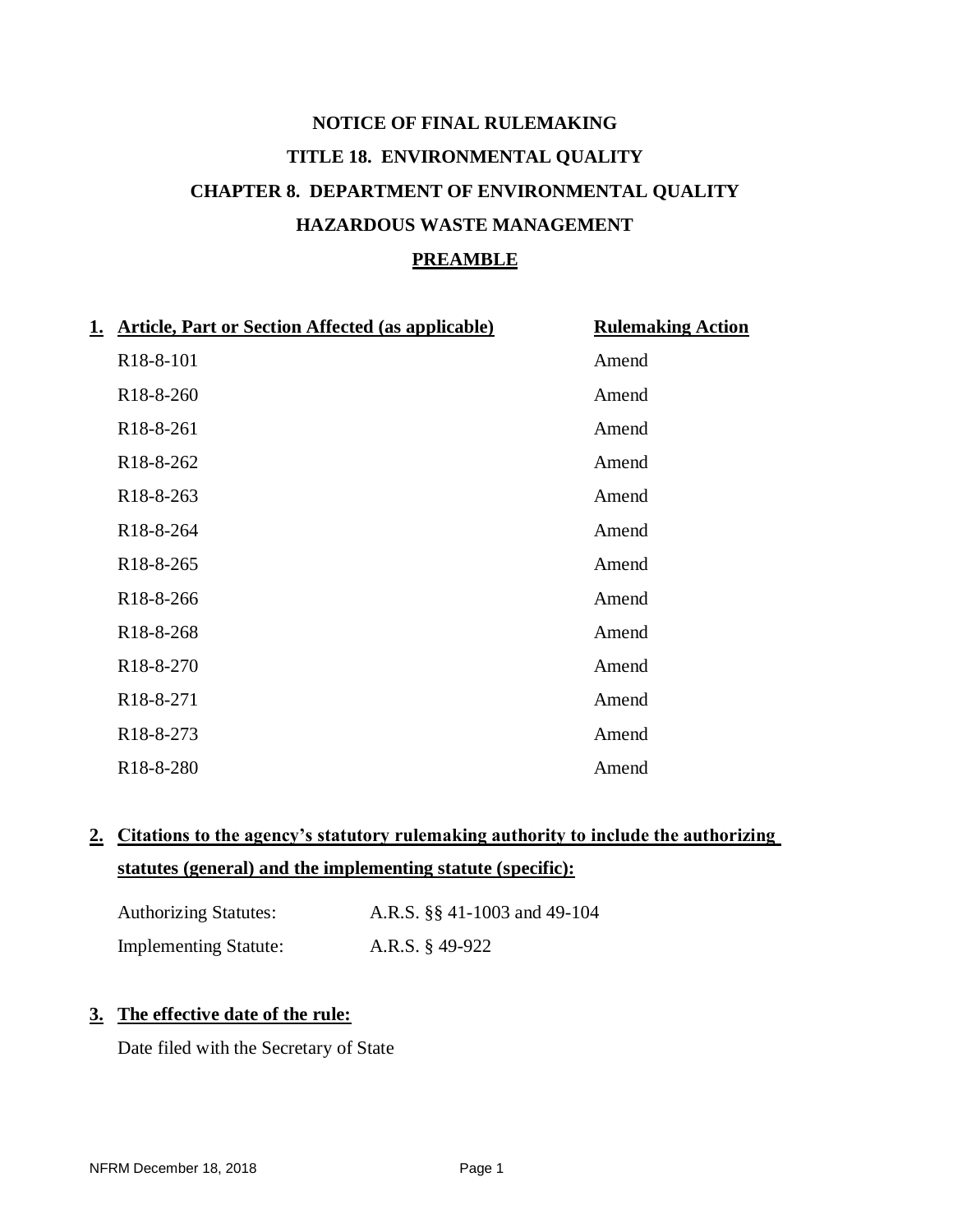# NOTICE OF FINAL RULEMAKING

# TITLE 18. ENVIRONMENTAL QUALITY

# CHAPTER 8. DEPARTMENT OF ENVIRONMENTAL QUALITY

# HAZARDOUS WASTE MANAGEMENT

## PREAMBLE

**1. Article, Part or Section Affected (as applicable)**

| Article, Part or Section Affected (as applicable) | Rulemaking Action |
|---|---|
| R18-8-101 | Amend |
| R18-8-260 | Amend |
| R18-8-261 | Amend |
| R18-8-262 | Amend |
| R18-8-263 | Amend |
| R18-8-264 | Amend |
| R18-8-265 | Amend |
| R18-8-266 | Amend |
| R18-8-268 | Amend |
| R18-8-270 | Amend |
| R18-8-271 | Amend |
| R18-8-273 | Amend |
| R18-8-280 | Amend |

**2. Citations to the agency's statutory rulemaking authority to include the authorizing statutes (general) and the implementing statute (specific):**

Authorizing Statutes: A.R.S. §§ 41-1003 and 49-104

Implementing Statute: A.R.S. § 49-922

**3. The effective date of the rule:**

Date filed with the Secretary of State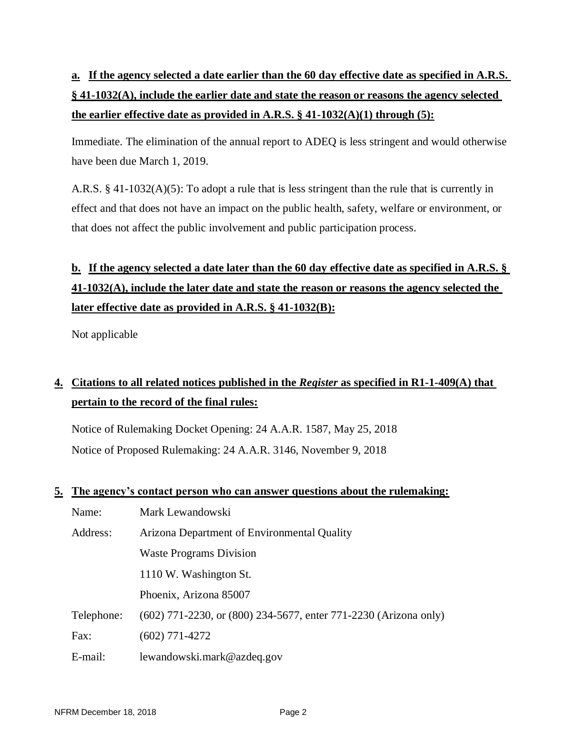**a. If the agency selected a date earlier than the 60 day effective date as specified in A.R.S. § 41-1032(A), include the earlier date and state the reason or reasons the agency selected the earlier effective date as provided in A.R.S. § 41-1032(A)(1) through (5):**

Immediate. The elimination of the annual report to ADEQ is less stringent and would otherwise have been due March 1, 2019.

A.R.S. § 41-1032(A)(5): To adopt a rule that is less stringent than the rule that is currently in effect and that does not have an impact on the public health, safety, welfare or environment, or that does not affect the public involvement and public participation process.

**b. If the agency selected a date later than the 60 day effective date as specified in A.R.S. § 41-1032(A), include the later date and state the reason or reasons the agency selected the later effective date as provided in A.R.S. § 41-1032(B):**

Not applicable

**4. Citations to all related notices published in the *Register* as specified in R1-1-409(A) that pertain to the record of the final rules:**

Notice of Rulemaking Docket Opening: 24 A.A.R. 1587, May 25, 2018

Notice of Proposed Rulemaking: 24 A.A.R. 3146, November 9, 2018

**5. The agency's contact person who can answer questions about the rulemaking:**

| | |
|---|---|
| Name: | Mark Lewandowski |
| Address: | Arizona Department of Environmental Quality |
| | Waste Programs Division |
| | 1110 W. Washington St. |
| | Phoenix, Arizona 85007 |
| Telephone: | (602) 771-2230, or (800) 234-5677, enter 771-2230 (Arizona only) |
| Fax: | (602) 771-4272 |
| E-mail: | lewandowski.mark@azdeq.gov |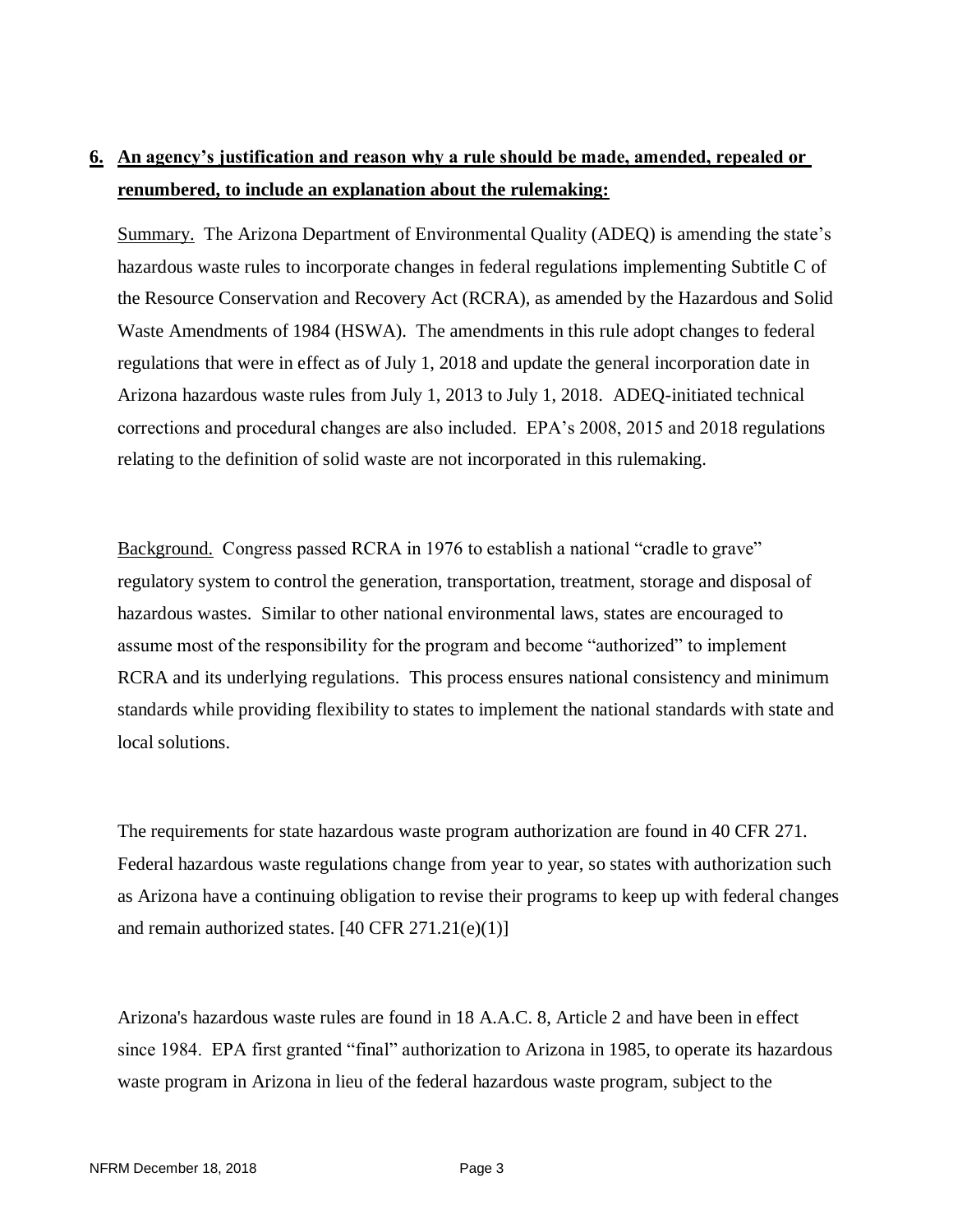**6. An agency's justification and reason why a rule should be made, amended, repealed or renumbered, to include an explanation about the rulemaking:**

Summary. The Arizona Department of Environmental Quality (ADEQ) is amending the state's hazardous waste rules to incorporate changes in federal regulations implementing Subtitle C of the Resource Conservation and Recovery Act (RCRA), as amended by the Hazardous and Solid Waste Amendments of 1984 (HSWA). The amendments in this rule adopt changes to federal regulations that were in effect as of July 1, 2018 and update the general incorporation date in Arizona hazardous waste rules from July 1, 2013 to July 1, 2018. ADEQ-initiated technical corrections and procedural changes are also included. EPA's 2008, 2015 and 2018 regulations relating to the definition of solid waste are not incorporated in this rulemaking.

Background. Congress passed RCRA in 1976 to establish a national "cradle to grave" regulatory system to control the generation, transportation, treatment, storage and disposal of hazardous wastes. Similar to other national environmental laws, states are encouraged to assume most of the responsibility for the program and become "authorized" to implement RCRA and its underlying regulations. This process ensures national consistency and minimum standards while providing flexibility to states to implement the national standards with state and local solutions.

The requirements for state hazardous waste program authorization are found in 40 CFR 271. Federal hazardous waste regulations change from year to year, so states with authorization such as Arizona have a continuing obligation to revise their programs to keep up with federal changes and remain authorized states. [40 CFR 271.21(e)(1)]

Arizona's hazardous waste rules are found in 18 A.A.C. 8, Article 2 and have been in effect since 1984. EPA first granted "final" authorization to Arizona in 1985, to operate its hazardous waste program in Arizona in lieu of the federal hazardous waste program, subject to the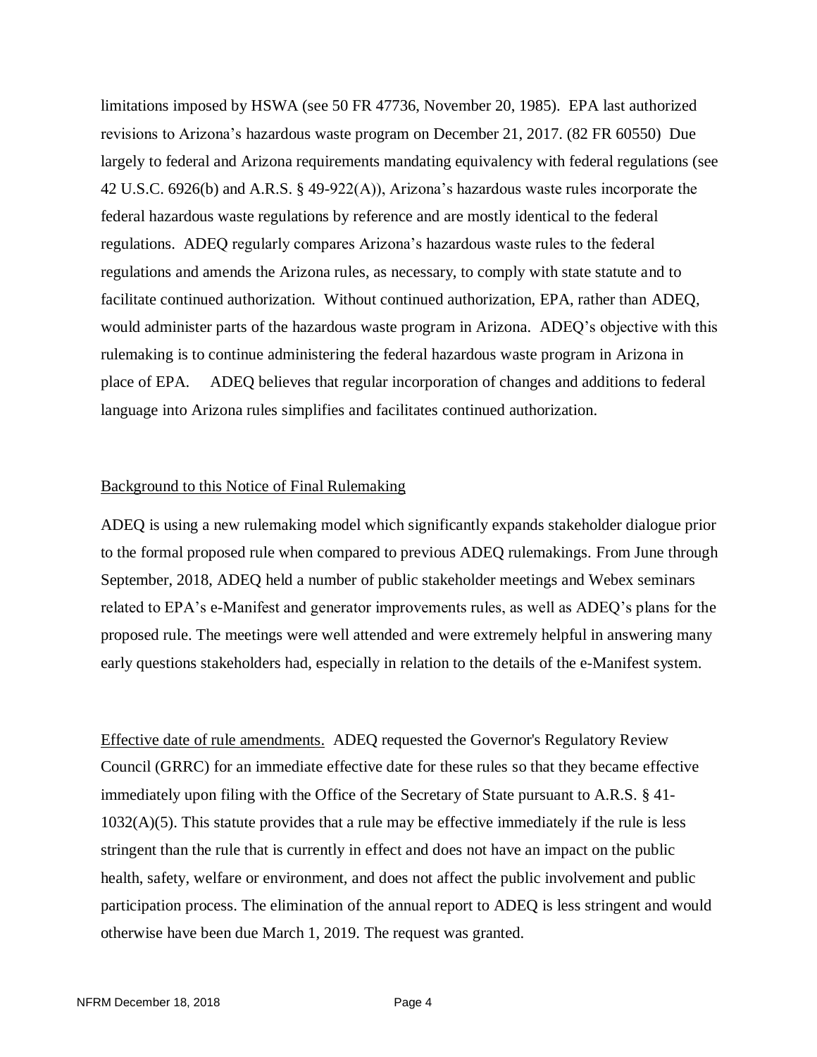limitations imposed by HSWA (see 50 FR 47736, November 20, 1985). EPA last authorized revisions to Arizona's hazardous waste program on December 21, 2017. (82 FR 60550) Due largely to federal and Arizona requirements mandating equivalency with federal regulations (see 42 U.S.C. 6926(b) and A.R.S. § 49-922(A)), Arizona's hazardous waste rules incorporate the federal hazardous waste regulations by reference and are mostly identical to the federal regulations. ADEQ regularly compares Arizona's hazardous waste rules to the federal regulations and amends the Arizona rules, as necessary, to comply with state statute and to facilitate continued authorization. Without continued authorization, EPA, rather than ADEQ, would administer parts of the hazardous waste program in Arizona. ADEQ's objective with this rulemaking is to continue administering the federal hazardous waste program in Arizona in place of EPA. ADEQ believes that regular incorporation of changes and additions to federal language into Arizona rules simplifies and facilitates continued authorization.

<u>Background to this Notice of Final Rulemaking</u>

ADEQ is using a new rulemaking model which significantly expands stakeholder dialogue prior to the formal proposed rule when compared to previous ADEQ rulemakings. From June through September, 2018, ADEQ held a number of public stakeholder meetings and Webex seminars related to EPA's e-Manifest and generator improvements rules, as well as ADEQ's plans for the proposed rule. The meetings were well attended and were extremely helpful in answering many early questions stakeholders had, especially in relation to the details of the e-Manifest system.

<u>Effective date of rule amendments.</u> ADEQ requested the Governor's Regulatory Review Council (GRRC) for an immediate effective date for these rules so that they became effective immediately upon filing with the Office of the Secretary of State pursuant to A.R.S. § 41-1032(A)(5). This statute provides that a rule may be effective immediately if the rule is less stringent than the rule that is currently in effect and does not have an impact on the public health, safety, welfare or environment, and does not affect the public involvement and public participation process. The elimination of the annual report to ADEQ is less stringent and would otherwise have been due March 1, 2019. The request was granted.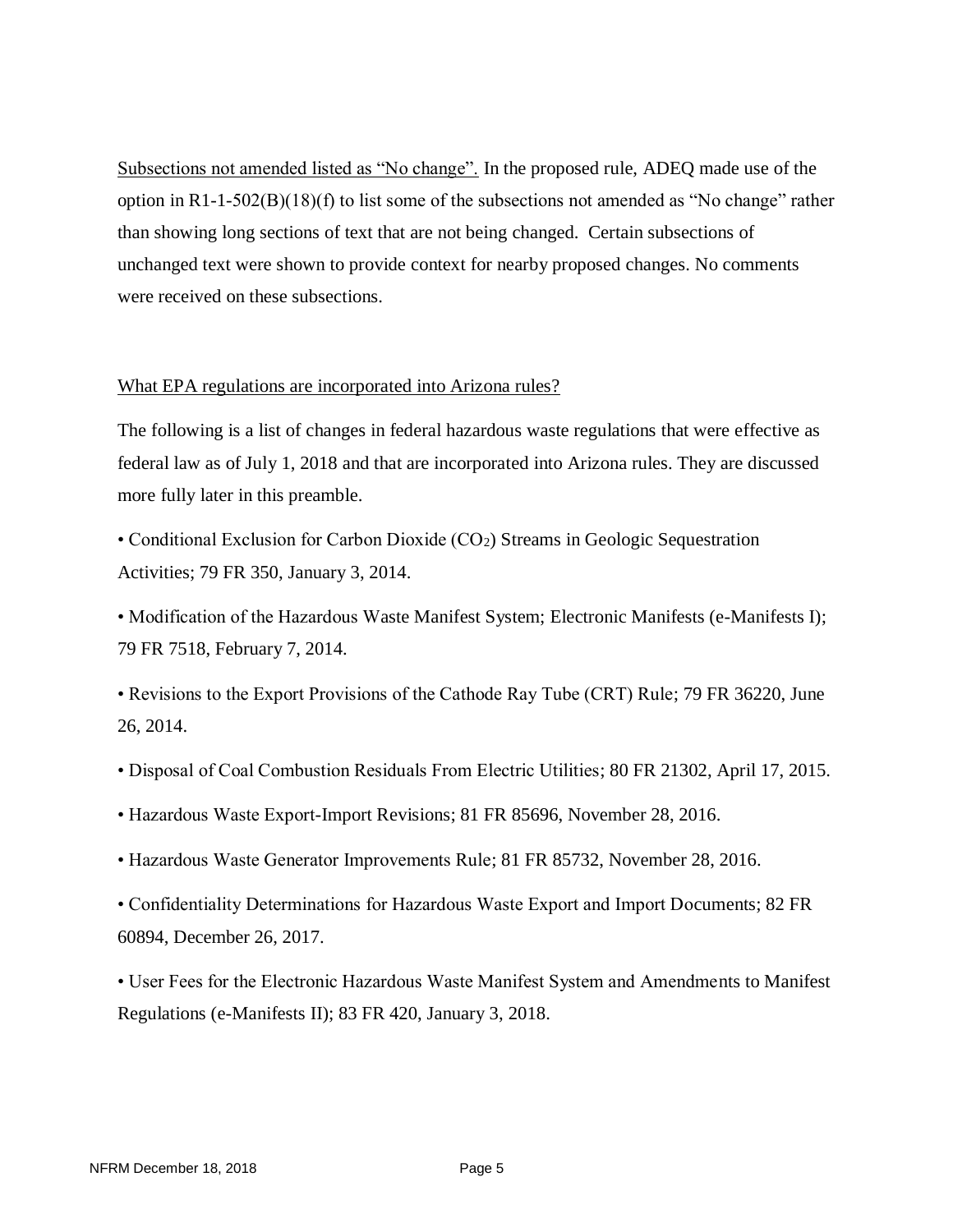Subsections not amended listed as "No change". In the proposed rule, ADEQ made use of the option in R1-1-502(B)(18)(f) to list some of the subsections not amended as "No change" rather than showing long sections of text that are not being changed. Certain subsections of unchanged text were shown to provide context for nearby proposed changes. No comments were received on these subsections.

What EPA regulations are incorporated into Arizona rules?

The following is a list of changes in federal hazardous waste regulations that were effective as federal law as of July 1, 2018 and that are incorporated into Arizona rules. They are discussed more fully later in this preamble.

- Conditional Exclusion for Carbon Dioxide ($CO_2$) Streams in Geologic Sequestration Activities; 79 FR 350, January 3, 2014.
- Modification of the Hazardous Waste Manifest System; Electronic Manifests (e-Manifests I); 79 FR 7518, February 7, 2014.
- Revisions to the Export Provisions of the Cathode Ray Tube (CRT) Rule; 79 FR 36220, June 26, 2014.
- Disposal of Coal Combustion Residuals From Electric Utilities; 80 FR 21302, April 17, 2015.
- Hazardous Waste Export-Import Revisions; 81 FR 85696, November 28, 2016.
- Hazardous Waste Generator Improvements Rule; 81 FR 85732, November 28, 2016.
- Confidentiality Determinations for Hazardous Waste Export and Import Documents; 82 FR 60894, December 26, 2017.
- User Fees for the Electronic Hazardous Waste Manifest System and Amendments to Manifest Regulations (e-Manifests II); 83 FR 420, January 3, 2018.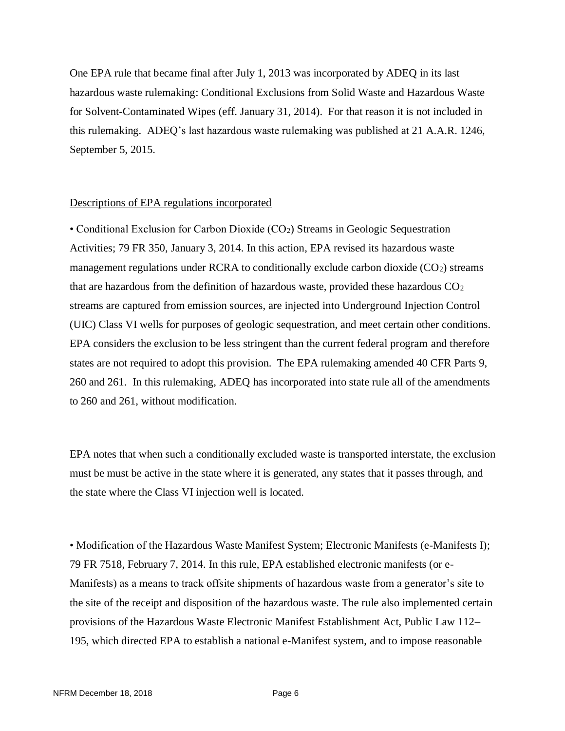One EPA rule that became final after July 1, 2013 was incorporated by ADEQ in its last hazardous waste rulemaking: Conditional Exclusions from Solid Waste and Hazardous Waste for Solvent-Contaminated Wipes (eff. January 31, 2014). For that reason it is not included in this rulemaking. ADEQ's last hazardous waste rulemaking was published at 21 A.A.R. 1246, September 5, 2015.

<u>Descriptions of EPA regulations incorporated</u>

• Conditional Exclusion for Carbon Dioxide ($CO_2$) Streams in Geologic Sequestration Activities; 79 FR 350, January 3, 2014. In this action, EPA revised its hazardous waste management regulations under RCRA to conditionally exclude carbon dioxide ($CO_2$) streams that are hazardous from the definition of hazardous waste, provided these hazardous $CO_2$ streams are captured from emission sources, are injected into Underground Injection Control (UIC) Class VI wells for purposes of geologic sequestration, and meet certain other conditions. EPA considers the exclusion to be less stringent than the current federal program and therefore states are not required to adopt this provision. The EPA rulemaking amended 40 CFR Parts 9, 260 and 261. In this rulemaking, ADEQ has incorporated into state rule all of the amendments to 260 and 261, without modification.

EPA notes that when such a conditionally excluded waste is transported interstate, the exclusion must be must be active in the state where it is generated, any states that it passes through, and the state where the Class VI injection well is located.

• Modification of the Hazardous Waste Manifest System; Electronic Manifests (e-Manifests I); 79 FR 7518, February 7, 2014. In this rule, EPA established electronic manifests (or e-Manifests) as a means to track offsite shipments of hazardous waste from a generator's site to the site of the receipt and disposition of the hazardous waste. The rule also implemented certain provisions of the Hazardous Waste Electronic Manifest Establishment Act, Public Law 112–195, which directed EPA to establish a national e-Manifest system, and to impose reasonable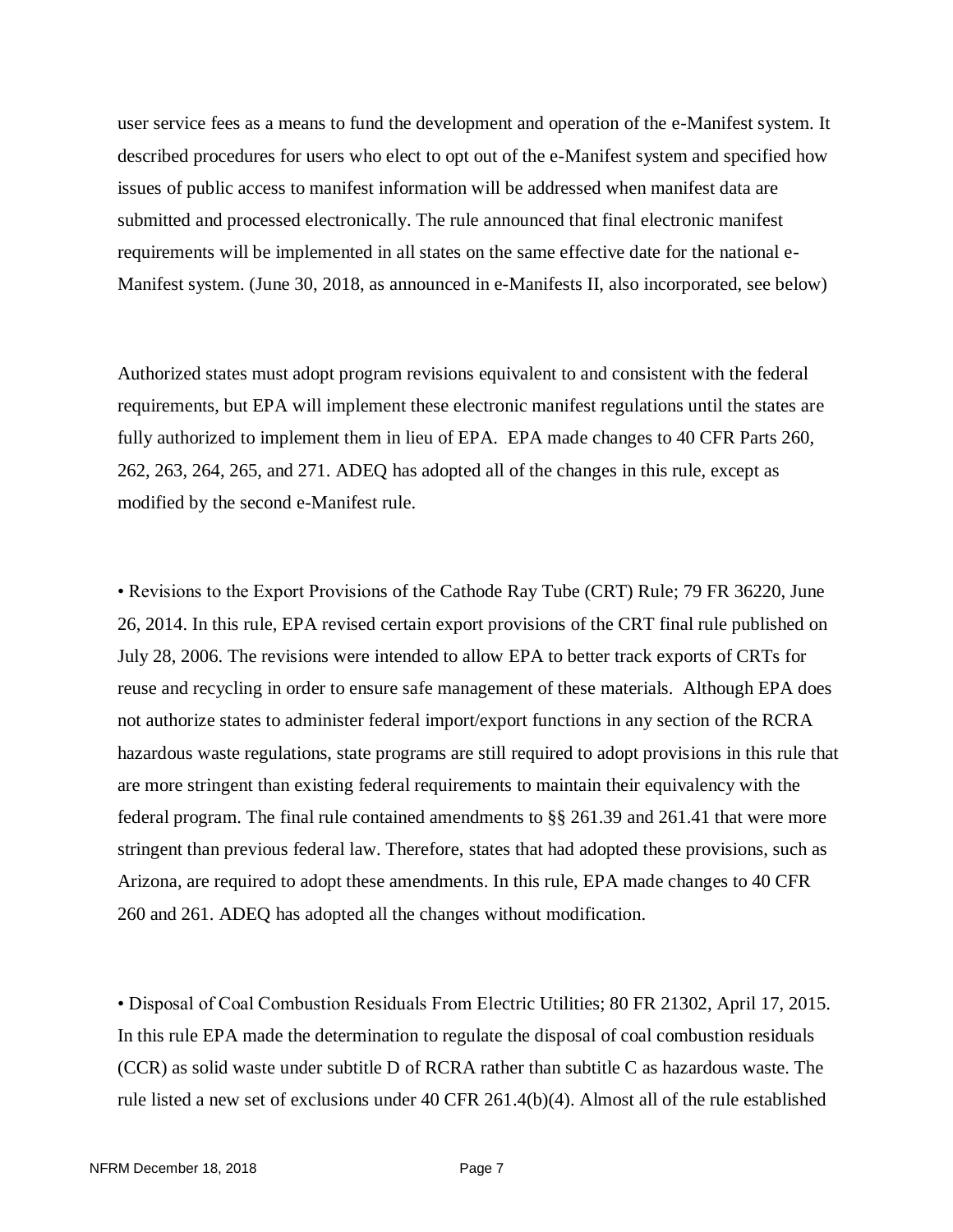user service fees as a means to fund the development and operation of the e-Manifest system. It described procedures for users who elect to opt out of the e-Manifest system and specified how issues of public access to manifest information will be addressed when manifest data are submitted and processed electronically. The rule announced that final electronic manifest requirements will be implemented in all states on the same effective date for the national e-Manifest system. (June 30, 2018, as announced in e-Manifests II, also incorporated, see below)

Authorized states must adopt program revisions equivalent to and consistent with the federal requirements, but EPA will implement these electronic manifest regulations until the states are fully authorized to implement them in lieu of EPA. EPA made changes to 40 CFR Parts 260, 262, 263, 264, 265, and 271. ADEQ has adopted all of the changes in this rule, except as modified by the second e-Manifest rule.

• Revisions to the Export Provisions of the Cathode Ray Tube (CRT) Rule; 79 FR 36220, June 26, 2014. In this rule, EPA revised certain export provisions of the CRT final rule published on July 28, 2006. The revisions were intended to allow EPA to better track exports of CRTs for reuse and recycling in order to ensure safe management of these materials. Although EPA does not authorize states to administer federal import/export functions in any section of the RCRA hazardous waste regulations, state programs are still required to adopt provisions in this rule that are more stringent than existing federal requirements to maintain their equivalency with the federal program. The final rule contained amendments to §§ 261.39 and 261.41 that were more stringent than previous federal law. Therefore, states that had adopted these provisions, such as Arizona, are required to adopt these amendments. In this rule, EPA made changes to 40 CFR 260 and 261. ADEQ has adopted all the changes without modification.

• Disposal of Coal Combustion Residuals From Electric Utilities; 80 FR 21302, April 17, 2015. In this rule EPA made the determination to regulate the disposal of coal combustion residuals (CCR) as solid waste under subtitle D of RCRA rather than subtitle C as hazardous waste. The rule listed a new set of exclusions under 40 CFR 261.4(b)(4). Almost all of the rule established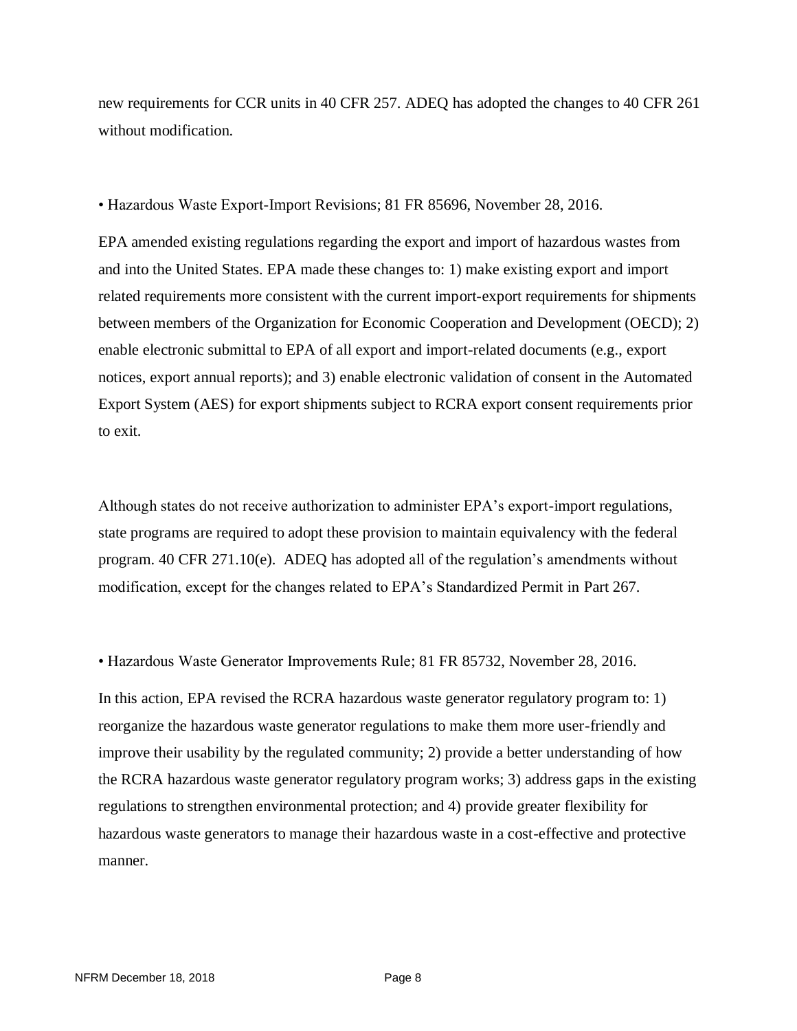new requirements for CCR units in 40 CFR 257. ADEQ has adopted the changes to 40 CFR 261 without modification.

• Hazardous Waste Export-Import Revisions; 81 FR 85696, November 28, 2016.

EPA amended existing regulations regarding the export and import of hazardous wastes from and into the United States. EPA made these changes to: 1) make existing export and import related requirements more consistent with the current import-export requirements for shipments between members of the Organization for Economic Cooperation and Development (OECD); 2) enable electronic submittal to EPA of all export and import-related documents (e.g., export notices, export annual reports); and 3) enable electronic validation of consent in the Automated Export System (AES) for export shipments subject to RCRA export consent requirements prior to exit.

Although states do not receive authorization to administer EPA's export-import regulations, state programs are required to adopt these provision to maintain equivalency with the federal program. 40 CFR 271.10(e). ADEQ has adopted all of the regulation's amendments without modification, except for the changes related to EPA's Standardized Permit in Part 267.

• Hazardous Waste Generator Improvements Rule; 81 FR 85732, November 28, 2016.

In this action, EPA revised the RCRA hazardous waste generator regulatory program to: 1) reorganize the hazardous waste generator regulations to make them more user-friendly and improve their usability by the regulated community; 2) provide a better understanding of how the RCRA hazardous waste generator regulatory program works; 3) address gaps in the existing regulations to strengthen environmental protection; and 4) provide greater flexibility for hazardous waste generators to manage their hazardous waste in a cost-effective and protective manner.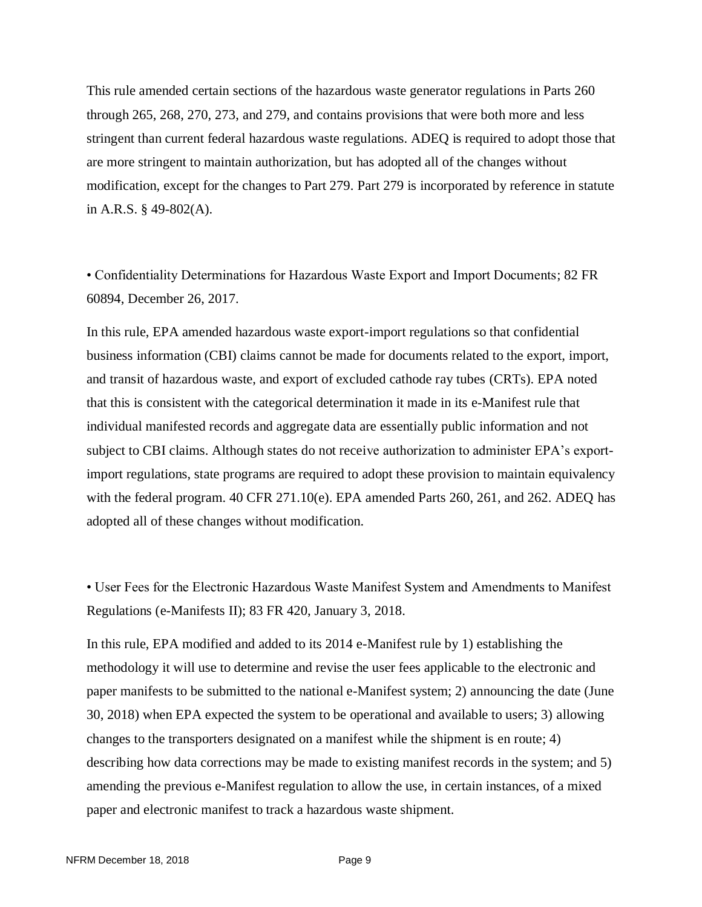This rule amended certain sections of the hazardous waste generator regulations in Parts 260 through 265, 268, 270, 273, and 279, and contains provisions that were both more and less stringent than current federal hazardous waste regulations. ADEQ is required to adopt those that are more stringent to maintain authorization, but has adopted all of the changes without modification, except for the changes to Part 279. Part 279 is incorporated by reference in statute in A.R.S. § 49-802(A).

• Confidentiality Determinations for Hazardous Waste Export and Import Documents; 82 FR 60894, December 26, 2017.

In this rule, EPA amended hazardous waste export-import regulations so that confidential business information (CBI) claims cannot be made for documents related to the export, import, and transit of hazardous waste, and export of excluded cathode ray tubes (CRTs). EPA noted that this is consistent with the categorical determination it made in its e-Manifest rule that individual manifested records and aggregate data are essentially public information and not subject to CBI claims. Although states do not receive authorization to administer EPA's export-import regulations, state programs are required to adopt these provision to maintain equivalency with the federal program. 40 CFR 271.10(e). EPA amended Parts 260, 261, and 262. ADEQ has adopted all of these changes without modification.

• User Fees for the Electronic Hazardous Waste Manifest System and Amendments to Manifest Regulations (e-Manifests II); 83 FR 420, January 3, 2018.

In this rule, EPA modified and added to its 2014 e-Manifest rule by 1) establishing the methodology it will use to determine and revise the user fees applicable to the electronic and paper manifests to be submitted to the national e-Manifest system; 2) announcing the date (June 30, 2018) when EPA expected the system to be operational and available to users; 3) allowing changes to the transporters designated on a manifest while the shipment is en route; 4) describing how data corrections may be made to existing manifest records in the system; and 5) amending the previous e-Manifest regulation to allow the use, in certain instances, of a mixed paper and electronic manifest to track a hazardous waste shipment.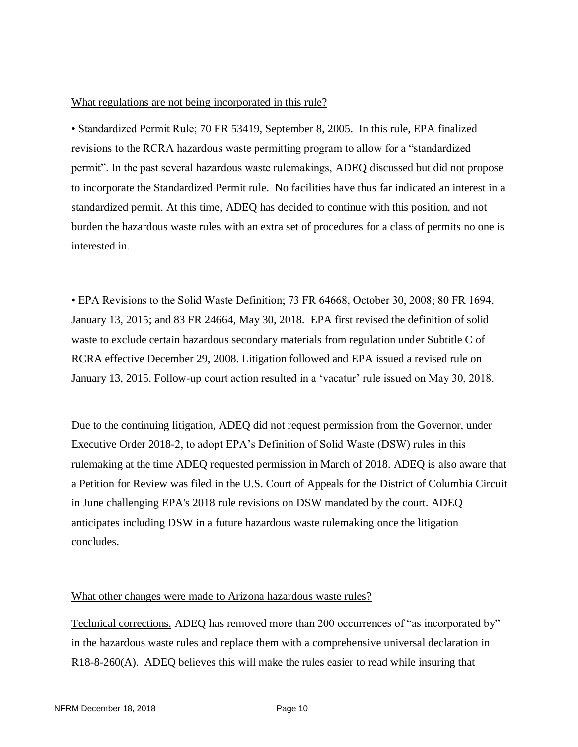What regulations are not being incorporated in this rule?

• Standardized Permit Rule; 70 FR 53419, September 8, 2005. In this rule, EPA finalized revisions to the RCRA hazardous waste permitting program to allow for a "standardized permit". In the past several hazardous waste rulemakings, ADEQ discussed but did not propose to incorporate the Standardized Permit rule. No facilities have thus far indicated an interest in a standardized permit. At this time, ADEQ has decided to continue with this position, and not burden the hazardous waste rules with an extra set of procedures for a class of permits no one is interested in.

• EPA Revisions to the Solid Waste Definition; 73 FR 64668, October 30, 2008; 80 FR 1694, January 13, 2015; and 83 FR 24664, May 30, 2018. EPA first revised the definition of solid waste to exclude certain hazardous secondary materials from regulation under Subtitle C of RCRA effective December 29, 2008. Litigation followed and EPA issued a revised rule on January 13, 2015. Follow-up court action resulted in a 'vacatur' rule issued on May 30, 2018.

Due to the continuing litigation, ADEQ did not request permission from the Governor, under Executive Order 2018-2, to adopt EPA's Definition of Solid Waste (DSW) rules in this rulemaking at the time ADEQ requested permission in March of 2018. ADEQ is also aware that a Petition for Review was filed in the U.S. Court of Appeals for the District of Columbia Circuit in June challenging EPA's 2018 rule revisions on DSW mandated by the court. ADEQ anticipates including DSW in a future hazardous waste rulemaking once the litigation concludes.

What other changes were made to Arizona hazardous waste rules?

Technical corrections. ADEQ has removed more than 200 occurrences of "as incorporated by" in the hazardous waste rules and replace them with a comprehensive universal declaration in R18-8-260(A). ADEQ believes this will make the rules easier to read while insuring that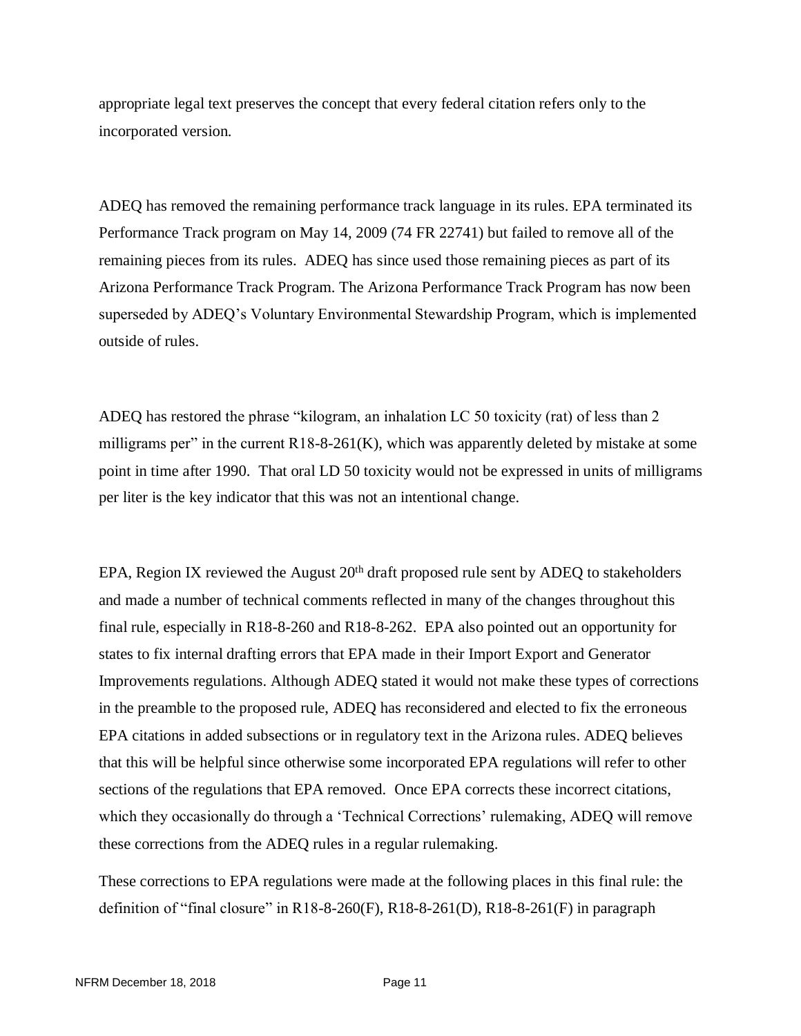appropriate legal text preserves the concept that every federal citation refers only to the incorporated version.

ADEQ has removed the remaining performance track language in its rules. EPA terminated its Performance Track program on May 14, 2009 (74 FR 22741) but failed to remove all of the remaining pieces from its rules. ADEQ has since used those remaining pieces as part of its Arizona Performance Track Program. The Arizona Performance Track Program has now been superseded by ADEQ's Voluntary Environmental Stewardship Program, which is implemented outside of rules.

ADEQ has restored the phrase "kilogram, an inhalation LC 50 toxicity (rat) of less than 2 milligrams per" in the current R18-8-261(K), which was apparently deleted by mistake at some point in time after 1990. That oral LD 50 toxicity would not be expressed in units of milligrams per liter is the key indicator that this was not an intentional change.

EPA, Region IX reviewed the August 20th draft proposed rule sent by ADEQ to stakeholders and made a number of technical comments reflected in many of the changes throughout this final rule, especially in R18-8-260 and R18-8-262. EPA also pointed out an opportunity for states to fix internal drafting errors that EPA made in their Import Export and Generator Improvements regulations. Although ADEQ stated it would not make these types of corrections in the preamble to the proposed rule, ADEQ has reconsidered and elected to fix the erroneous EPA citations in added subsections or in regulatory text in the Arizona rules. ADEQ believes that this will be helpful since otherwise some incorporated EPA regulations will refer to other sections of the regulations that EPA removed. Once EPA corrects these incorrect citations, which they occasionally do through a 'Technical Corrections' rulemaking, ADEQ will remove these corrections from the ADEQ rules in a regular rulemaking.

These corrections to EPA regulations were made at the following places in this final rule: the definition of "final closure" in R18-8-260(F), R18-8-261(D), R18-8-261(F) in paragraph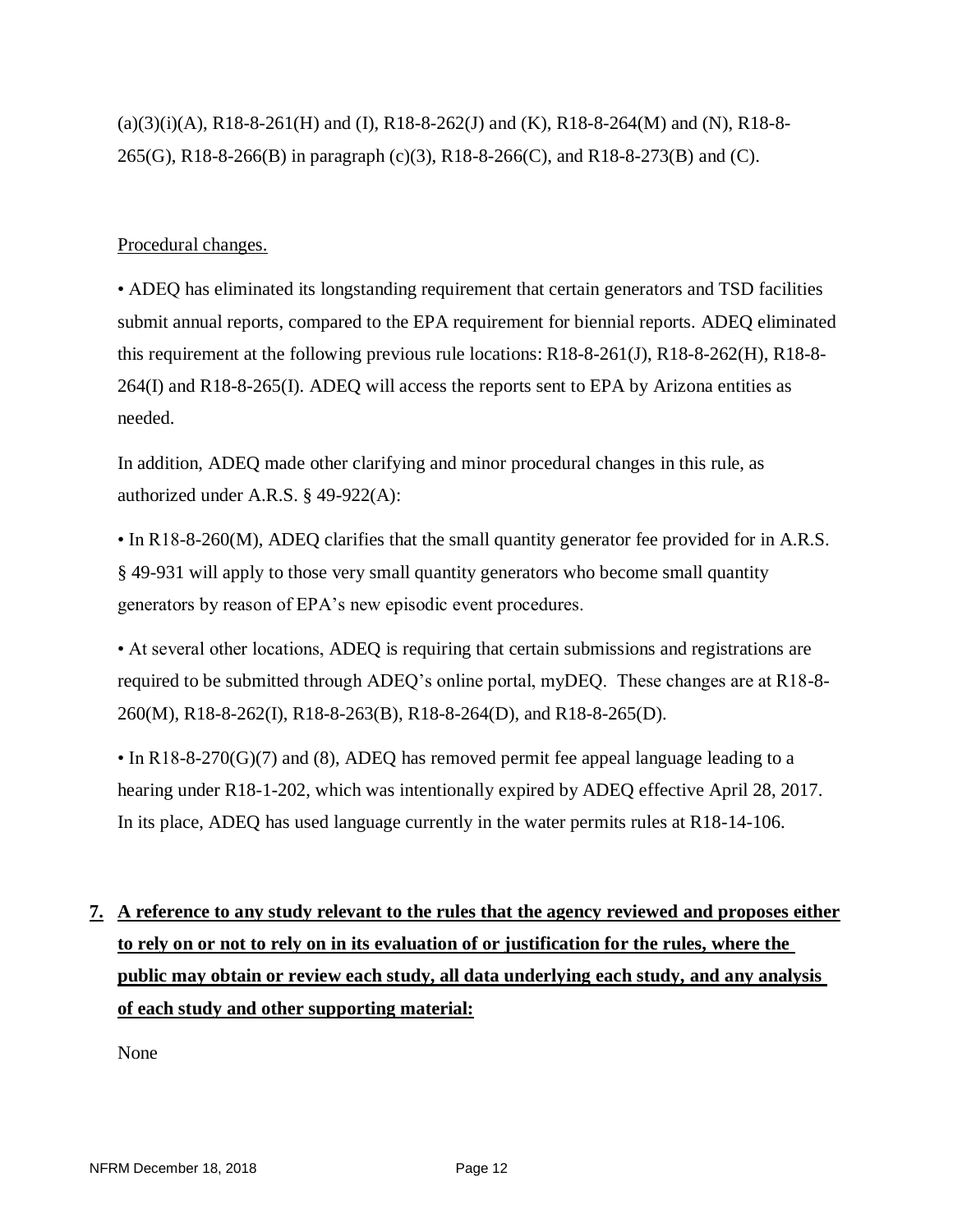(a)(3)(i)(A), R18-8-261(H) and (I), R18-8-262(J) and (K), R18-8-264(M) and (N), R18-8-265(G), R18-8-266(B) in paragraph (c)(3), R18-8-266(C), and R18-8-273(B) and (C).

Procedural changes.

• ADEQ has eliminated its longstanding requirement that certain generators and TSD facilities submit annual reports, compared to the EPA requirement for biennial reports. ADEQ eliminated this requirement at the following previous rule locations: R18-8-261(J), R18-8-262(H), R18-8-264(I) and R18-8-265(I). ADEQ will access the reports sent to EPA by Arizona entities as needed.

In addition, ADEQ made other clarifying and minor procedural changes in this rule, as authorized under A.R.S. § 49-922(A):

• In R18-8-260(M), ADEQ clarifies that the small quantity generator fee provided for in A.R.S. § 49-931 will apply to those very small quantity generators who become small quantity generators by reason of EPA's new episodic event procedures.

• At several other locations, ADEQ is requiring that certain submissions and registrations are required to be submitted through ADEQ's online portal, myDEQ. These changes are at R18-8-260(M), R18-8-262(I), R18-8-263(B), R18-8-264(D), and R18-8-265(D).

• In R18-8-270(G)(7) and (8), ADEQ has removed permit fee appeal language leading to a hearing under R18-1-202, which was intentionally expired by ADEQ effective April 28, 2017. In its place, ADEQ has used language currently in the water permits rules at R18-14-106.

**7. A reference to any study relevant to the rules that the agency reviewed and proposes either to rely on or not to rely on in its evaluation of or justification for the rules, where the public may obtain or review each study, all data underlying each study, and any analysis of each study and other supporting material:**

None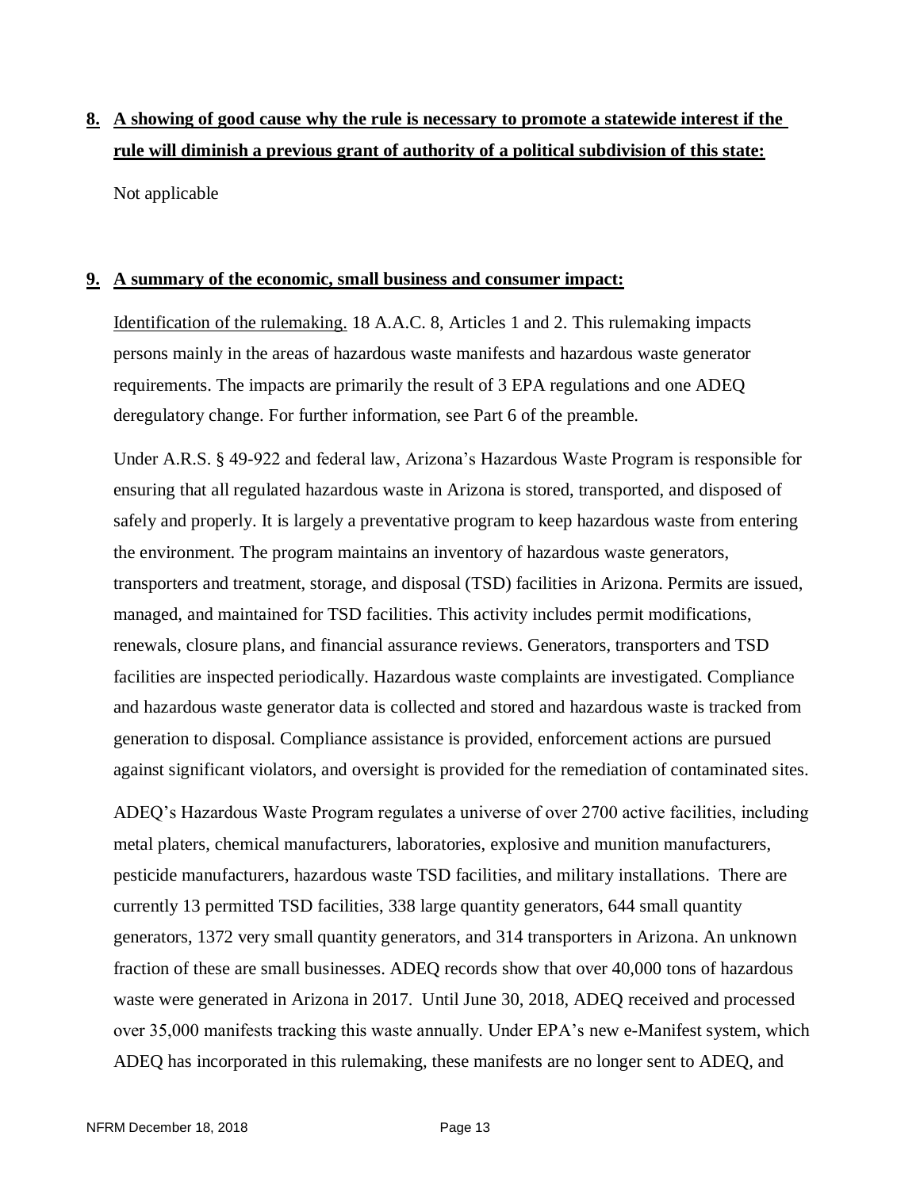## 8. A showing of good cause why the rule is necessary to promote a statewide interest if the rule will diminish a previous grant of authority of a political subdivision of this state:

Not applicable

## 9. A summary of the economic, small business and consumer impact:

Identification of the rulemaking. 18 A.A.C. 8, Articles 1 and 2. This rulemaking impacts persons mainly in the areas of hazardous waste manifests and hazardous waste generator requirements. The impacts are primarily the result of 3 EPA regulations and one ADEQ deregulatory change. For further information, see Part 6 of the preamble.

Under A.R.S. § 49-922 and federal law, Arizona's Hazardous Waste Program is responsible for ensuring that all regulated hazardous waste in Arizona is stored, transported, and disposed of safely and properly. It is largely a preventative program to keep hazardous waste from entering the environment. The program maintains an inventory of hazardous waste generators, transporters and treatment, storage, and disposal (TSD) facilities in Arizona. Permits are issued, managed, and maintained for TSD facilities. This activity includes permit modifications, renewals, closure plans, and financial assurance reviews. Generators, transporters and TSD facilities are inspected periodically. Hazardous waste complaints are investigated. Compliance and hazardous waste generator data is collected and stored and hazardous waste is tracked from generation to disposal. Compliance assistance is provided, enforcement actions are pursued against significant violators, and oversight is provided for the remediation of contaminated sites.

ADEQ's Hazardous Waste Program regulates a universe of over 2700 active facilities, including metal platers, chemical manufacturers, laboratories, explosive and munition manufacturers, pesticide manufacturers, hazardous waste TSD facilities, and military installations. There are currently 13 permitted TSD facilities, 338 large quantity generators, 644 small quantity generators, 1372 very small quantity generators, and 314 transporters in Arizona. An unknown fraction of these are small businesses. ADEQ records show that over 40,000 tons of hazardous waste were generated in Arizona in 2017. Until June 30, 2018, ADEQ received and processed over 35,000 manifests tracking this waste annually. Under EPA's new e-Manifest system, which ADEQ has incorporated in this rulemaking, these manifests are no longer sent to ADEQ, and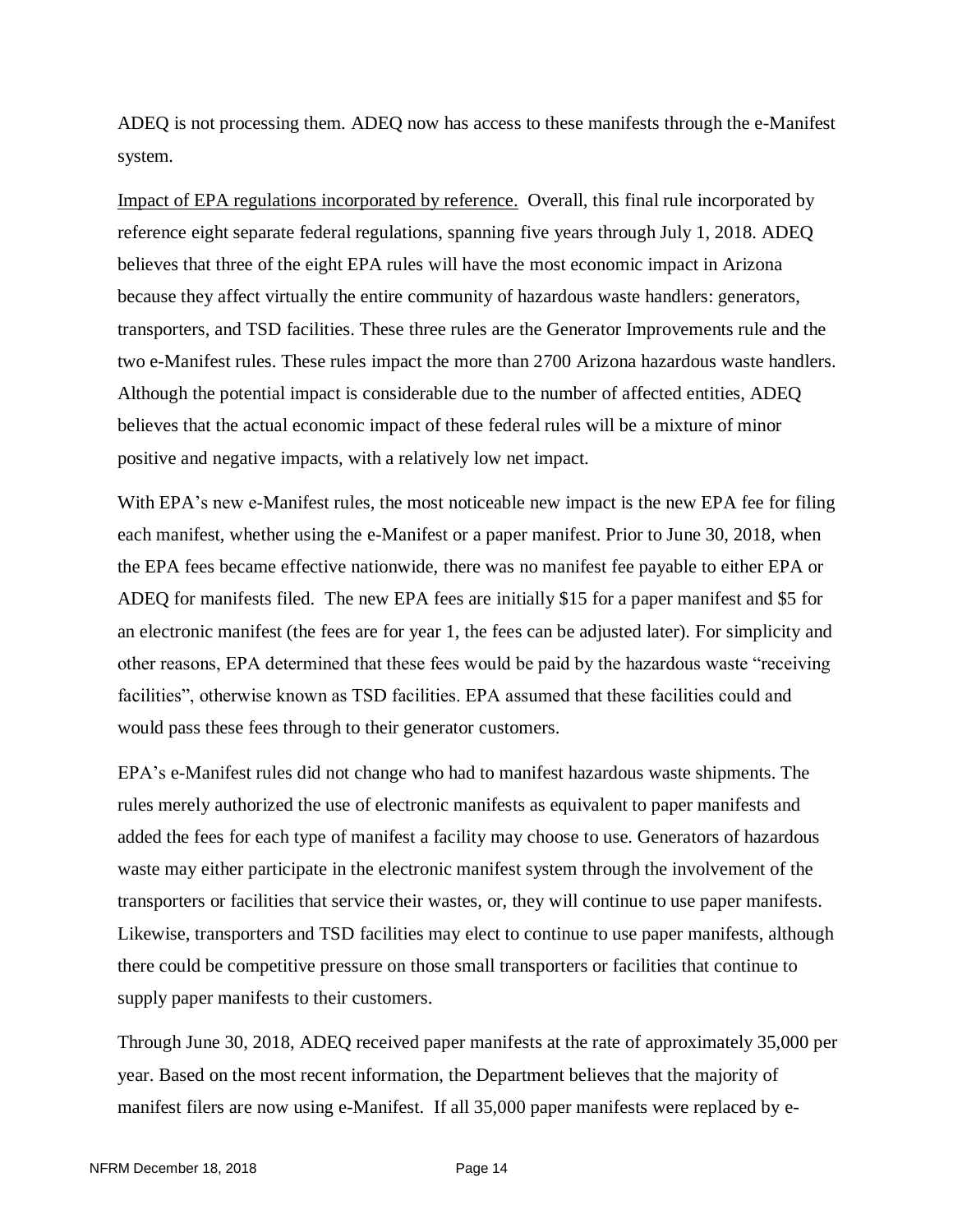ADEQ is not processing them. ADEQ now has access to these manifests through the e-Manifest system.

<u>Impact of EPA regulations incorporated by reference.</u> Overall, this final rule incorporated by reference eight separate federal regulations, spanning five years through July 1, 2018. ADEQ believes that three of the eight EPA rules will have the most economic impact in Arizona because they affect virtually the entire community of hazardous waste handlers: generators, transporters, and TSD facilities. These three rules are the Generator Improvements rule and the two e-Manifest rules. These rules impact the more than 2700 Arizona hazardous waste handlers. Although the potential impact is considerable due to the number of affected entities, ADEQ believes that the actual economic impact of these federal rules will be a mixture of minor positive and negative impacts, with a relatively low net impact.

With EPA's new e-Manifest rules, the most noticeable new impact is the new EPA fee for filing each manifest, whether using the e-Manifest or a paper manifest. Prior to June 30, 2018, when the EPA fees became effective nationwide, there was no manifest fee payable to either EPA or ADEQ for manifests filed. The new EPA fees are initially $15 for a paper manifest and $5 for an electronic manifest (the fees are for year 1, the fees can be adjusted later). For simplicity and other reasons, EPA determined that these fees would be paid by the hazardous waste "receiving facilities", otherwise known as TSD facilities. EPA assumed that these facilities could and would pass these fees through to their generator customers.

EPA's e-Manifest rules did not change who had to manifest hazardous waste shipments. The rules merely authorized the use of electronic manifests as equivalent to paper manifests and added the fees for each type of manifest a facility may choose to use. Generators of hazardous waste may either participate in the electronic manifest system through the involvement of the transporters or facilities that service their wastes, or, they will continue to use paper manifests. Likewise, transporters and TSD facilities may elect to continue to use paper manifests, although there could be competitive pressure on those small transporters or facilities that continue to supply paper manifests to their customers.

Through June 30, 2018, ADEQ received paper manifests at the rate of approximately 35,000 per year. Based on the most recent information, the Department believes that the majority of manifest filers are now using e-Manifest. If all 35,000 paper manifests were replaced by e-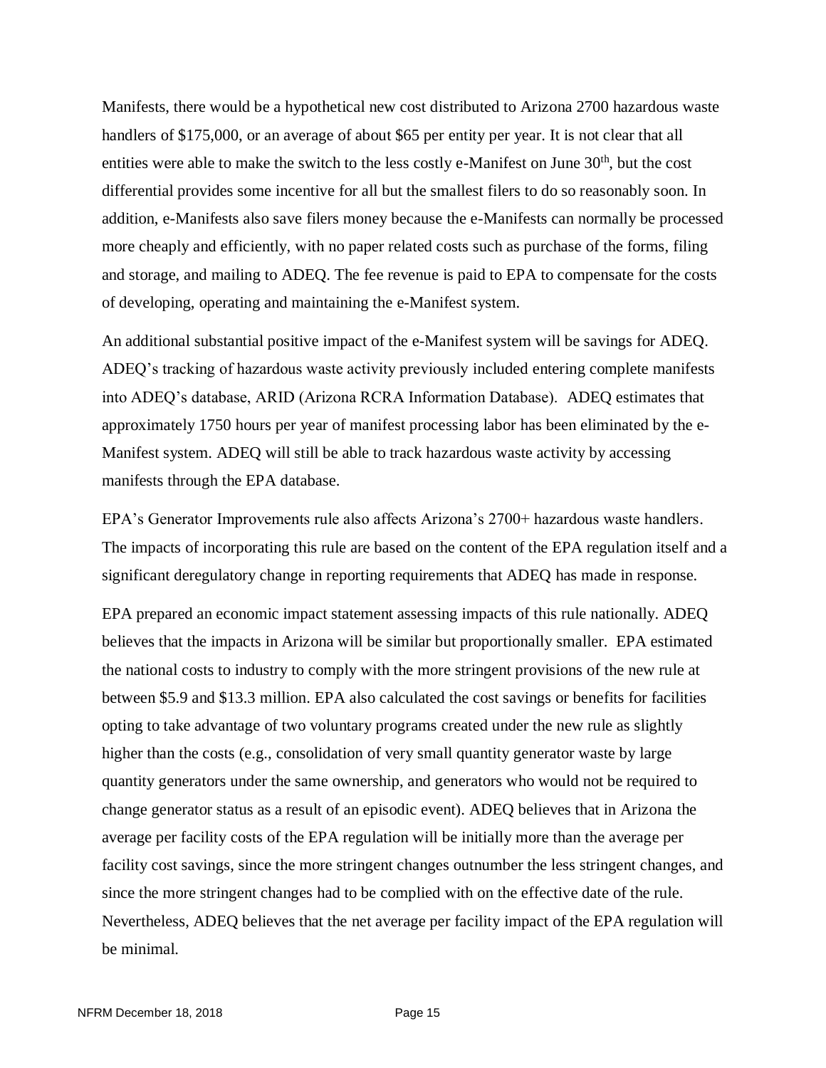Manifests, there would be a hypothetical new cost distributed to Arizona 2700 hazardous waste handlers of $175,000, or an average of about $65 per entity per year. It is not clear that all entities were able to make the switch to the less costly e-Manifest on June 30th, but the cost differential provides some incentive for all but the smallest filers to do so reasonably soon. In addition, e-Manifests also save filers money because the e-Manifests can normally be processed more cheaply and efficiently, with no paper related costs such as purchase of the forms, filing and storage, and mailing to ADEQ. The fee revenue is paid to EPA to compensate for the costs of developing, operating and maintaining the e-Manifest system.

An additional substantial positive impact of the e-Manifest system will be savings for ADEQ. ADEQ's tracking of hazardous waste activity previously included entering complete manifests into ADEQ's database, ARID (Arizona RCRA Information Database). ADEQ estimates that approximately 1750 hours per year of manifest processing labor has been eliminated by the e-Manifest system. ADEQ will still be able to track hazardous waste activity by accessing manifests through the EPA database.

EPA's Generator Improvements rule also affects Arizona's 2700+ hazardous waste handlers. The impacts of incorporating this rule are based on the content of the EPA regulation itself and a significant deregulatory change in reporting requirements that ADEQ has made in response.

EPA prepared an economic impact statement assessing impacts of this rule nationally. ADEQ believes that the impacts in Arizona will be similar but proportionally smaller. EPA estimated the national costs to industry to comply with the more stringent provisions of the new rule at between $5.9 and $13.3 million. EPA also calculated the cost savings or benefits for facilities opting to take advantage of two voluntary programs created under the new rule as slightly higher than the costs (e.g., consolidation of very small quantity generator waste by large quantity generators under the same ownership, and generators who would not be required to change generator status as a result of an episodic event). ADEQ believes that in Arizona the average per facility costs of the EPA regulation will be initially more than the average per facility cost savings, since the more stringent changes outnumber the less stringent changes, and since the more stringent changes had to be complied with on the effective date of the rule. Nevertheless, ADEQ believes that the net average per facility impact of the EPA regulation will be minimal.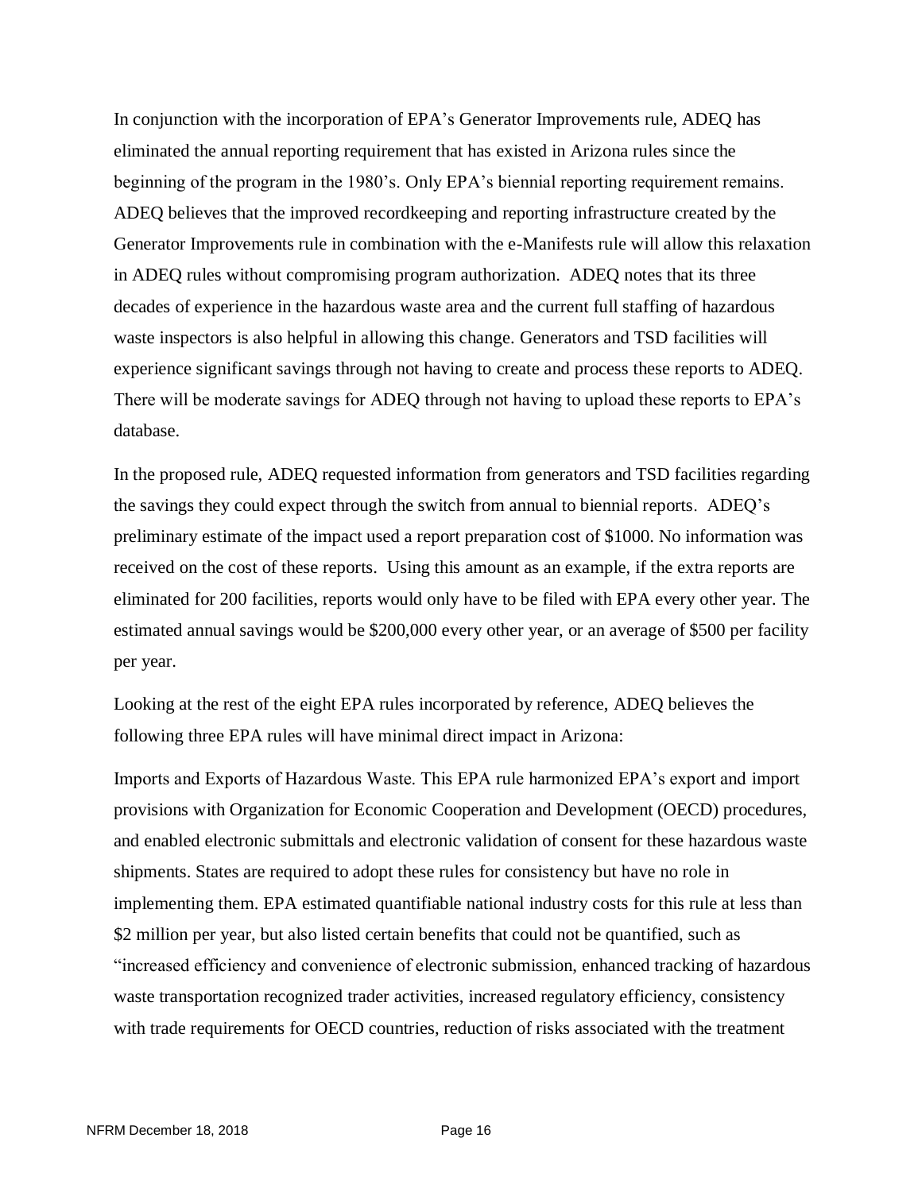In conjunction with the incorporation of EPA's Generator Improvements rule, ADEQ has eliminated the annual reporting requirement that has existed in Arizona rules since the beginning of the program in the 1980's. Only EPA's biennial reporting requirement remains. ADEQ believes that the improved recordkeeping and reporting infrastructure created by the Generator Improvements rule in combination with the e-Manifests rule will allow this relaxation in ADEQ rules without compromising program authorization. ADEQ notes that its three decades of experience in the hazardous waste area and the current full staffing of hazardous waste inspectors is also helpful in allowing this change. Generators and TSD facilities will experience significant savings through not having to create and process these reports to ADEQ. There will be moderate savings for ADEQ through not having to upload these reports to EPA's database.

In the proposed rule, ADEQ requested information from generators and TSD facilities regarding the savings they could expect through the switch from annual to biennial reports. ADEQ's preliminary estimate of the impact used a report preparation cost of $1000. No information was received on the cost of these reports. Using this amount as an example, if the extra reports are eliminated for 200 facilities, reports would only have to be filed with EPA every other year. The estimated annual savings would be $200,000 every other year, or an average of $500 per facility per year.

Looking at the rest of the eight EPA rules incorporated by reference, ADEQ believes the following three EPA rules will have minimal direct impact in Arizona:

Imports and Exports of Hazardous Waste. This EPA rule harmonized EPA's export and import provisions with Organization for Economic Cooperation and Development (OECD) procedures, and enabled electronic submittals and electronic validation of consent for these hazardous waste shipments. States are required to adopt these rules for consistency but have no role in implementing them. EPA estimated quantifiable national industry costs for this rule at less than $2 million per year, but also listed certain benefits that could not be quantified, such as "increased efficiency and convenience of electronic submission, enhanced tracking of hazardous waste transportation recognized trader activities, increased regulatory efficiency, consistency with trade requirements for OECD countries, reduction of risks associated with the treatment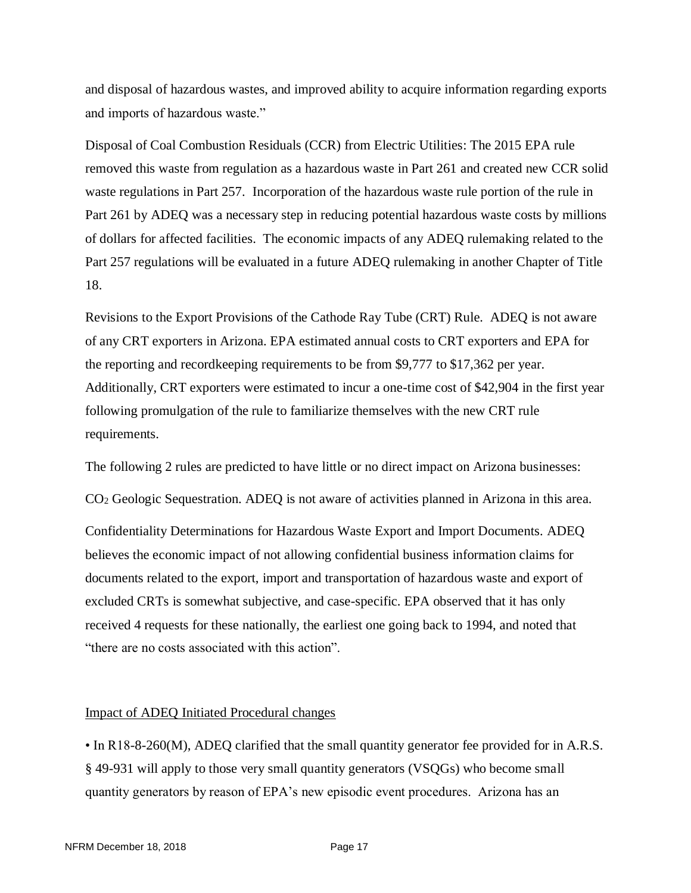and disposal of hazardous wastes, and improved ability to acquire information regarding exports and imports of hazardous waste."

Disposal of Coal Combustion Residuals (CCR) from Electric Utilities: The 2015 EPA rule removed this waste from regulation as a hazardous waste in Part 261 and created new CCR solid waste regulations in Part 257. Incorporation of the hazardous waste rule portion of the rule in Part 261 by ADEQ was a necessary step in reducing potential hazardous waste costs by millions of dollars for affected facilities. The economic impacts of any ADEQ rulemaking related to the Part 257 regulations will be evaluated in a future ADEQ rulemaking in another Chapter of Title 18.

Revisions to the Export Provisions of the Cathode Ray Tube (CRT) Rule. ADEQ is not aware of any CRT exporters in Arizona. EPA estimated annual costs to CRT exporters and EPA for the reporting and recordkeeping requirements to be from $9,777 to $17,362 per year. Additionally, CRT exporters were estimated to incur a one-time cost of $42,904 in the first year following promulgation of the rule to familiarize themselves with the new CRT rule requirements.

The following 2 rules are predicted to have little or no direct impact on Arizona businesses:

$CO_2$ Geologic Sequestration. ADEQ is not aware of activities planned in Arizona in this area.

Confidentiality Determinations for Hazardous Waste Export and Import Documents. ADEQ believes the economic impact of not allowing confidential business information claims for documents related to the export, import and transportation of hazardous waste and export of excluded CRTs is somewhat subjective, and case-specific. EPA observed that it has only received 4 requests for these nationally, the earliest one going back to 1994, and noted that "there are no costs associated with this action".

Impact of ADEQ Initiated Procedural changes

- In R18-8-260(M), ADEQ clarified that the small quantity generator fee provided for in A.R.S. § 49-931 will apply to those very small quantity generators (VSQGs) who become small quantity generators by reason of EPA's new episodic event procedures. Arizona has an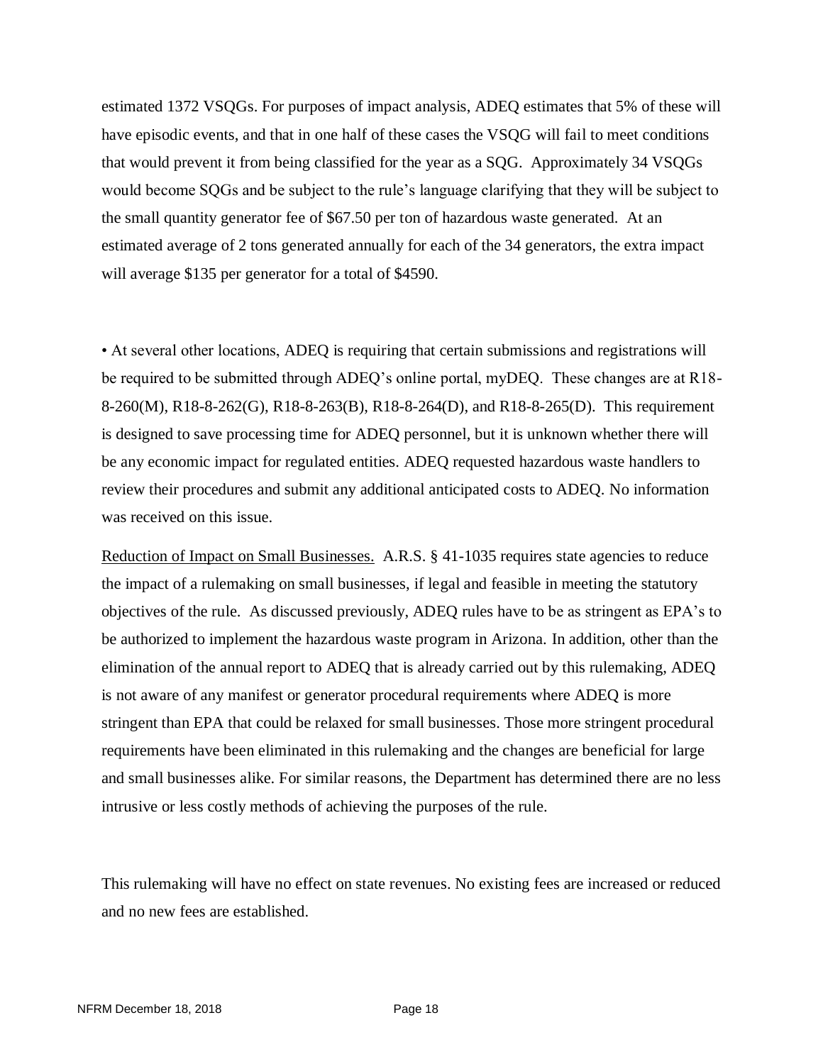estimated 1372 VSQGs. For purposes of impact analysis, ADEQ estimates that 5% of these will have episodic events, and that in one half of these cases the VSQG will fail to meet conditions that would prevent it from being classified for the year as a SQG. Approximately 34 VSQGs would become SQGs and be subject to the rule's language clarifying that they will be subject to the small quantity generator fee of $67.50 per ton of hazardous waste generated. At an estimated average of 2 tons generated annually for each of the 34 generators, the extra impact will average $135 per generator for a total of $4590.

• At several other locations, ADEQ is requiring that certain submissions and registrations will be required to be submitted through ADEQ's online portal, myDEQ. These changes are at R18-8-260(M), R18-8-262(G), R18-8-263(B), R18-8-264(D), and R18-8-265(D). This requirement is designed to save processing time for ADEQ personnel, but it is unknown whether there will be any economic impact for regulated entities. ADEQ requested hazardous waste handlers to review their procedures and submit any additional anticipated costs to ADEQ. No information was received on this issue.

Reduction of Impact on Small Businesses. A.R.S. § 41-1035 requires state agencies to reduce the impact of a rulemaking on small businesses, if legal and feasible in meeting the statutory objectives of the rule. As discussed previously, ADEQ rules have to be as stringent as EPA's to be authorized to implement the hazardous waste program in Arizona. In addition, other than the elimination of the annual report to ADEQ that is already carried out by this rulemaking, ADEQ is not aware of any manifest or generator procedural requirements where ADEQ is more stringent than EPA that could be relaxed for small businesses. Those more stringent procedural requirements have been eliminated in this rulemaking and the changes are beneficial for large and small businesses alike. For similar reasons, the Department has determined there are no less intrusive or less costly methods of achieving the purposes of the rule.

This rulemaking will have no effect on state revenues. No existing fees are increased or reduced and no new fees are established.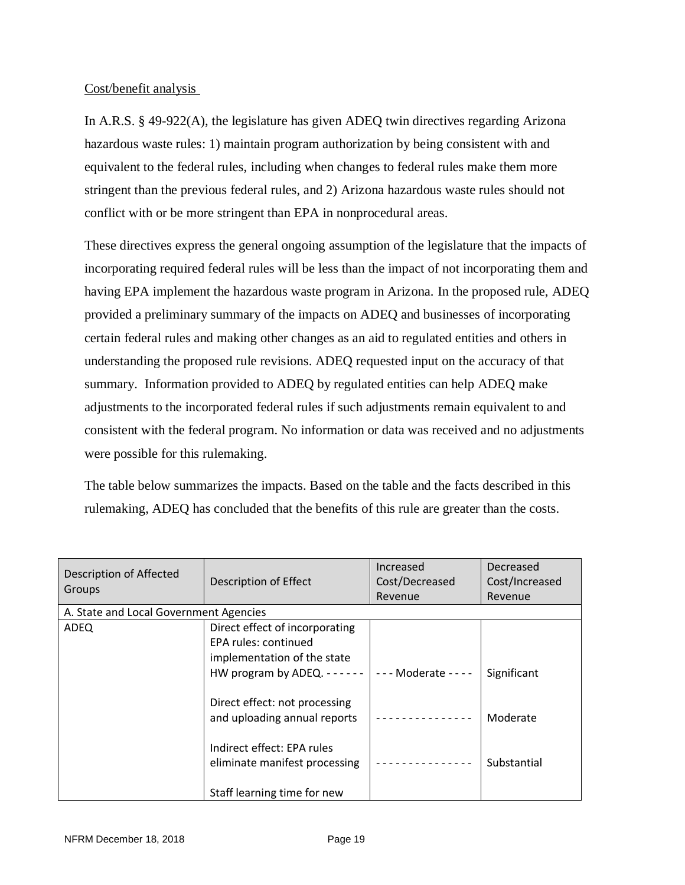Cost/benefit analysis

In A.R.S. § 49-922(A), the legislature has given ADEQ twin directives regarding Arizona hazardous waste rules: 1) maintain program authorization by being consistent with and equivalent to the federal rules, including when changes to federal rules make them more stringent than the previous federal rules, and 2) Arizona hazardous waste rules should not conflict with or be more stringent than EPA in nonprocedural areas.

These directives express the general ongoing assumption of the legislature that the impacts of incorporating required federal rules will be less than the impact of not incorporating them and having EPA implement the hazardous waste program in Arizona. In the proposed rule, ADEQ provided a preliminary summary of the impacts on ADEQ and businesses of incorporating certain federal rules and making other changes as an aid to regulated entities and others in understanding the proposed rule revisions. ADEQ requested input on the accuracy of that summary. Information provided to ADEQ by regulated entities can help ADEQ make adjustments to the incorporated federal rules if such adjustments remain equivalent to and consistent with the federal program. No information or data was received and no adjustments were possible for this rulemaking.

The table below summarizes the impacts. Based on the table and the facts described in this rulemaking, ADEQ has concluded that the benefits of this rule are greater than the costs.

| Description of Affected Groups | Description of Effect | Increased Cost/Decreased Revenue | Decreased Cost/Increased Revenue |
|---|---|---|---|
| A. State and Local Government Agencies | | | |
| ADEQ | Direct effect of incorporating EPA rules: continued implementation of the state HW program by ADEQ. - - - - - - | - - - Moderate - - - - | Significant |
| | Direct effect: not processing and uploading annual reports | - - - - - - - - - - - - - - - | Moderate |
| | Indirect effect: EPA rules eliminate manifest processing | - - - - - - - - - - - - - - - | Substantial |
| | Staff learning time for new | | |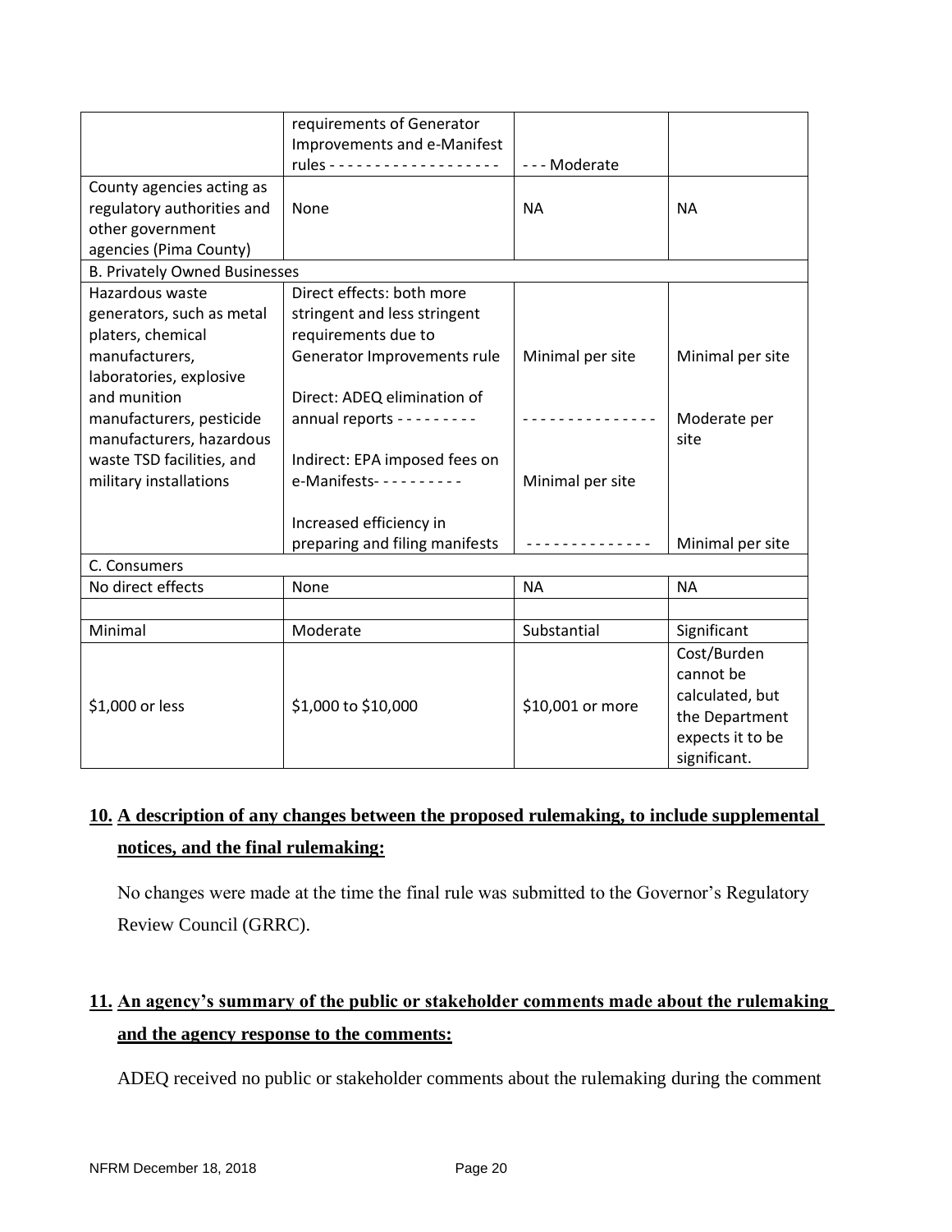|  |  |  |  |
| --- | --- | --- | --- |
|  | requirements of Generator Improvements and e-Manifest rules - - - - - - - - - - - - - - - - - - - | - - - Moderate |  |
| County agencies acting as regulatory authorities and other government agencies (Pima County) | None | NA | NA |
| B. Privately Owned Businesses |  |  |  |
| Hazardous waste generators, such as metal platers, chemical manufacturers, laboratories, explosive and munition manufacturers, pesticide manufacturers, hazardous waste TSD facilities, and military installations | Direct effects: both more stringent and less stringent requirements due to Generator Improvements rule<br><br>Direct: ADEQ elimination of annual reports - - - - - - - - -<br><br>Indirect: EPA imposed fees on e-Manifests- - - - - - - - - -<br><br>Increased efficiency in preparing and filing manifests | Minimal per site<br><br>- - - - - - - - - - - - - - -<br><br>Minimal per site<br><br>- - - - - - - - - - - - - - | Minimal per site<br><br>Moderate per site<br><br><br><br>Minimal per site |
| C. Consumers |  |  |  |
| No direct effects | None | NA | NA |
|  |  |  |  |
| Minimal | Moderate | Substantial | Significant |
| $1,000 or less | $1,000 to $10,000 | $10,001 or more | Cost/Burden cannot be calculated, but the Department expects it to be significant. |

## 10. A description of any changes between the proposed rulemaking, to include supplemental notices, and the final rulemaking:

No changes were made at the time the final rule was submitted to the Governor's Regulatory Review Council (GRRC).

## 11. An agency's summary of the public or stakeholder comments made about the rulemaking and the agency response to the comments:

ADEQ received no public or stakeholder comments about the rulemaking during the comment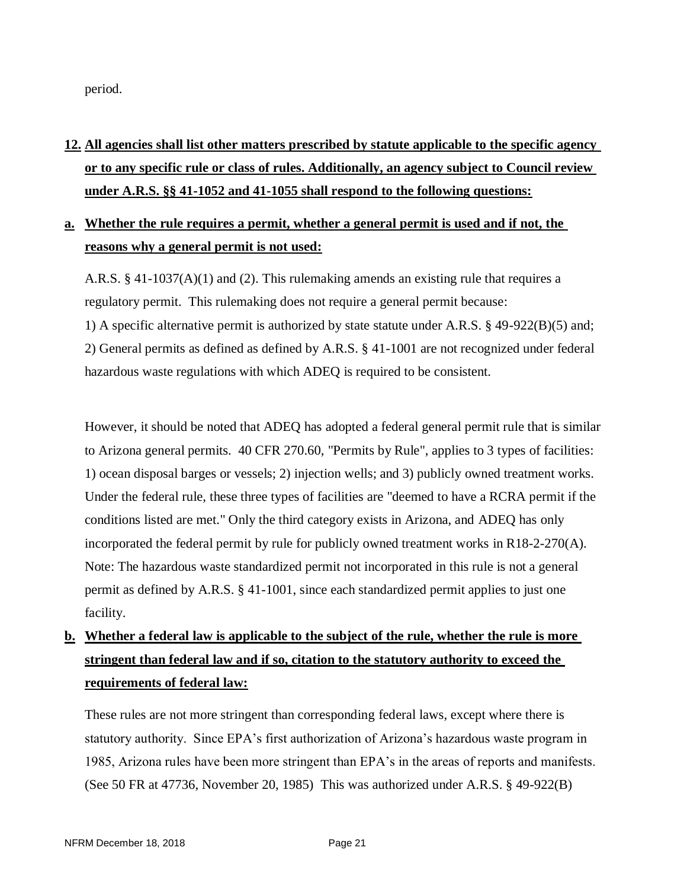period.

**12. All agencies shall list other matters prescribed by statute applicable to the specific agency or to any specific rule or class of rules. Additionally, an agency subject to Council review under A.R.S. §§ 41-1052 and 41-1055 shall respond to the following questions:**

**a. Whether the rule requires a permit, whether a general permit is used and if not, the reasons why a general permit is not used:**

A.R.S. § 41-1037(A)(1) and (2). This rulemaking amends an existing rule that requires a regulatory permit. This rulemaking does not require a general permit because:
1) A specific alternative permit is authorized by state statute under A.R.S. § 49-922(B)(5) and;
2) General permits as defined as defined by A.R.S. § 41-1001 are not recognized under federal hazardous waste regulations with which ADEQ is required to be consistent.

However, it should be noted that ADEQ has adopted a federal general permit rule that is similar to Arizona general permits. 40 CFR 270.60, "Permits by Rule", applies to 3 types of facilities: 1) ocean disposal barges or vessels; 2) injection wells; and 3) publicly owned treatment works. Under the federal rule, these three types of facilities are "deemed to have a RCRA permit if the conditions listed are met." Only the third category exists in Arizona, and ADEQ has only incorporated the federal permit by rule for publicly owned treatment works in R18-2-270(A). Note: The hazardous waste standardized permit not incorporated in this rule is not a general permit as defined by A.R.S. § 41-1001, since each standardized permit applies to just one facility.

**b. Whether a federal law is applicable to the subject of the rule, whether the rule is more stringent than federal law and if so, citation to the statutory authority to exceed the requirements of federal law:**

These rules are not more stringent than corresponding federal laws, except where there is statutory authority. Since EPA's first authorization of Arizona's hazardous waste program in 1985, Arizona rules have been more stringent than EPA's in the areas of reports and manifests. (See 50 FR at 47736, November 20, 1985) This was authorized under A.R.S. § 49-922(B)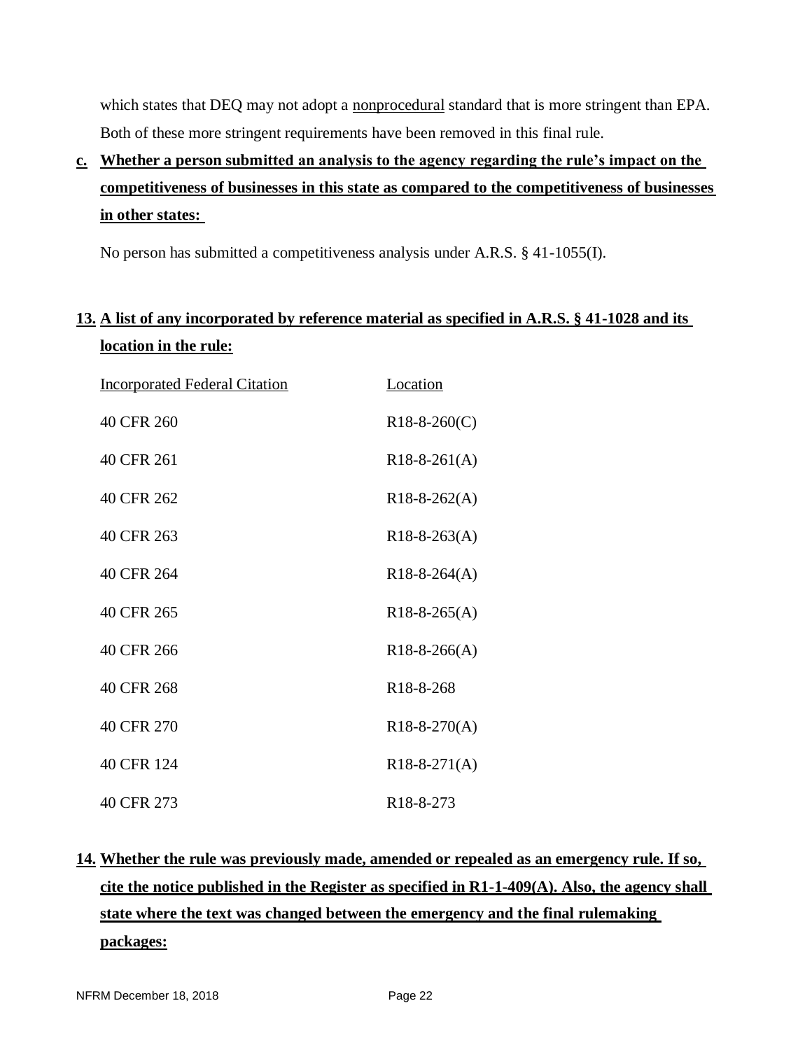which states that DEQ may not adopt a nonprocedural standard that is more stringent than EPA. Both of these more stringent requirements have been removed in this final rule.

**c. Whether a person submitted an analysis to the agency regarding the rule's impact on the competitiveness of businesses in this state as compared to the competitiveness of businesses in other states:**

No person has submitted a competitiveness analysis under A.R.S. § 41-1055(I).

**13. A list of any incorporated by reference material as specified in A.R.S. § 41-1028 and its location in the rule:**

| Incorporated Federal Citation | Location |
|---|---|
| 40 CFR 260 | R18-8-260(C) |
| 40 CFR 261 | R18-8-261(A) |
| 40 CFR 262 | R18-8-262(A) |
| 40 CFR 263 | R18-8-263(A) |
| 40 CFR 264 | R18-8-264(A) |
| 40 CFR 265 | R18-8-265(A) |
| 40 CFR 266 | R18-8-266(A) |
| 40 CFR 268 | R18-8-268 |
| 40 CFR 270 | R18-8-270(A) |
| 40 CFR 124 | R18-8-271(A) |
| 40 CFR 273 | R18-8-273 |

**14. Whether the rule was previously made, amended or repealed as an emergency rule. If so, cite the notice published in the Register as specified in R1-1-409(A). Also, the agency shall state where the text was changed between the emergency and the final rulemaking packages:**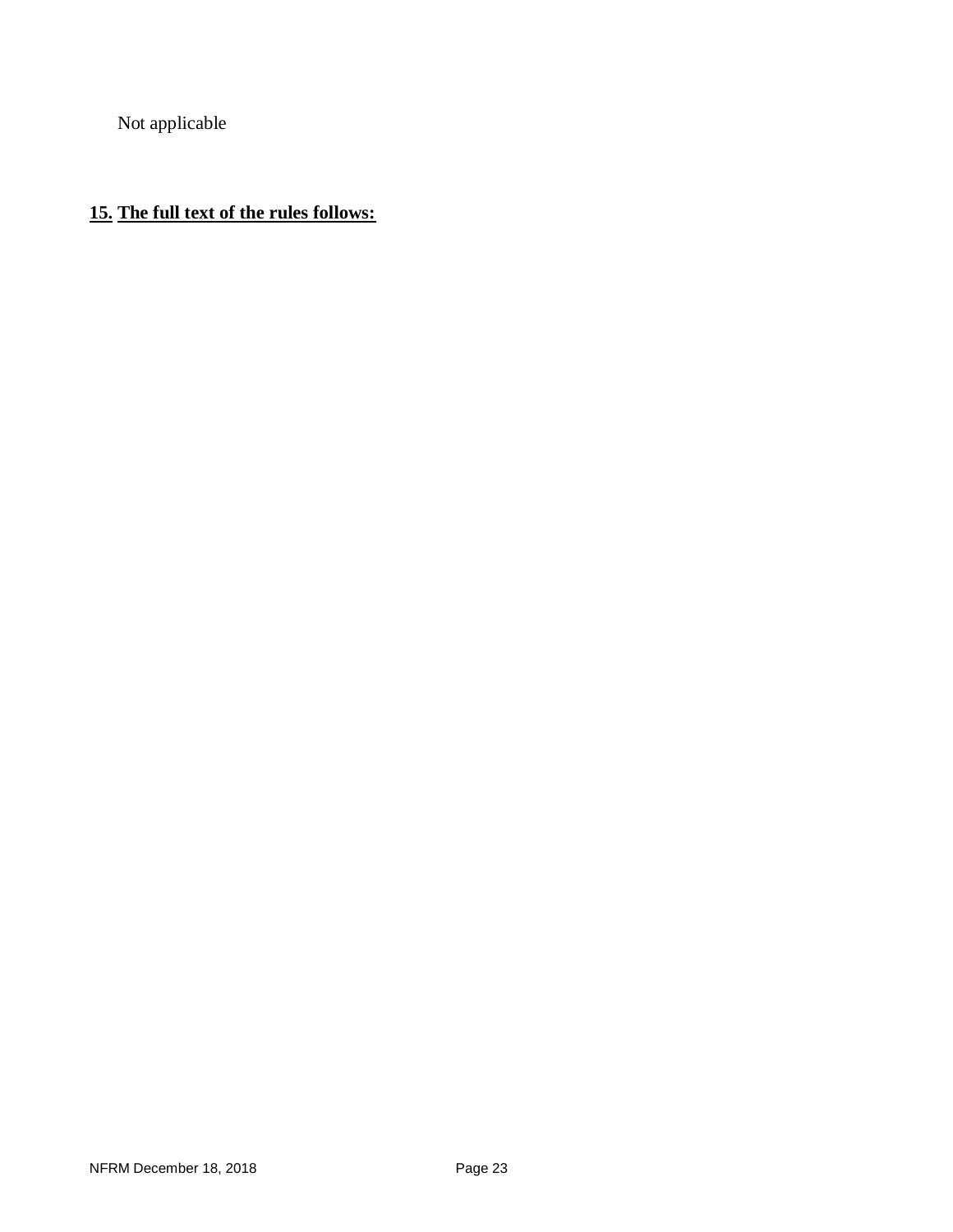Not applicable

**<u>15.</u> <u>The full text of the rules follows:</u>**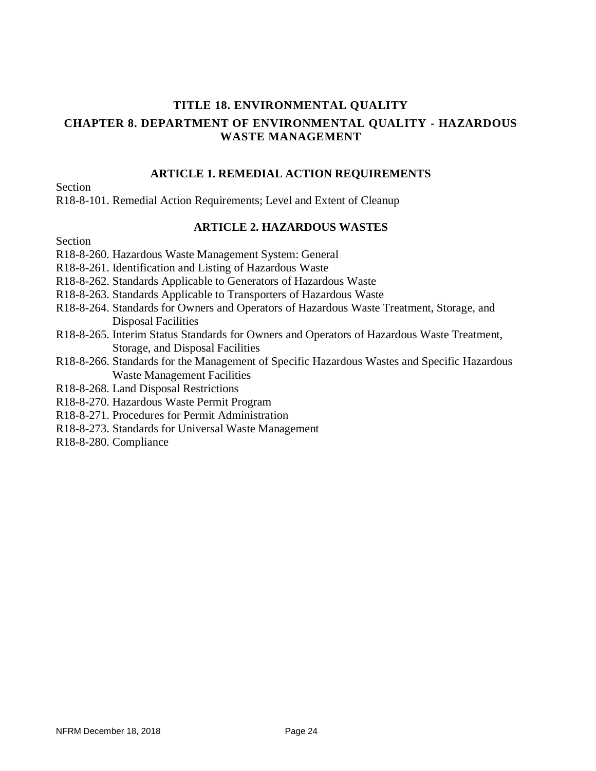# TITLE 18. ENVIRONMENTAL QUALITY

## CHAPTER 8. DEPARTMENT OF ENVIRONMENTAL QUALITY - HAZARDOUS WASTE MANAGEMENT

### ARTICLE 1. REMEDIAL ACTION REQUIREMENTS

Section

R18-8-101. Remedial Action Requirements; Level and Extent of Cleanup

### ARTICLE 2. HAZARDOUS WASTES

Section

R18-8-260. Hazardous Waste Management System: General

R18-8-261. Identification and Listing of Hazardous Waste

R18-8-262. Standards Applicable to Generators of Hazardous Waste

R18-8-263. Standards Applicable to Transporters of Hazardous Waste

R18-8-264. Standards for Owners and Operators of Hazardous Waste Treatment, Storage, and Disposal Facilities

R18-8-265. Interim Status Standards for Owners and Operators of Hazardous Waste Treatment, Storage, and Disposal Facilities

R18-8-266. Standards for the Management of Specific Hazardous Wastes and Specific Hazardous Waste Management Facilities

R18-8-268. Land Disposal Restrictions

R18-8-270. Hazardous Waste Permit Program

R18-8-271. Procedures for Permit Administration

R18-8-273. Standards for Universal Waste Management

R18-8-280. Compliance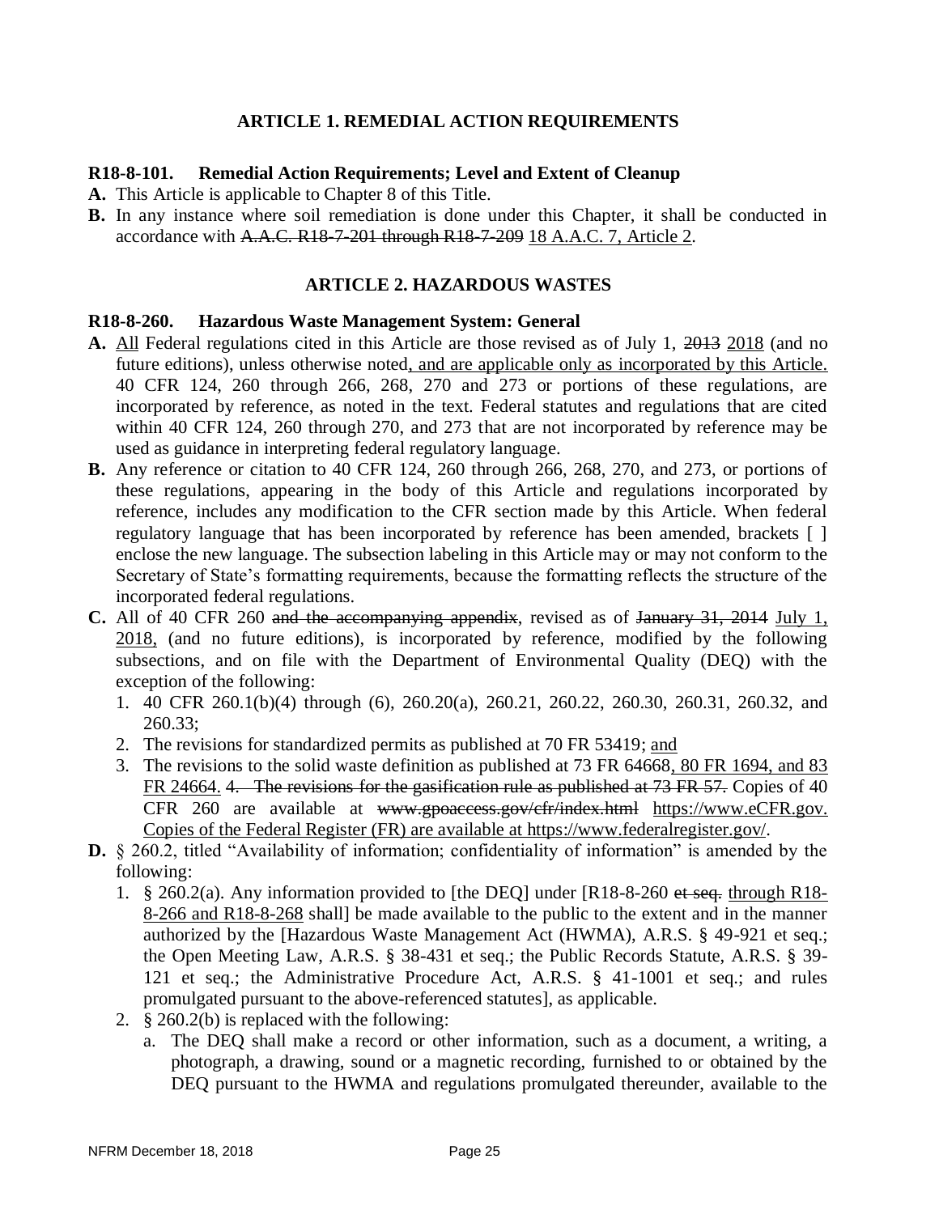## ARTICLE 1. REMEDIAL ACTION REQUIREMENTS

**R18-8-101. Remedial Action Requirements; Level and Extent of Cleanup**

**A.** This Article is applicable to Chapter 8 of this Title.

**B.** In any instance where soil remediation is done under this Chapter, it shall be conducted in accordance with ~~A.A.C. R18-7-201 through R18-7-209~~ 18 A.A.C. 7, Article 2.

## ARTICLE 2. HAZARDOUS WASTES

**R18-8-260. Hazardous Waste Management System: General**

**A.** All Federal regulations cited in this Article are those revised as of July 1, ~~2013~~ 2018 (and no future editions), unless otherwise noted, and are applicable only as incorporated by this Article. 40 CFR 124, 260 through 266, 268, 270 and 273 or portions of these regulations, are incorporated by reference, as noted in the text. Federal statutes and regulations that are cited within 40 CFR 124, 260 through 270, and 273 that are not incorporated by reference may be used as guidance in interpreting federal regulatory language.

**B.** Any reference or citation to 40 CFR 124, 260 through 266, 268, 270, and 273, or portions of these regulations, appearing in the body of this Article and regulations incorporated by reference, includes any modification to the CFR section made by this Article. When federal regulatory language that has been incorporated by reference has been amended, brackets [ ] enclose the new language. The subsection labeling in this Article may or may not conform to the Secretary of State's formatting requirements, because the formatting reflects the structure of the incorporated federal regulations.

**C.** All of 40 CFR 260 ~~and the accompanying appendix~~, revised as of ~~January 31, 2014~~ July 1, 2018, (and no future editions), is incorporated by reference, modified by the following subsections, and on file with the Department of Environmental Quality (DEQ) with the exception of the following:

1. 40 CFR 260.1(b)(4) through (6), 260.20(a), 260.21, 260.22, 260.30, 260.31, 260.32, and 260.33;
2. The revisions for standardized permits as published at 70 FR 53419; and
3. The revisions to the solid waste definition as published at 73 FR 64668, 80 FR 1694, and 83 FR 24664. ~~4. The revisions for the gasification rule as published at 73 FR 57.~~ Copies of 40 CFR 260 are available at ~~www.gpoaccess.gov/cfr/index.html~~ https://www.eCFR.gov. Copies of the Federal Register (FR) are available at https://www.federalregister.gov/.

**D.** § 260.2, titled "Availability of information; confidentiality of information" is amended by the following:

1. § 260.2(a). Any information provided to [the DEQ] under [R18-8-260 ~~et seq.~~ through R18-8-266 and R18-8-268 shall] be made available to the public to the extent and in the manner authorized by the [Hazardous Waste Management Act (HWMA), A.R.S. § 49-921 et seq.; the Open Meeting Law, A.R.S. § 38-431 et seq.; the Public Records Statute, A.R.S. § 39-121 et seq.; the Administrative Procedure Act, A.R.S. § 41-1001 et seq.; and rules promulgated pursuant to the above-referenced statutes], as applicable.
2. § 260.2(b) is replaced with the following:
   a. The DEQ shall make a record or other information, such as a document, a writing, a photograph, a drawing, sound or a magnetic recording, furnished to or obtained by the DEQ pursuant to the HWMA and regulations promulgated thereunder, available to the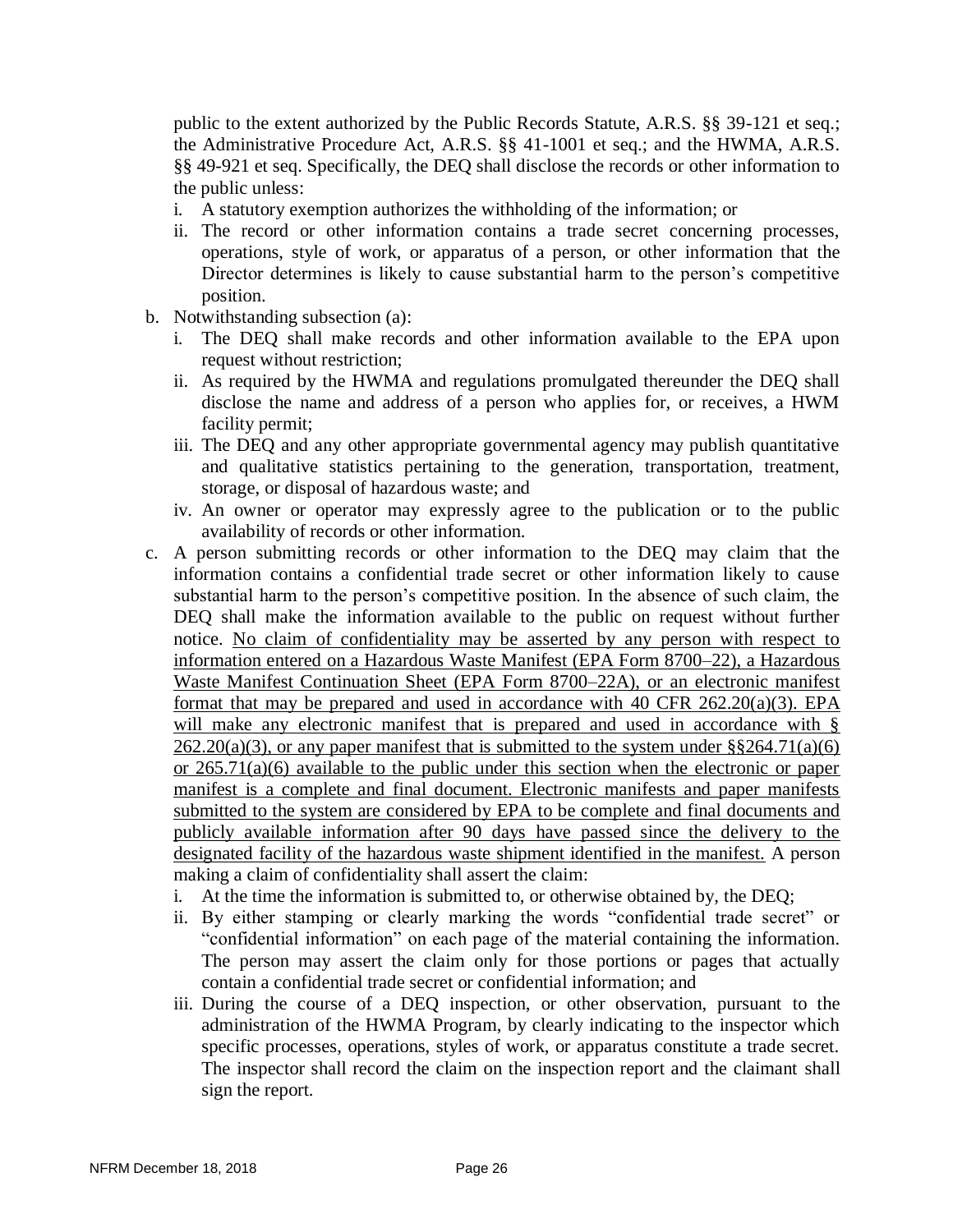public to the extent authorized by the Public Records Statute, A.R.S. §§ 39-121 et seq.; the Administrative Procedure Act, A.R.S. §§ 41-1001 et seq.; and the HWMA, A.R.S. §§ 49-921 et seq. Specifically, the DEQ shall disclose the records or other information to the public unless:

   i. A statutory exemption authorizes the withholding of the information; or
   ii. The record or other information contains a trade secret concerning processes, operations, style of work, or apparatus of a person, or other information that the Director determines is likely to cause substantial harm to the person's competitive position.

b. Notwithstanding subsection (a):
   i. The DEQ shall make records and other information available to the EPA upon request without restriction;
   ii. As required by the HWMA and regulations promulgated thereunder the DEQ shall disclose the name and address of a person who applies for, or receives, a HWM facility permit;
   iii. The DEQ and any other appropriate governmental agency may publish quantitative and qualitative statistics pertaining to the generation, transportation, treatment, storage, or disposal of hazardous waste; and
   iv. An owner or operator may expressly agree to the publication or to the public availability of records or other information.

c. A person submitting records or other information to the DEQ may claim that the information contains a confidential trade secret or other information likely to cause substantial harm to the person's competitive position. In the absence of such claim, the DEQ shall make the information available to the public on request without further notice. <u>No claim of confidentiality may be asserted by any person with respect to information entered on a Hazardous Waste Manifest (EPA Form 8700–22), a Hazardous Waste Manifest Continuation Sheet (EPA Form 8700–22A), or an electronic manifest format that may be prepared and used in accordance with 40 CFR 262.20(a)(3). EPA will make any electronic manifest that is prepared and used in accordance with § 262.20(a)(3), or any paper manifest that is submitted to the system under §§264.71(a)(6) or 265.71(a)(6) available to the public under this section when the electronic or paper manifest is a complete and final document. Electronic manifests and paper manifests submitted to the system are considered by EPA to be complete and final documents and publicly available information after 90 days have passed since the delivery to the designated facility of the hazardous waste shipment identified in the manifest.</u> A person making a claim of confidentiality shall assert the claim:
   i. At the time the information is submitted to, or otherwise obtained by, the DEQ;
   ii. By either stamping or clearly marking the words "confidential trade secret" or "confidential information" on each page of the material containing the information. The person may assert the claim only for those portions or pages that actually contain a confidential trade secret or confidential information; and
   iii. During the course of a DEQ inspection, or other observation, pursuant to the administration of the HWMA Program, by clearly indicating to the inspector which specific processes, operations, styles of work, or apparatus constitute a trade secret. The inspector shall record the claim on the inspection report and the claimant shall sign the report.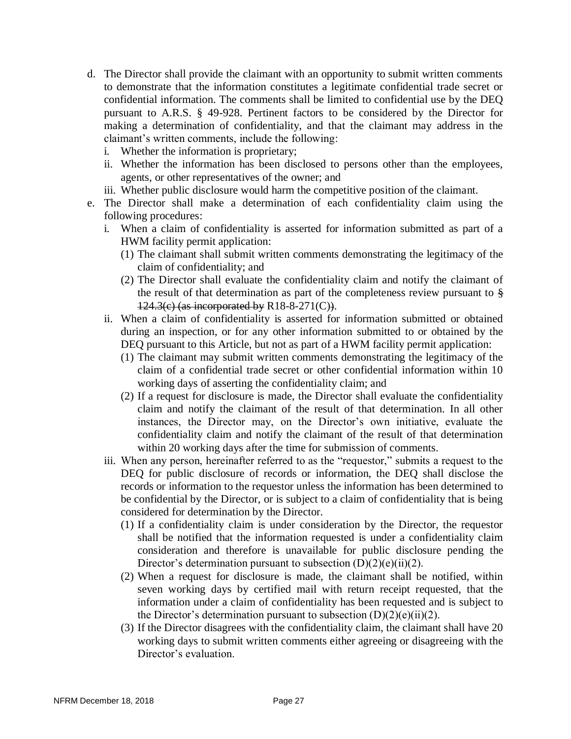d. The Director shall provide the claimant with an opportunity to submit written comments to demonstrate that the information constitutes a legitimate confidential trade secret or confidential information. The comments shall be limited to confidential use by the DEQ pursuant to A.R.S. § 49-928. Pertinent factors to be considered by the Director for making a determination of confidentiality, and that the claimant may address in the claimant's written comments, include the following:
   i. Whether the information is proprietary;
   ii. Whether the information has been disclosed to persons other than the employees, agents, or other representatives of the owner; and
   iii. Whether public disclosure would harm the competitive position of the claimant.
e. The Director shall make a determination of each confidentiality claim using the following procedures:
   i. When a claim of confidentiality is asserted for information submitted as part of a HWM facility permit application:
      (1) The claimant shall submit written comments demonstrating the legitimacy of the claim of confidentiality; and
      (2) The Director shall evaluate the confidentiality claim and notify the claimant of the result of that determination as part of the completeness review pursuant to ~~§ 124.3(c) (as incorporated by~~ R18-8-271(C)~~)~~.
   ii. When a claim of confidentiality is asserted for information submitted or obtained during an inspection, or for any other information submitted to or obtained by the DEQ pursuant to this Article, but not as part of a HWM facility permit application:
      (1) The claimant may submit written comments demonstrating the legitimacy of the claim of a confidential trade secret or other confidential information within 10 working days of asserting the confidentiality claim; and
      (2) If a request for disclosure is made, the Director shall evaluate the confidentiality claim and notify the claimant of the result of that determination. In all other instances, the Director may, on the Director's own initiative, evaluate the confidentiality claim and notify the claimant of the result of that determination within 20 working days after the time for submission of comments.
   iii. When any person, hereinafter referred to as the "requestor," submits a request to the DEQ for public disclosure of records or information, the DEQ shall disclose the records or information to the requestor unless the information has been determined to be confidential by the Director, or is subject to a claim of confidentiality that is being considered for determination by the Director.
      (1) If a confidentiality claim is under consideration by the Director, the requestor shall be notified that the information requested is under a confidentiality claim consideration and therefore is unavailable for public disclosure pending the Director's determination pursuant to subsection (D)(2)(e)(ii)(2).
      (2) When a request for disclosure is made, the claimant shall be notified, within seven working days by certified mail with return receipt requested, that the information under a claim of confidentiality has been requested and is subject to the Director's determination pursuant to subsection (D)(2)(e)(ii)(2).
      (3) If the Director disagrees with the confidentiality claim, the claimant shall have 20 working days to submit written comments either agreeing or disagreeing with the Director's evaluation.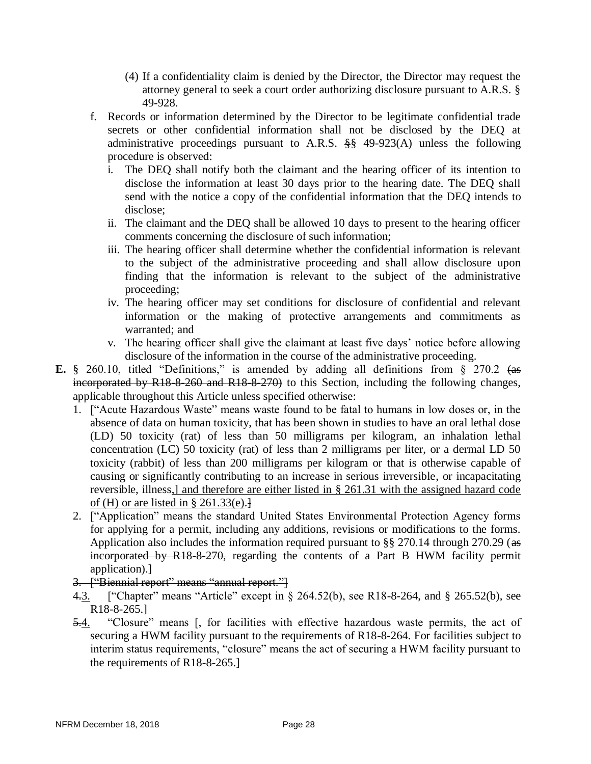(4) If a confidentiality claim is denied by the Director, the Director may request the attorney general to seek a court order authorizing disclosure pursuant to A.R.S. § 49-928.

f. Records or information determined by the Director to be legitimate confidential trade secrets or other confidential information shall not be disclosed by the DEQ at administrative proceedings pursuant to A.R.S. §§ 49-923(A) unless the following procedure is observed:

   i. The DEQ shall notify both the claimant and the hearing officer of its intention to disclose the information at least 30 days prior to the hearing date. The DEQ shall send with the notice a copy of the confidential information that the DEQ intends to disclose;

   ii. The claimant and the DEQ shall be allowed 10 days to present to the hearing officer comments concerning the disclosure of such information;

   iii. The hearing officer shall determine whether the confidential information is relevant to the subject of the administrative proceeding and shall allow disclosure upon finding that the information is relevant to the subject of the administrative proceeding;

   iv. The hearing officer may set conditions for disclosure of confidential and relevant information or the making of protective arrangements and commitments as warranted; and

   v. The hearing officer shall give the claimant at least five days' notice before allowing disclosure of the information in the course of the administrative proceeding.

**E.** § 260.10, titled "Definitions," is amended by adding all definitions from § 270.2 (as incorporated by R18-8-260 and R18-8-270) to this Section, including the following changes, applicable throughout this Article unless specified otherwise:

1. ["Acute Hazardous Waste" means waste found to be fatal to humans in low doses or, in the absence of data on human toxicity, that has been shown in studies to have an oral lethal dose (LD) 50 toxicity (rat) of less than 50 milligrams per kilogram, an inhalation lethal concentration (LC) 50 toxicity (rat) of less than 2 milligrams per liter, or a dermal LD 50 toxicity (rabbit) of less than 200 milligrams per kilogram or that is otherwise capable of causing or significantly contributing to an increase in serious irreversible, or incapacitating reversible, illness,] and therefore are either listed in § 261.31 with the assigned hazard code of (H) or are listed in § 261.33(e).]

2. ["Application" means the standard United States Environmental Protection Agency forms for applying for a permit, including any additions, revisions or modifications to the forms. Application also includes the information required pursuant to §§ 270.14 through 270.29 (as incorporated by R18-8-270, regarding the contents of a Part B HWM facility permit application).]

3. ["Biennial report" means "annual report."]

4.3. ["Chapter" means "Article" except in § 264.52(b), see R18-8-264, and § 265.52(b), see R18-8-265.]

5.4. "Closure" means [, for facilities with effective hazardous waste permits, the act of securing a HWM facility pursuant to the requirements of R18-8-264. For facilities subject to interim status requirements, "closure" means the act of securing a HWM facility pursuant to the requirements of R18-8-265.]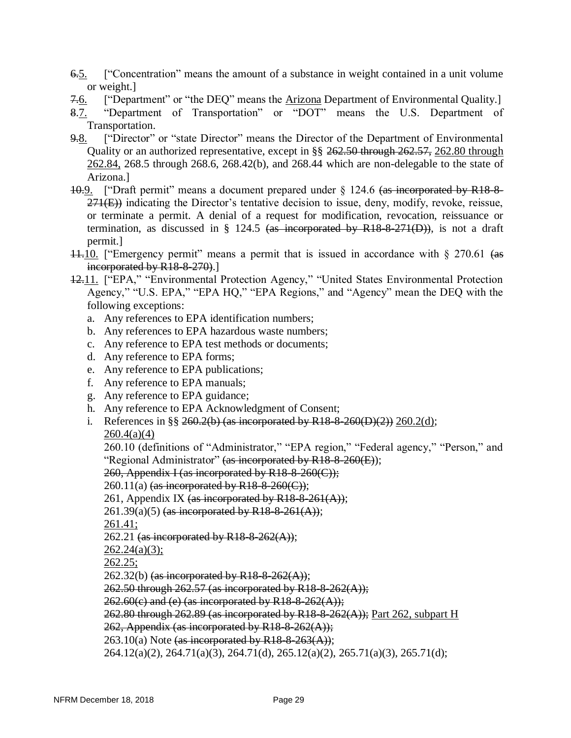~~6.~~5. ["Concentration" means the amount of a substance in weight contained in a unit volume or weight.]

~~7.~~6. ["Department" or "the DEQ" means the Arizona Department of Environmental Quality.]

~~8.~~7. "Department of Transportation" or "DOT" means the U.S. Department of Transportation.

~~9.~~8. ["Director" or "state Director" means the Director of the Department of Environmental Quality or an authorized representative, except in §§ ~~262.50 through 262.57,~~ 262.80 through 262.84, 268.5 through 268.6, 268.42(b), and 268.44 which are non-delegable to the state of Arizona.]

~~10.~~9. ["Draft permit" means a document prepared under § 124.6 ~~(as incorporated by R18-8-271(E))~~ indicating the Director's tentative decision to issue, deny, modify, revoke, reissue, or terminate a permit. A denial of a request for modification, revocation, reissuance or termination, as discussed in § 124.5 ~~(as incorporated by R18-8-271(D))~~, is not a draft permit.]

~~11.~~10. ["Emergency permit" means a permit that is issued in accordance with § 270.61 ~~(as incorporated by R18-8-270)~~.]

~~12.~~11. ["EPA," "Environmental Protection Agency," "United States Environmental Protection Agency," "U.S. EPA," "EPA HQ," "EPA Regions," and "Agency" mean the DEQ with the following exceptions:

a. Any references to EPA identification numbers;
b. Any references to EPA hazardous waste numbers;
c. Any reference to EPA test methods or documents;
d. Any reference to EPA forms;
e. Any reference to EPA publications;
f. Any reference to EPA manuals;
g. Any reference to EPA guidance;
h. Any reference to EPA Acknowledgment of Consent;
i. References in §§ ~~260.2(b) (as incorporated by R18-8-260(D)(2))~~ 260.2(d);
260.4(a)(4)
260.10 (definitions of "Administrator," "EPA region," "Federal agency," "Person," and "Regional Administrator" ~~(as incorporated by R18-8-260(E)~~);
~~260, Appendix I (as incorporated by R18-8-260(C));~~
260.11(a) ~~(as incorporated by R18-8-260(C))~~;
261, Appendix IX ~~(as incorporated by R18-8-261(A))~~;
261.39(a)(5) ~~(as incorporated by R18-8-261(A))~~;
261.41;
262.21 ~~(as incorporated by R18-8-262(A))~~;
262.24(a)(3);
262.25;
262.32(b) ~~(as incorporated by R18-8-262(A))~~;
~~262.50 through 262.57 (as incorporated by R18-8-262(A));~~
~~262.60(c) and (e) (as incorporated by R18-8-262(A));~~
~~262.80 through 262.89 (as incorporated by R18-8-262(A));~~ Part 262, subpart H
~~262, Appendix (as incorporated by R18-8-262(A));~~
263.10(a) Note ~~(as incorporated by R18-8-263(A))~~;
264.12(a)(2), 264.71(a)(3), 264.71(d), 265.12(a)(2), 265.71(a)(3), 265.71(d);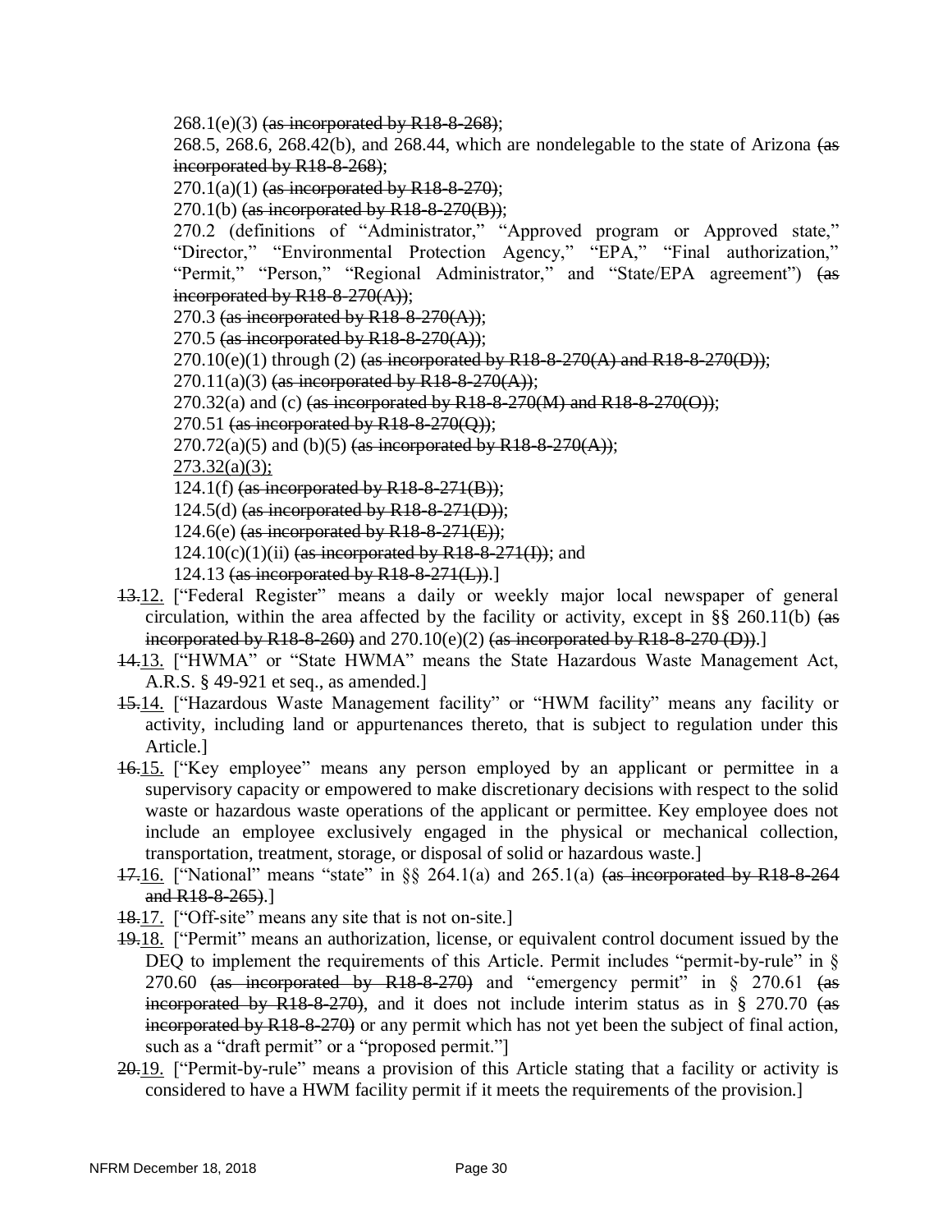268.1(e)(3) ~~(as incorporated by R18-8-268)~~;

268.5, 268.6, 268.42(b), and 268.44, which are nondelegable to the state of Arizona ~~(as incorporated by R18-8-268)~~;

270.1(a)(1) ~~(as incorporated by R18-8-270)~~;

270.1(b) ~~(as incorporated by R18-8-270(B))~~;

270.2 (definitions of "Administrator," "Approved program or Approved state," "Director," "Environmental Protection Agency," "EPA," "Final authorization," "Permit," "Person," "Regional Administrator," and "State/EPA agreement") ~~(as incorporated by R18-8-270(A))~~;

270.3 ~~(as incorporated by R18-8-270(A))~~;

270.5 ~~(as incorporated by R18-8-270(A))~~;

270.10(e)(1) through (2) ~~(as incorporated by R18-8-270(A) and R18-8-270(D))~~;

270.11(a)(3) ~~(as incorporated by R18-8-270(A))~~;

270.32(a) and (c) ~~(as incorporated by R18-8-270(M) and R18-8-270(O))~~;

270.51 ~~(as incorporated by R18-8-270(Q))~~;

270.72(a)(5) and (b)(5) ~~(as incorporated by R18-8-270(A))~~;

<u>273.32(a)(3);</u>

124.1(f) ~~(as incorporated by R18-8-271(B))~~;

124.5(d) ~~(as incorporated by R18-8-271(D))~~;

124.6(e) ~~(as incorporated by R18-8-271(E))~~;

124.10(c)(1)(ii) ~~(as incorporated by R18-8-271(I))~~; and

124.13 ~~(as incorporated by R18-8-271(L))~~.]

~~13.~~<u>12.</u> ["Federal Register" means a daily or weekly major local newspaper of general circulation, within the area affected by the facility or activity, except in §§ 260.11(b) ~~(as incorporated by R18-8-260)~~ and 270.10(e)(2) ~~(as incorporated by R18-8-270 (D))~~.]

~~14.~~<u>13.</u> ["HWMA" or "State HWMA" means the State Hazardous Waste Management Act, A.R.S. § 49-921 et seq., as amended.]

~~15.~~<u>14.</u> ["Hazardous Waste Management facility" or "HWM facility" means any facility or activity, including land or appurtenances thereto, that is subject to regulation under this Article.]

~~16.~~<u>15.</u> ["Key employee" means any person employed by an applicant or permittee in a supervisory capacity or empowered to make discretionary decisions with respect to the solid waste or hazardous waste operations of the applicant or permittee. Key employee does not include an employee exclusively engaged in the physical or mechanical collection, transportation, treatment, storage, or disposal of solid or hazardous waste.]

~~17.~~<u>16.</u> ["National" means "state" in §§ 264.1(a) and 265.1(a) ~~(as incorporated by R18-8-264 and R18-8-265)~~.]

~~18.~~<u>17.</u> ["Off-site" means any site that is not on-site.]

~~19.~~<u>18.</u> ["Permit" means an authorization, license, or equivalent control document issued by the DEQ to implement the requirements of this Article. Permit includes "permit-by-rule" in § 270.60 ~~(as incorporated by R18-8-270)~~ and "emergency permit" in § 270.61 ~~(as incorporated by R18-8-270)~~, and it does not include interim status as in § 270.70 ~~(as incorporated by R18-8-270)~~ or any permit which has not yet been the subject of final action, such as a "draft permit" or a "proposed permit."]

~~20.~~<u>19.</u> ["Permit-by-rule" means a provision of this Article stating that a facility or activity is considered to have a HWM facility permit if it meets the requirements of the provision.]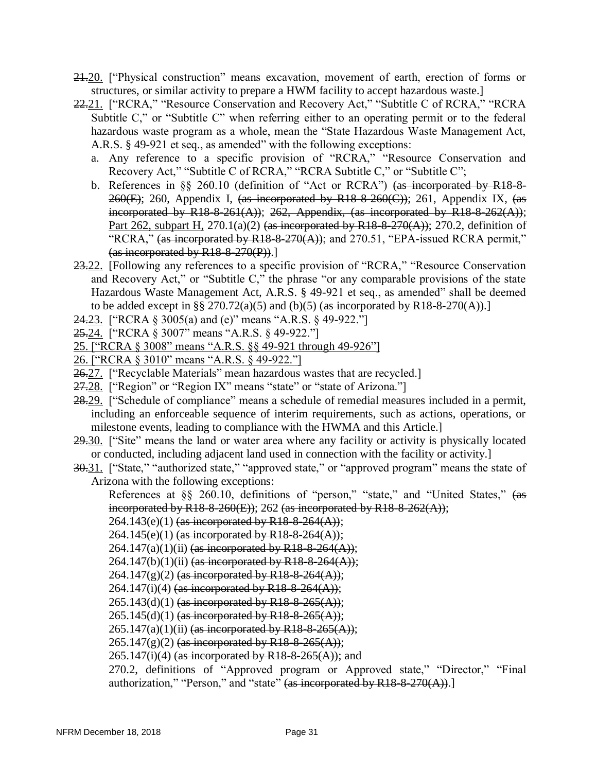~~21.~~20. ["Physical construction" means excavation, movement of earth, erection of forms or structures, or similar activity to prepare a HWM facility to accept hazardous waste.]

~~22.~~21. ["RCRA," "Resource Conservation and Recovery Act," "Subtitle C of RCRA," "RCRA Subtitle C," or "Subtitle C" when referring either to an operating permit or to the federal hazardous waste program as a whole, mean the "State Hazardous Waste Management Act, A.R.S. § 49-921 et seq., as amended" with the following exceptions:

   a. Any reference to a specific provision of "RCRA," "Resource Conservation and Recovery Act," "Subtitle C of RCRA," "RCRA Subtitle C," or "Subtitle C";

   b. References in §§ 260.10 (definition of "Act or RCRA") ~~(as incorporated by R18-8-260(E)~~; 260, Appendix I, ~~(as incorporated by R18-8-260(C))~~; 261, Appendix IX, ~~(as incorporated by R18-8-261(A))~~; ~~262, Appendix, (as incorporated by R18-8-262(A))~~; Part 262, subpart H, 270.1(a)(2) ~~(as incorporated by R18-8-270(A))~~; 270.2, definition of "RCRA," ~~(as incorporated by R18-8-270(A))~~; and 270.51, "EPA-issued RCRA permit," ~~(as incorporated by R18-8-270(P))~~.]

~~23.~~22. [Following any references to a specific provision of "RCRA," "Resource Conservation and Recovery Act," or "Subtitle C," the phrase "or any comparable provisions of the state Hazardous Waste Management Act, A.R.S. § 49-921 et seq., as amended" shall be deemed to be added except in §§ 270.72(a)(5) and (b)(5) ~~(as incorporated by R18-8-270(A))~~.]

~~24.~~23. ["RCRA § 3005(a) and (e)" means "A.R.S. § 49-922."]

~~25.~~24. ["RCRA § 3007" means "A.R.S. § 49-922."]

25. ["RCRA § 3008" means "A.R.S. §§ 49-921 through 49-926"]

26. ["RCRA § 3010" means "A.R.S. § 49-922."]

~~26.~~27. ["Recyclable Materials" mean hazardous wastes that are recycled.]

~~27.~~28. ["Region" or "Region IX" means "state" or "state of Arizona."]

~~28.~~29. ["Schedule of compliance" means a schedule of remedial measures included in a permit, including an enforceable sequence of interim requirements, such as actions, operations, or milestone events, leading to compliance with the HWMA and this Article.]

~~29.~~30. ["Site" means the land or water area where any facility or activity is physically located or conducted, including adjacent land used in connection with the facility or activity.]

~~30.~~31. ["State," "authorized state," "approved state," or "approved program" means the state of Arizona with the following exceptions:

   References at §§ 260.10, definitions of "person," "state," and "United States," ~~(as incorporated by R18-8-260(E))~~; 262 ~~(as incorporated by R18-8-262(A))~~;
   264.143(e)(1) ~~(as incorporated by R18-8-264(A))~~;
   264.145(e)(1) ~~(as incorporated by R18-8-264(A))~~;
   264.147(a)(1)(ii) ~~(as incorporated by R18-8-264(A))~~;
   264.147(b)(1)(ii) ~~(as incorporated by R18-8-264(A))~~;
   264.147(g)(2) ~~(as incorporated by R18-8-264(A))~~;
   264.147(i)(4) ~~(as incorporated by R18-8-264(A))~~;
   265.143(d)(1) ~~(as incorporated by R18-8-265(A))~~;
   265.145(d)(1) ~~(as incorporated by R18-8-265(A))~~;
   265.147(a)(1)(ii) ~~(as incorporated by R18-8-265(A))~~;
   265.147(g)(2) ~~(as incorporated by R18-8-265(A))~~;
   265.147(i)(4) ~~(as incorporated by R18-8-265(A))~~; and
   270.2, definitions of "Approved program or Approved state," "Director," "Final authorization," "Person," and "state" ~~(as incorporated by R18-8-270(A))~~.]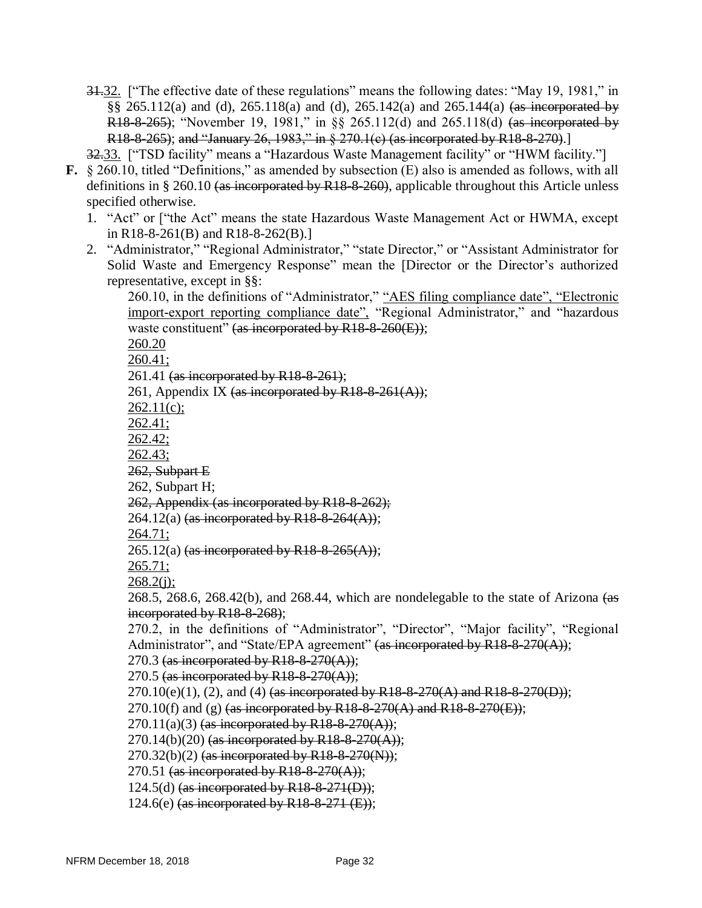~~31.~~32. ["The effective date of these regulations" means the following dates: "May 19, 1981," in §§ 265.112(a) and (d), 265.118(a) and (d), 265.142(a) and 265.144(a) ~~(as incorporated by R18-8-265)~~; "November 19, 1981," in §§ 265.112(d) and 265.118(d) ~~(as incorporated by R18-8-265)~~; ~~and "January 26, 1983," in § 270.1(c) (as incorporated by R18-8-270)~~.]

~~32.~~33. ["TSD facility" means a "Hazardous Waste Management facility" or "HWM facility."]

**F.** § 260.10, titled "Definitions," as amended by subsection (E) also is amended as follows, with all definitions in § 260.10 ~~(as incorporated by R18-8-260)~~, applicable throughout this Article unless specified otherwise.

1. "Act" or ["the Act" means the state Hazardous Waste Management Act or HWMA, except in R18-8-261(B) and R18-8-262(B).]
2. "Administrator," "Regional Administrator," "state Director," or "Assistant Administrator for Solid Waste and Emergency Response" mean the [Director or the Director's authorized representative, except in §§:

   260.10, in the definitions of "Administrator," <u>"AES filing compliance date", "Electronic import-export reporting compliance date",</u> "Regional Administrator," and "hazardous waste constituent" ~~(as incorporated by R18-8-260(E))~~;
   <u>260.20</u>
   <u>260.41;</u>
   261.41 ~~(as incorporated by R18-8-261)~~;
   261, Appendix IX ~~(as incorporated by R18-8-261(A))~~;
   <u>262.11(c);</u>
   <u>262.41;</u>
   <u>262.42;</u>
   <u>262.43;</u>
   ~~262, Subpart E~~
   262, Subpart H;
   ~~262, Appendix (as incorporated by R18-8-262);~~
   264.12(a) ~~(as incorporated by R18-8-264(A))~~;
   <u>264.71;</u>
   265.12(a) ~~(as incorporated by R18-8-265(A))~~;
   <u>265.71;</u>
   <u>268.2(j);</u>
   268.5, 268.6, 268.42(b), and 268.44, which are nondelegable to the state of Arizona ~~(as incorporated by R18-8-268)~~;
   270.2, in the definitions of "Administrator", "Director", "Major facility", "Regional Administrator", and "State/EPA agreement" ~~(as incorporated by R18-8-270(A))~~;
   270.3 ~~(as incorporated by R18-8-270(A))~~;
   270.5 ~~(as incorporated by R18-8-270(A))~~;
   270.10(e)(1), (2), and (4) ~~(as incorporated by R18-8-270(A) and R18-8-270(D))~~;
   270.10(f) and (g) ~~(as incorporated by R18-8-270(A) and R18-8-270(E))~~;
   270.11(a)(3) ~~(as incorporated by R18-8-270(A))~~;
   270.14(b)(20) ~~(as incorporated by R18-8-270(A))~~;
   270.32(b)(2) ~~(as incorporated by R18-8-270(N))~~;
   270.51 ~~(as incorporated by R18-8-270(A))~~;
   124.5(d) ~~(as incorporated by R18-8-271(D))~~;
   124.6(e) ~~(as incorporated by R18-8-271 (E))~~;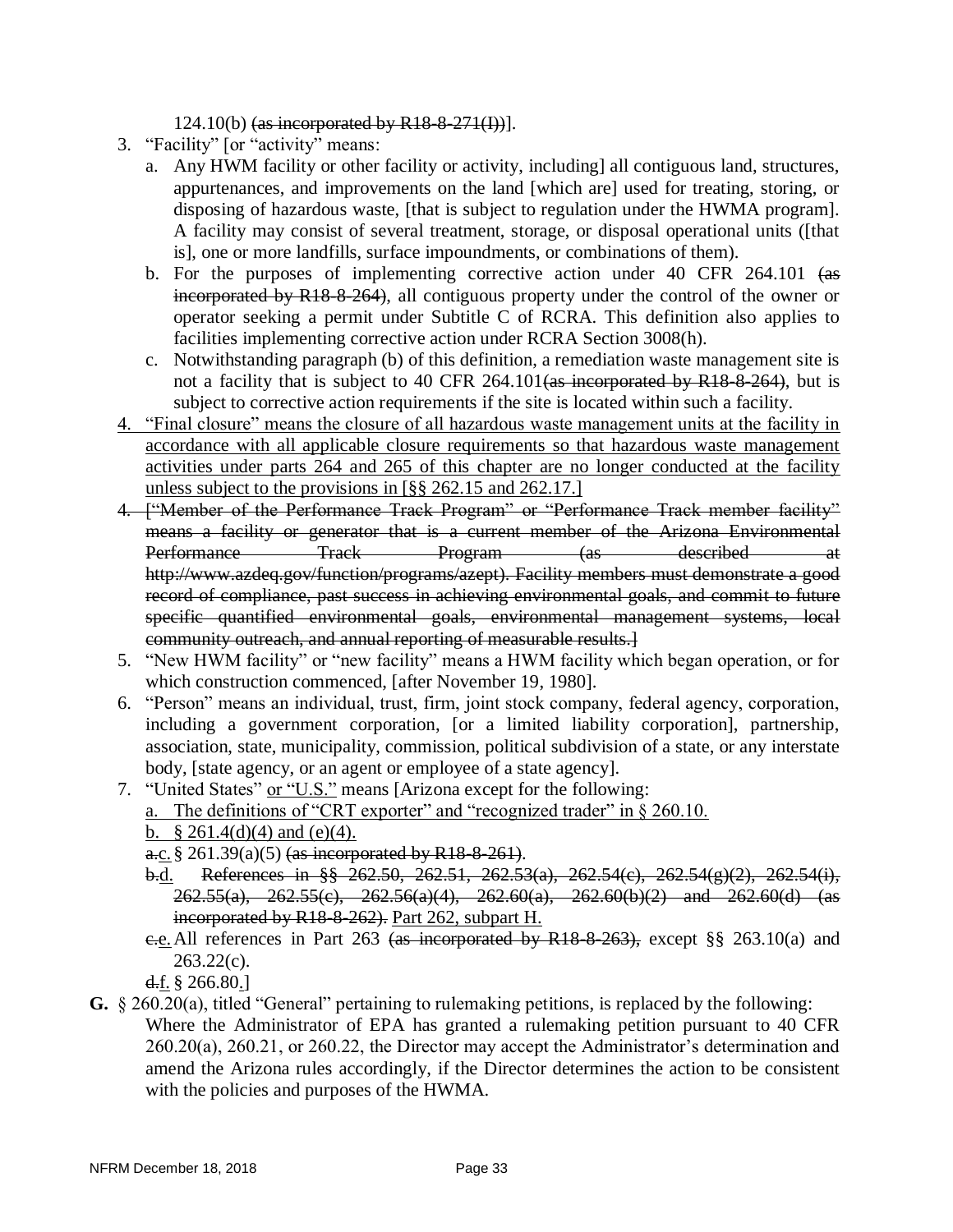124.10(b) ~~(as incorporated by R18-8-271(I))~~].

3. "Facility" [or "activity" means:
   a. Any HWM facility or other facility or activity, including] all contiguous land, structures, appurtenances, and improvements on the land [which are] used for treating, storing, or disposing of hazardous waste, [that is subject to regulation under the HWMA program]. A facility may consist of several treatment, storage, or disposal operational units ([that is], one or more landfills, surface impoundments, or combinations of them).
   b. For the purposes of implementing corrective action under 40 CFR 264.101 ~~(as incorporated by R18-8-264)~~, all contiguous property under the control of the owner or operator seeking a permit under Subtitle C of RCRA. This definition also applies to facilities implementing corrective action under RCRA Section 3008(h).
   c. Notwithstanding paragraph (b) of this definition, a remediation waste management site is not a facility that is subject to 40 CFR 264.101~~(as incorporated by R18-8-264)~~, but is subject to corrective action requirements if the site is located within such a facility.
4. <u>"Final closure" means the closure of all hazardous waste management units at the facility in accordance with all applicable closure requirements so that hazardous waste management activities under parts 264 and 265 of this chapter are no longer conducted at the facility unless subject to the provisions in [§§ 262.15 and 262.17.]</u>
4. ~~["Member of the Performance Track Program" or "Performance Track member facility" means a facility or generator that is a current member of the Arizona Environmental Performance Track Program (as described at http://www.azdeq.gov/function/programs/azept). Facility members must demonstrate a good record of compliance, past success in achieving environmental goals, and commit to future specific quantified environmental goals, environmental management systems, local community outreach, and annual reporting of measurable results.]~~
5. "New HWM facility" or "new facility" means a HWM facility which began operation, or for which construction commenced, [after November 19, 1980].
6. "Person" means an individual, trust, firm, joint stock company, federal agency, corporation, including a government corporation, [or a limited liability corporation], partnership, association, state, municipality, commission, political subdivision of a state, or any interstate body, [state agency, or an agent or employee of a state agency].
7. "United States" <u>or "U.S."</u> means [Arizona except for the following:
   <u>a. The definitions of "CRT exporter" and "recognized trader" in § 260.10.</u>
   <u>b. § 261.4(d)(4) and (e)(4).</u>
   ~~a.~~<u>c.</u> § 261.39(a)(5) ~~(as incorporated by R18-8-261)~~.
   ~~b.~~<u>d.</u> ~~References in §§ 262.50, 262.51, 262.53(a), 262.54(c), 262.54(g)(2), 262.54(i), 262.55(a), 262.55(c), 262.56(a)(4), 262.60(a), 262.60(b)(2) and 262.60(d) (as incorporated by R18-8-262).~~ <u>Part 262, subpart H.</u>
   ~~c.~~<u>e.</u> All references in Part 263 ~~(as incorporated by R18-8-263),~~ except §§ 263.10(a) and 263.22(c).
   ~~d.~~<u>f.</u> § 266.80.]

**G.** § 260.20(a), titled "General" pertaining to rulemaking petitions, is replaced by the following:
Where the Administrator of EPA has granted a rulemaking petition pursuant to 40 CFR 260.20(a), 260.21, or 260.22, the Director may accept the Administrator's determination and amend the Arizona rules accordingly, if the Director determines the action to be consistent with the policies and purposes of the HWMA.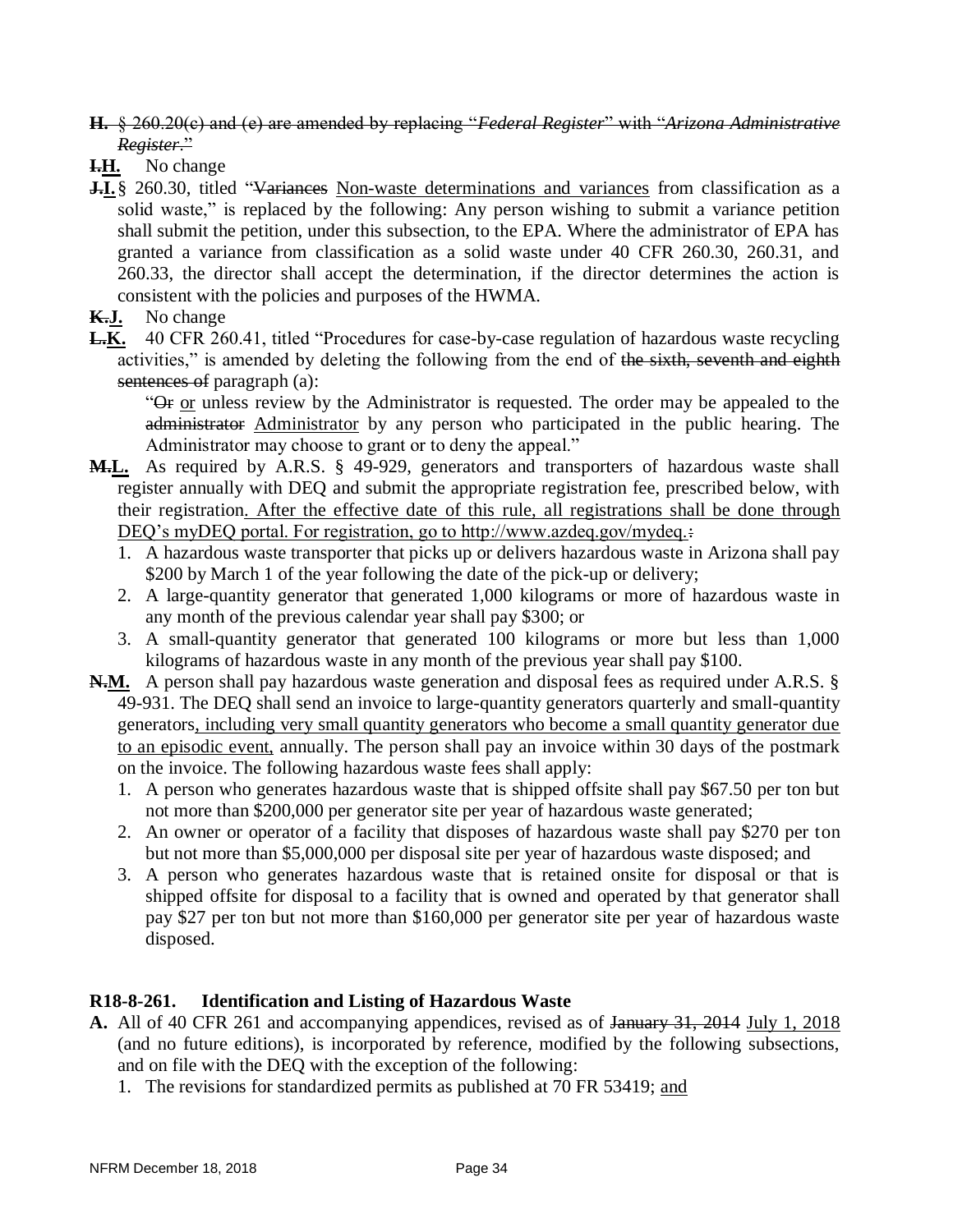~~**H.** § 260.20(c) and (e) are amended by replacing "*Federal Register*" with "*Arizona Administrative Register*."~~

**~~I.~~H.** No change

**~~J.~~I.** § 260.30, titled "~~Variances~~ Non-waste determinations and variances from classification as a solid waste," is replaced by the following: Any person wishing to submit a variance petition shall submit the petition, under this subsection, to the EPA. Where the administrator of EPA has granted a variance from classification as a solid waste under 40 CFR 260.30, 260.31, and 260.33, the director shall accept the determination, if the director determines the action is consistent with the policies and purposes of the HWMA.

**~~K.~~J.** No change

**~~L.~~K.** 40 CFR 260.41, titled "Procedures for case-by-case regulation of hazardous waste recycling activities," is amended by deleting the following from the end of ~~the sixth, seventh and eighth sentences of~~ paragraph (a):

> "~~Or~~ or unless review by the Administrator is requested. The order may be appealed to the ~~administrator~~ Administrator by any person who participated in the public hearing. The Administrator may choose to grant or to deny the appeal."

**~~M.~~L.** As required by A.R.S. § 49-929, generators and transporters of hazardous waste shall register annually with DEQ and submit the appropriate registration fee, prescribed below, with their registration. After the effective date of this rule, all registrations shall be done through DEQ's myDEQ portal. For registration, go to http://www.azdeq.gov/mydeq.~~:~~

1. A hazardous waste transporter that picks up or delivers hazardous waste in Arizona shall pay $200 by March 1 of the year following the date of the pick-up or delivery;
2. A large-quantity generator that generated 1,000 kilograms or more of hazardous waste in any month of the previous calendar year shall pay $300; or
3. A small-quantity generator that generated 100 kilograms or more but less than 1,000 kilograms of hazardous waste in any month of the previous year shall pay $100.

**~~N.~~M.** A person shall pay hazardous waste generation and disposal fees as required under A.R.S. § 49-931. The DEQ shall send an invoice to large-quantity generators quarterly and small-quantity generators, including very small quantity generators who become a small quantity generator due to an episodic event, annually. The person shall pay an invoice within 30 days of the postmark on the invoice. The following hazardous waste fees shall apply:

1. A person who generates hazardous waste that is shipped offsite shall pay $67.50 per ton but not more than $200,000 per generator site per year of hazardous waste generated;
2. An owner or operator of a facility that disposes of hazardous waste shall pay $270 per ton but not more than $5,000,000 per disposal site per year of hazardous waste disposed; and
3. A person who generates hazardous waste that is retained onsite for disposal or that is shipped offsite for disposal to a facility that is owned and operated by that generator shall pay $27 per ton but not more than $160,000 per generator site per year of hazardous waste disposed.

## R18-8-261. Identification and Listing of Hazardous Waste

**A.** All of 40 CFR 261 and accompanying appendices, revised as of ~~January 31, 2014~~ July 1, 2018 (and no future editions), is incorporated by reference, modified by the following subsections, and on file with the DEQ with the exception of the following:

1. The revisions for standardized permits as published at 70 FR 53419; and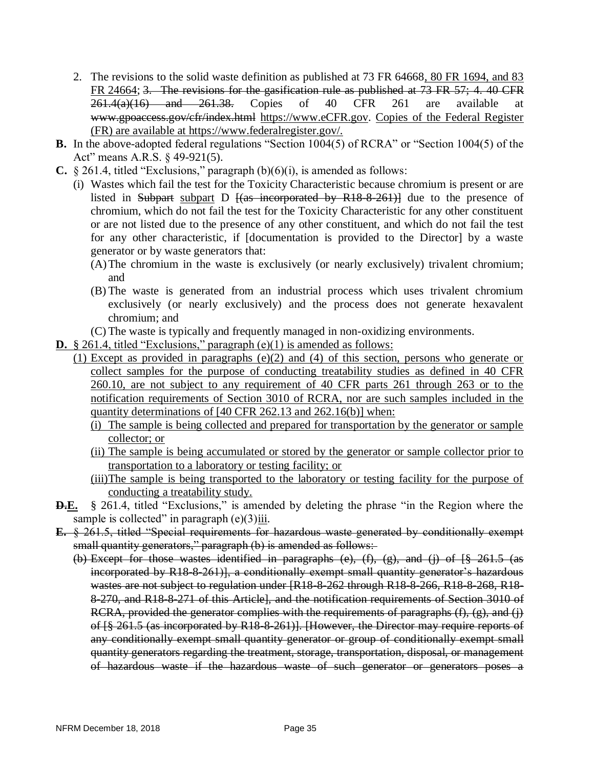2. The revisions to the solid waste definition as published at 73 FR 64668, 80 FR 1694, and 83 FR 24664; ~~3. The revisions for the gasification rule as published at 73 FR 57; 4. 40 CFR 261.4(a)(16) and 261.38.~~ Copies of 40 CFR 261 are available at ~~www.gpoaccess.gov/cfr/index.html~~ https://www.eCFR.gov. Copies of the Federal Register (FR) are available at https://www.federalregister.gov/.

**B.** In the above-adopted federal regulations "Section 1004(5) of RCRA" or "Section 1004(5) of the Act" means A.R.S. § 49-921(5).

**C.** § 261.4, titled "Exclusions," paragraph (b)(6)(i), is amended as follows:

(i) Wastes which fail the test for the Toxicity Characteristic because chromium is present or are listed in ~~Subpart~~ subpart D ~~[(as incorporated by R18-8-261)]~~ due to the presence of chromium, which do not fail the test for the Toxicity Characteristic for any other constituent or are not listed due to the presence of any other constituent, and which do not fail the test for any other characteristic, if [documentation is provided to the Director] by a waste generator or by waste generators that:

(A) The chromium in the waste is exclusively (or nearly exclusively) trivalent chromium; and

(B) The waste is generated from an industrial process which uses trivalent chromium exclusively (or nearly exclusively) and the process does not generate hexavalent chromium; and

(C) The waste is typically and frequently managed in non-oxidizing environments.

**D.** § 261.4, titled "Exclusions," paragraph (e)(1) is amended as follows:

(1) Except as provided in paragraphs (e)(2) and (4) of this section, persons who generate or collect samples for the purpose of conducting treatability studies as defined in 40 CFR 260.10, are not subject to any requirement of 40 CFR parts 261 through 263 or to the notification requirements of Section 3010 of RCRA, nor are such samples included in the quantity determinations of [40 CFR 262.13 and 262.16(b)] when:

(i) The sample is being collected and prepared for transportation by the generator or sample collector; or

(ii) The sample is being accumulated or stored by the generator or sample collector prior to transportation to a laboratory or testing facility; or

(iii) The sample is being transported to the laboratory or testing facility for the purpose of conducting a treatability study.

~~**D.**~~**E.** § 261.4, titled "Exclusions," is amended by deleting the phrase "in the Region where the sample is collected" in paragraph (e)(3)iii.

~~**E.** § 261.5, titled "Special requirements for hazardous waste generated by conditionally exempt small quantity generators," paragraph (b) is amended as follows:~~

~~(b) Except for those wastes identified in paragraphs (e), (f), (g), and (j) of [§ 261.5 (as incorporated by R18-8-261)], a conditionally exempt small quantity generator's hazardous wastes are not subject to regulation under [R18-8-262 through R18-8-266, R18-8-268, R18-8-270, and R18-8-271 of this Article], and the notification requirements of Section 3010 of RCRA, provided the generator complies with the requirements of paragraphs (f), (g), and (j) of [§ 261.5 (as incorporated by R18-8-261)]. [However, the Director may require reports of any conditionally exempt small quantity generator or group of conditionally exempt small quantity generators regarding the treatment, storage, transportation, disposal, or management of hazardous waste if the hazardous waste of such generator or generators poses a~~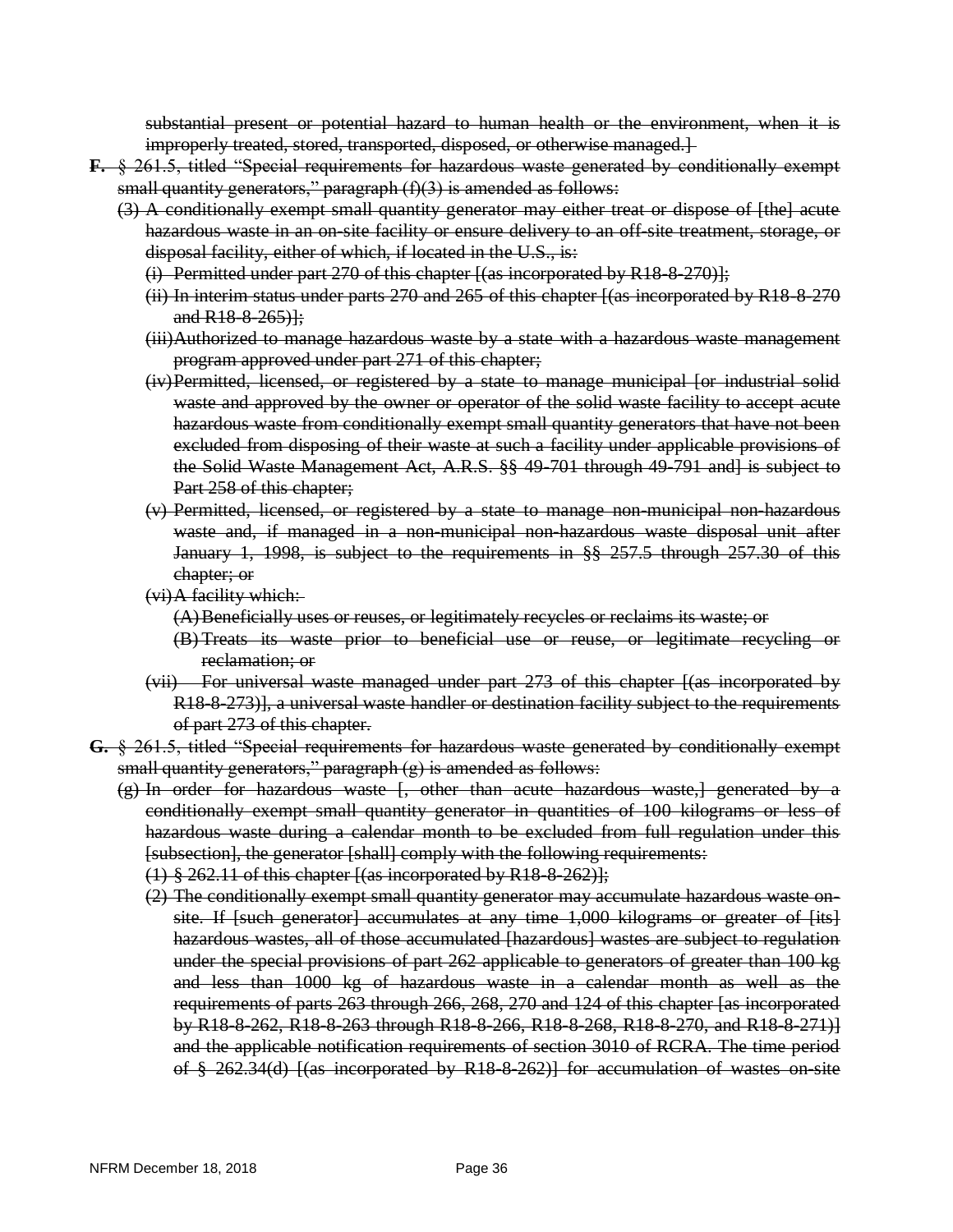~~substantial present or potential hazard to human health or the environment, when it is improperly treated, stored, transported, disposed, or otherwise managed.]~~

**~~F.~~** ~~§ 261.5, titled "Special requirements for hazardous waste generated by conditionally exempt small quantity generators," paragraph (f)(3) is amended as follows:~~

~~(3) A conditionally exempt small quantity generator may either treat or dispose of [the] acute hazardous waste in an on-site facility or ensure delivery to an off-site treatment, storage, or disposal facility, either of which, if located in the U.S., is:~~

~~(i) Permitted under part 270 of this chapter [(as incorporated by R18-8-270)];~~

~~(ii) In interim status under parts 270 and 265 of this chapter [(as incorporated by R18-8-270 and R18-8-265)];~~

~~(iii) Authorized to manage hazardous waste by a state with a hazardous waste management program approved under part 271 of this chapter;~~

~~(iv) Permitted, licensed, or registered by a state to manage municipal [or industrial solid waste and approved by the owner or operator of the solid waste facility to accept acute hazardous waste from conditionally exempt small quantity generators that have not been excluded from disposing of their waste at such a facility under applicable provisions of the Solid Waste Management Act, A.R.S. §§ 49-701 through 49-791 and] is subject to Part 258 of this chapter;~~

~~(v) Permitted, licensed, or registered by a state to manage non-municipal non-hazardous waste and, if managed in a non-municipal non-hazardous waste disposal unit after January 1, 1998, is subject to the requirements in §§ 257.5 through 257.30 of this chapter; or~~

~~(vi) A facility which:~~

~~(A) Beneficially uses or reuses, or legitimately recycles or reclaims its waste; or~~

~~(B) Treats its waste prior to beneficial use or reuse, or legitimate recycling or reclamation; or~~

~~(vii) For universal waste managed under part 273 of this chapter [(as incorporated by R18-8-273)], a universal waste handler or destination facility subject to the requirements of part 273 of this chapter.~~

**~~G.~~** ~~§ 261.5, titled "Special requirements for hazardous waste generated by conditionally exempt small quantity generators," paragraph (g) is amended as follows:~~

~~(g) In order for hazardous waste [, other than acute hazardous waste,] generated by a conditionally exempt small quantity generator in quantities of 100 kilograms or less of hazardous waste during a calendar month to be excluded from full regulation under this [subsection], the generator [shall] comply with the following requirements:~~

~~(1) § 262.11 of this chapter [(as incorporated by R18-8-262)];~~

~~(2) The conditionally exempt small quantity generator may accumulate hazardous waste on-site. If [such generator] accumulates at any time 1,000 kilograms or greater of [its] hazardous wastes, all of those accumulated [hazardous] wastes are subject to regulation under the special provisions of part 262 applicable to generators of greater than 100 kg and less than 1000 kg of hazardous waste in a calendar month as well as the requirements of parts 263 through 266, 268, 270 and 124 of this chapter [as incorporated by R18-8-262, R18-8-263 through R18-8-266, R18-8-268, R18-8-270, and R18-8-271)] and the applicable notification requirements of section 3010 of RCRA. The time period of § 262.34(d) [(as incorporated by R18-8-262)] for accumulation of wastes on-site~~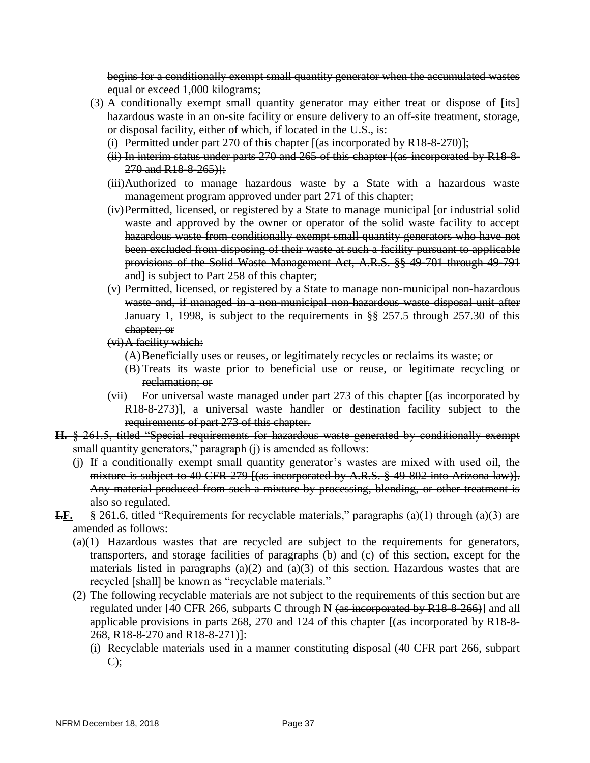~~begins for a conditionally exempt small quantity generator when the accumulated wastes equal or exceed 1,000 kilograms;~~

~~(3) A conditionally exempt small quantity generator may either treat or dispose of [its] hazardous waste in an on-site facility or ensure delivery to an off-site treatment, storage, or disposal facility, either of which, if located in the U.S., is:~~

~~(i) Permitted under part 270 of this chapter [(as incorporated by R18-8-270)];~~

~~(ii) In interim status under parts 270 and 265 of this chapter [(as incorporated by R18-8-270 and R18-8-265)];~~

~~(iii) Authorized to manage hazardous waste by a State with a hazardous waste management program approved under part 271 of this chapter;~~

~~(iv) Permitted, licensed, or registered by a State to manage municipal [or industrial solid waste and approved by the owner or operator of the solid waste facility to accept hazardous waste from conditionally exempt small quantity generators who have not been excluded from disposing of their waste at such a facility pursuant to applicable provisions of the Solid Waste Management Act, A.R.S. §§ 49-701 through 49-791 and] is subject to Part 258 of this chapter;~~

~~(v) Permitted, licensed, or registered by a State to manage non-municipal non-hazardous waste and, if managed in a non-municipal non-hazardous waste disposal unit after January 1, 1998, is subject to the requirements in §§ 257.5 through 257.30 of this chapter; or~~

~~(vi) A facility which:~~

~~(A) Beneficially uses or reuses, or legitimately recycles or reclaims its waste; or~~

~~(B) Treats its waste prior to beneficial use or reuse, or legitimate recycling or reclamation; or~~

~~(vii) For universal waste managed under part 273 of this chapter [(as incorporated by R18-8-273)], a universal waste handler or destination facility subject to the requirements of part 273 of this chapter.~~

~~**H.** § 261.5, titled "Special requirements for hazardous waste generated by conditionally exempt small quantity generators," paragraph (j) is amended as follows:~~

~~(j) If a conditionally exempt small quantity generator's wastes are mixed with used oil, the mixture is subject to 40 CFR 279 [(as incorporated by A.R.S. § 49-802 into Arizona law)]. Any material produced from such a mixture by processing, blending, or other treatment is also so regulated.~~

~~**I.**~~<u>**F.**</u> § 261.6, titled "Requirements for recyclable materials," paragraphs (a)(1) through (a)(3) are amended as follows:

(a)(1) Hazardous wastes that are recycled are subject to the requirements for generators, transporters, and storage facilities of paragraphs (b) and (c) of this section, except for the materials listed in paragraphs (a)(2) and (a)(3) of this section. Hazardous wastes that are recycled [shall] be known as "recyclable materials."

(2) The following recyclable materials are not subject to the requirements of this section but are regulated under [40 CFR 266, subparts C through N ~~(as incorporated by R18-8-266)~~] and all applicable provisions in parts 268, 270 and 124 of this chapter ~~[(as incorporated by R18-8-268, R18-8-270 and R18-8-271)]~~:

(i) Recyclable materials used in a manner constituting disposal (40 CFR part 266, subpart C);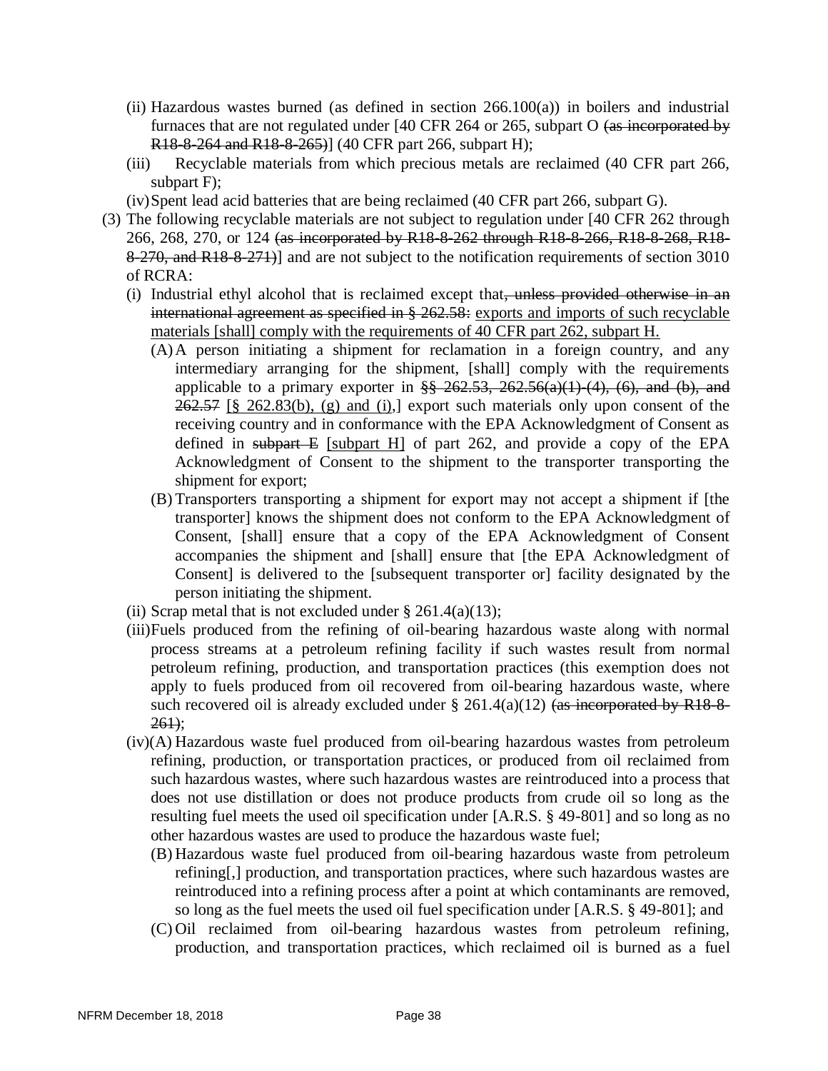(ii) Hazardous wastes burned (as defined in section 266.100(a)) in boilers and industrial furnaces that are not regulated under [40 CFR 264 or 265, subpart O ~~(as incorporated by R18-8-264 and R18-8-265)~~] (40 CFR part 266, subpart H);

(iii) Recyclable materials from which precious metals are reclaimed (40 CFR part 266, subpart F);

(iv) Spent lead acid batteries that are being reclaimed (40 CFR part 266, subpart G).

(3) The following recyclable materials are not subject to regulation under [40 CFR 262 through 266, 268, 270, or 124 ~~(as incorporated by R18-8-262 through R18-8-266, R18-8-268, R18-8-270, and R18-8-271)~~] and are not subject to the notification requirements of section 3010 of RCRA:

(i) Industrial ethyl alcohol that is reclaimed except that~~, unless provided otherwise in an international agreement as specified in § 262.58:~~ exports and imports of such recyclable materials [shall] comply with the requirements of 40 CFR part 262, subpart H.

(A) A person initiating a shipment for reclamation in a foreign country, and any intermediary arranging for the shipment, [shall] comply with the requirements applicable to a primary exporter in ~~§§ 262.53, 262.56(a)(1)-(4), (6), and (b), and 262.57~~ [§ 262.83(b), (g) and (i),] export such materials only upon consent of the receiving country and in conformance with the EPA Acknowledgment of Consent as defined in ~~subpart E~~ [subpart H] of part 262, and provide a copy of the EPA Acknowledgment of Consent to the shipment to the transporter transporting the shipment for export;

(B) Transporters transporting a shipment for export may not accept a shipment if [the transporter] knows the shipment does not conform to the EPA Acknowledgment of Consent, [shall] ensure that a copy of the EPA Acknowledgment of Consent accompanies the shipment and [shall] ensure that [the EPA Acknowledgment of Consent] is delivered to the [subsequent transporter or] facility designated by the person initiating the shipment.

(ii) Scrap metal that is not excluded under § 261.4(a)(13);

(iii) Fuels produced from the refining of oil-bearing hazardous waste along with normal process streams at a petroleum refining facility if such wastes result from normal petroleum refining, production, and transportation practices (this exemption does not apply to fuels produced from oil recovered from oil-bearing hazardous waste, where such recovered oil is already excluded under § 261.4(a)(12) ~~(as incorporated by R18-8-261)~~;

(iv)(A) Hazardous waste fuel produced from oil-bearing hazardous wastes from petroleum refining, production, or transportation practices, or produced from oil reclaimed from such hazardous wastes, where such hazardous wastes are reintroduced into a process that does not use distillation or does not produce products from crude oil so long as the resulting fuel meets the used oil specification under [A.R.S. § 49-801] and so long as no other hazardous wastes are used to produce the hazardous waste fuel;

(B) Hazardous waste fuel produced from oil-bearing hazardous waste from petroleum refining[,] production, and transportation practices, where such hazardous wastes are reintroduced into a refining process after a point at which contaminants are removed, so long as the fuel meets the used oil fuel specification under [A.R.S. § 49-801]; and

(C) Oil reclaimed from oil-bearing hazardous wastes from petroleum refining, production, and transportation practices, which reclaimed oil is burned as a fuel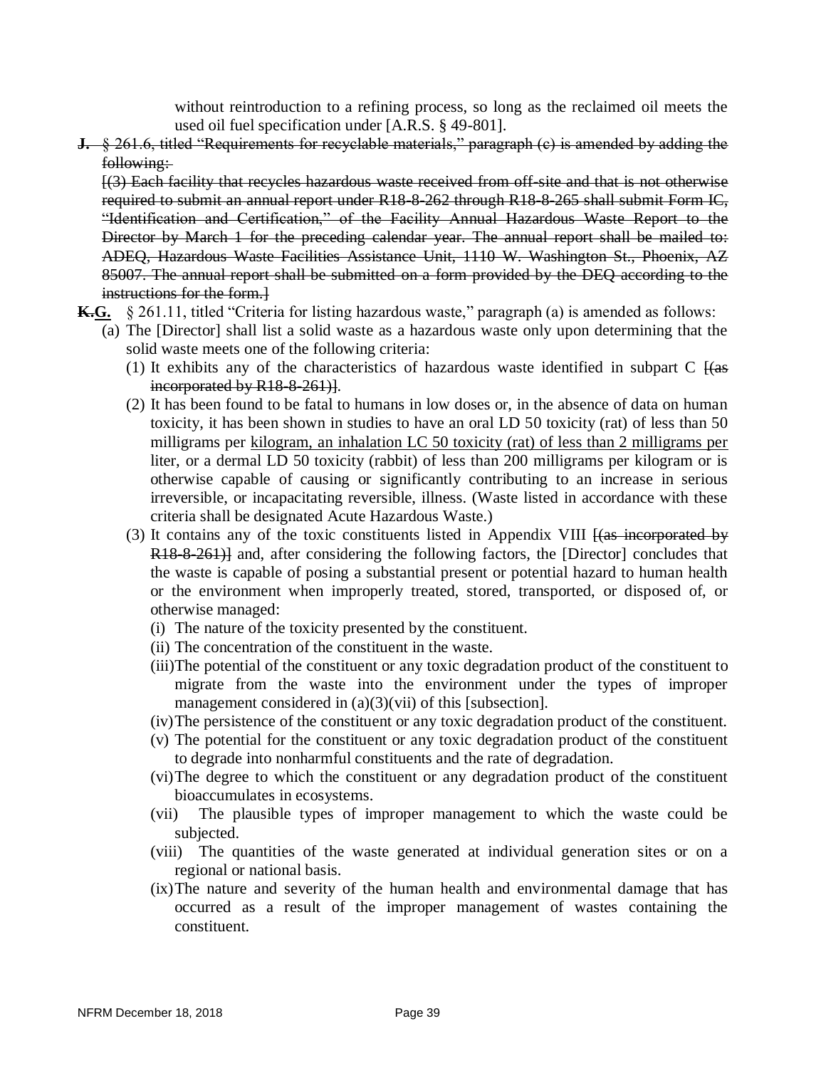without reintroduction to a refining process, so long as the reclaimed oil meets the used oil fuel specification under [A.R.S. § 49-801].

~~**J.** § 261.6, titled "Requirements for recyclable materials," paragraph (c) is amended by adding the following:~~

~~[(3) Each facility that recycles hazardous waste received from off-site and that is not otherwise required to submit an annual report under R18-8-262 through R18-8-265 shall submit Form IC, "Identification and Certification," of the Facility Annual Hazardous Waste Report to the Director by March 1 for the preceding calendar year. The annual report shall be mailed to: ADEQ, Hazardous Waste Facilities Assistance Unit, 1110 W. Washington St., Phoenix, AZ 85007. The annual report shall be submitted on a form provided by the DEQ according to the instructions for the form.]~~

~~**K.**~~**G.** § 261.11, titled "Criteria for listing hazardous waste," paragraph (a) is amended as follows:

(a) The [Director] shall list a solid waste as a hazardous waste only upon determining that the solid waste meets one of the following criteria:

(1) It exhibits any of the characteristics of hazardous waste identified in subpart C ~~[(as incorporated by R18-8-261)]~~.

(2) It has been found to be fatal to humans in low doses or, in the absence of data on human toxicity, it has been shown in studies to have an oral LD 50 toxicity (rat) of less than 50 milligrams per kilogram, an inhalation LC 50 toxicity (rat) of less than 2 milligrams per liter, or a dermal LD 50 toxicity (rabbit) of less than 200 milligrams per kilogram or is otherwise capable of causing or significantly contributing to an increase in serious irreversible, or incapacitating reversible, illness. (Waste listed in accordance with these criteria shall be designated Acute Hazardous Waste.)

(3) It contains any of the toxic constituents listed in Appendix VIII ~~[(as incorporated by R18-8-261)]~~ and, after considering the following factors, the [Director] concludes that the waste is capable of posing a substantial present or potential hazard to human health or the environment when improperly treated, stored, transported, or disposed of, or otherwise managed:

(i) The nature of the toxicity presented by the constituent.

(ii) The concentration of the constituent in the waste.

(iii) The potential of the constituent or any toxic degradation product of the constituent to migrate from the waste into the environment under the types of improper management considered in (a)(3)(vii) of this [subsection].

(iv) The persistence of the constituent or any toxic degradation product of the constituent.

(v) The potential for the constituent or any toxic degradation product of the constituent to degrade into nonharmful constituents and the rate of degradation.

(vi) The degree to which the constituent or any degradation product of the constituent bioaccumulates in ecosystems.

(vii) The plausible types of improper management to which the waste could be subjected.

(viii) The quantities of the waste generated at individual generation sites or on a regional or national basis.

(ix) The nature and severity of the human health and environmental damage that has occurred as a result of the improper management of wastes containing the constituent.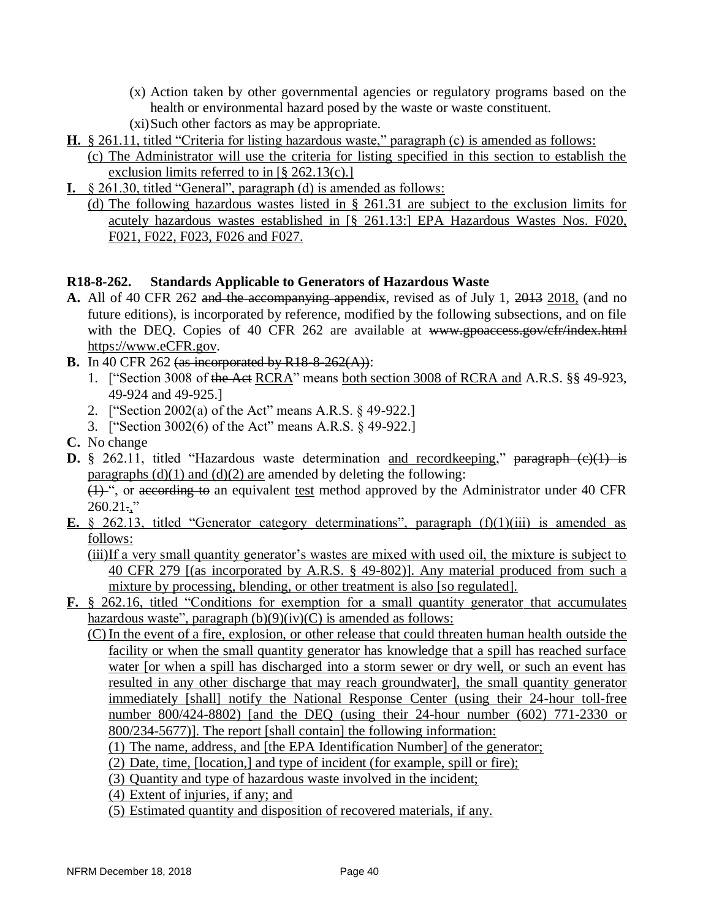(x) Action taken by other governmental agencies or regulatory programs based on the health or environmental hazard posed by the waste or waste constituent.

(xi) Such other factors as may be appropriate.

**H.** § 261.11, titled "Criteria for listing hazardous waste," paragraph (c) is amended as follows:

(c) The Administrator will use the criteria for listing specified in this section to establish the exclusion limits referred to in [§ 262.13(c).]

**I.** § 261.30, titled "General", paragraph (d) is amended as follows:

(d) The following hazardous wastes listed in § 261.31 are subject to the exclusion limits for acutely hazardous wastes established in [§ 261.13:] EPA Hazardous Wastes Nos. F020, F021, F022, F023, F026 and F027.

**R18-8-262. Standards Applicable to Generators of Hazardous Waste**

**A.** All of 40 CFR 262 ~~and the accompanying appendix~~, revised as of July 1, ~~2013~~ 2018, (and no future editions), is incorporated by reference, modified by the following subsections, and on file with the DEQ. Copies of 40 CFR 262 are available at ~~www.gpoaccess.gov/cfr/index.html~~ https://www.eCFR.gov.

**B.** In 40 CFR 262 ~~(as incorporated by R18-8-262(A))~~:

1. ["Section 3008 of ~~the Act~~ RCRA" means both section 3008 of RCRA and A.R.S. §§ 49-923, 49-924 and 49-925.]
2. ["Section 2002(a) of the Act" means A.R.S. § 49-922.]
3. ["Section 3002(6) of the Act" means A.R.S. § 49-922.]

**C.** No change

**D.** § 262.11, titled "Hazardous waste determination and recordkeeping," ~~paragraph (c)(1) is~~ paragraphs (d)(1) and (d)(2) are amended by deleting the following:

~~(1)~~ ", or ~~according to~~ an equivalent test method approved by the Administrator under 40 CFR 260.21~~.~~,"

**E.** § 262.13, titled "Generator category determinations", paragraph (f)(1)(iii) is amended as follows:

(iii) If a very small quantity generator's wastes are mixed with used oil, the mixture is subject to 40 CFR 279 [(as incorporated by A.R.S. § 49-802)]. Any material produced from such a mixture by processing, blending, or other treatment is also [so regulated].

**F.** § 262.16, titled "Conditions for exemption for a small quantity generator that accumulates hazardous waste", paragraph (b)(9)(iv)(C) is amended as follows:

(C) In the event of a fire, explosion, or other release that could threaten human health outside the facility or when the small quantity generator has knowledge that a spill has reached surface water [or when a spill has discharged into a storm sewer or dry well, or such an event has resulted in any other discharge that may reach groundwater], the small quantity generator immediately [shall] notify the National Response Center (using their 24-hour toll-free number 800/424-8802) [and the DEQ (using their 24-hour number (602) 771-2330 or 800/234-5677)]. The report [shall contain] the following information:

(1) The name, address, and [the EPA Identification Number] of the generator;

(2) Date, time, [location,] and type of incident (for example, spill or fire);

(3) Quantity and type of hazardous waste involved in the incident;

(4) Extent of injuries, if any; and

(5) Estimated quantity and disposition of recovered materials, if any.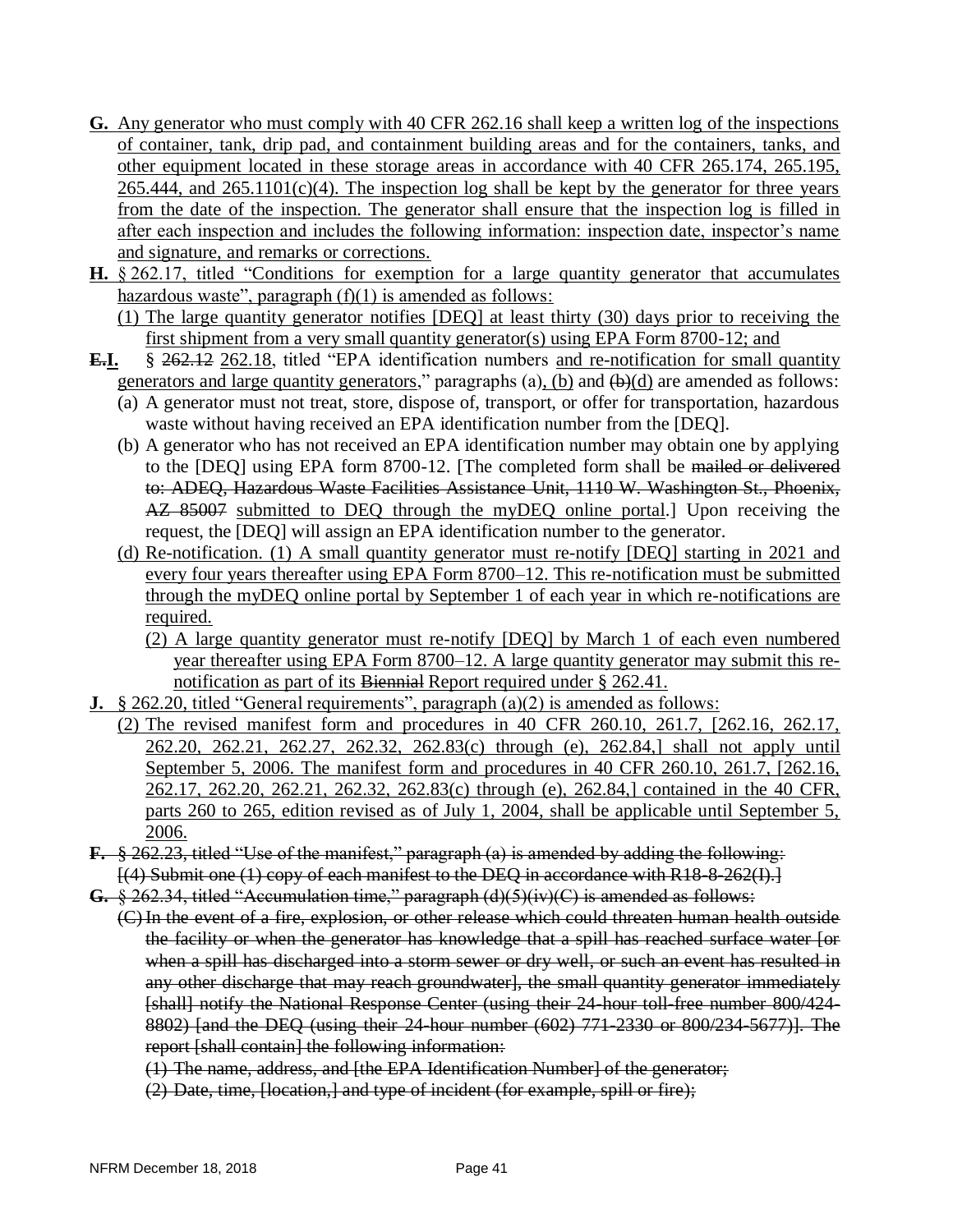**G.** Any generator who must comply with 40 CFR 262.16 shall keep a written log of the inspections of container, tank, drip pad, and containment building areas and for the containers, tanks, and other equipment located in these storage areas in accordance with 40 CFR 265.174, 265.195, 265.444, and 265.1101(c)(4). The inspection log shall be kept by the generator for three years from the date of the inspection. The generator shall ensure that the inspection log is filled in after each inspection and includes the following information: inspection date, inspector's name and signature, and remarks or corrections.

**H.** § 262.17, titled "Conditions for exemption for a large quantity generator that accumulates hazardous waste", paragraph (f)(1) is amended as follows:

(1) The large quantity generator notifies [DEQ] at least thirty (30) days prior to receiving the first shipment from a very small quantity generator(s) using EPA Form 8700-12; and

**~~E.~~I.** § ~~262.12~~ 262.18, titled "EPA identification numbers and re-notification for small quantity generators and large quantity generators," paragraphs (a), (b) and ~~(b)~~(d) are amended as follows:

(a) A generator must not treat, store, dispose of, transport, or offer for transportation, hazardous waste without having received an EPA identification number from the [DEQ].

(b) A generator who has not received an EPA identification number may obtain one by applying to the [DEQ] using EPA form 8700-12. [The completed form shall be ~~mailed or delivered to: ADEQ, Hazardous Waste Facilities Assistance Unit, 1110 W. Washington St., Phoenix, AZ 85007~~ submitted to DEQ through the myDEQ online portal.] Upon receiving the request, the [DEQ] will assign an EPA identification number to the generator.

(d) Re-notification. (1) A small quantity generator must re-notify [DEQ] starting in 2021 and every four years thereafter using EPA Form 8700–12. This re-notification must be submitted through the myDEQ online portal by September 1 of each year in which re-notifications are required.

(2) A large quantity generator must re-notify [DEQ] by March 1 of each even numbered year thereafter using EPA Form 8700–12. A large quantity generator may submit this re-notification as part of its ~~Biennial~~ Report required under § 262.41.

**J.** § 262.20, titled "General requirements", paragraph (a)(2) is amended as follows:

(2) The revised manifest form and procedures in 40 CFR 260.10, 261.7, [262.16, 262.17, 262.20, 262.21, 262.27, 262.32, 262.83(c) through (e), 262.84,] shall not apply until September 5, 2006. The manifest form and procedures in 40 CFR 260.10, 261.7, [262.16, 262.17, 262.20, 262.21, 262.32, 262.83(c) through (e), 262.84,] contained in the 40 CFR, parts 260 to 265, edition revised as of July 1, 2004, shall be applicable until September 5, 2006.

~~**F.** § 262.23, titled "Use of the manifest," paragraph (a) is amended by adding the following:~~
~~[(4) Submit one (1) copy of each manifest to the DEQ in accordance with R18-8-262(I).]~~

~~**G.** § 262.34, titled "Accumulation time," paragraph (d)(5)(iv)(C) is amended as follows:~~

~~(C) In the event of a fire, explosion, or other release which could threaten human health outside the facility or when the generator has knowledge that a spill has reached surface water [or when a spill has discharged into a storm sewer or dry well, or such an event has resulted in any other discharge that may reach groundwater], the small quantity generator immediately [shall] notify the National Response Center (using their 24-hour toll-free number 800/424-8802) [and the DEQ (using their 24-hour number (602) 771-2330 or 800/234-5677)]. The report [shall contain] the following information:~~

~~(1) The name, address, and [the EPA Identification Number] of the generator;~~

~~(2) Date, time, [location,] and type of incident (for example, spill or fire);~~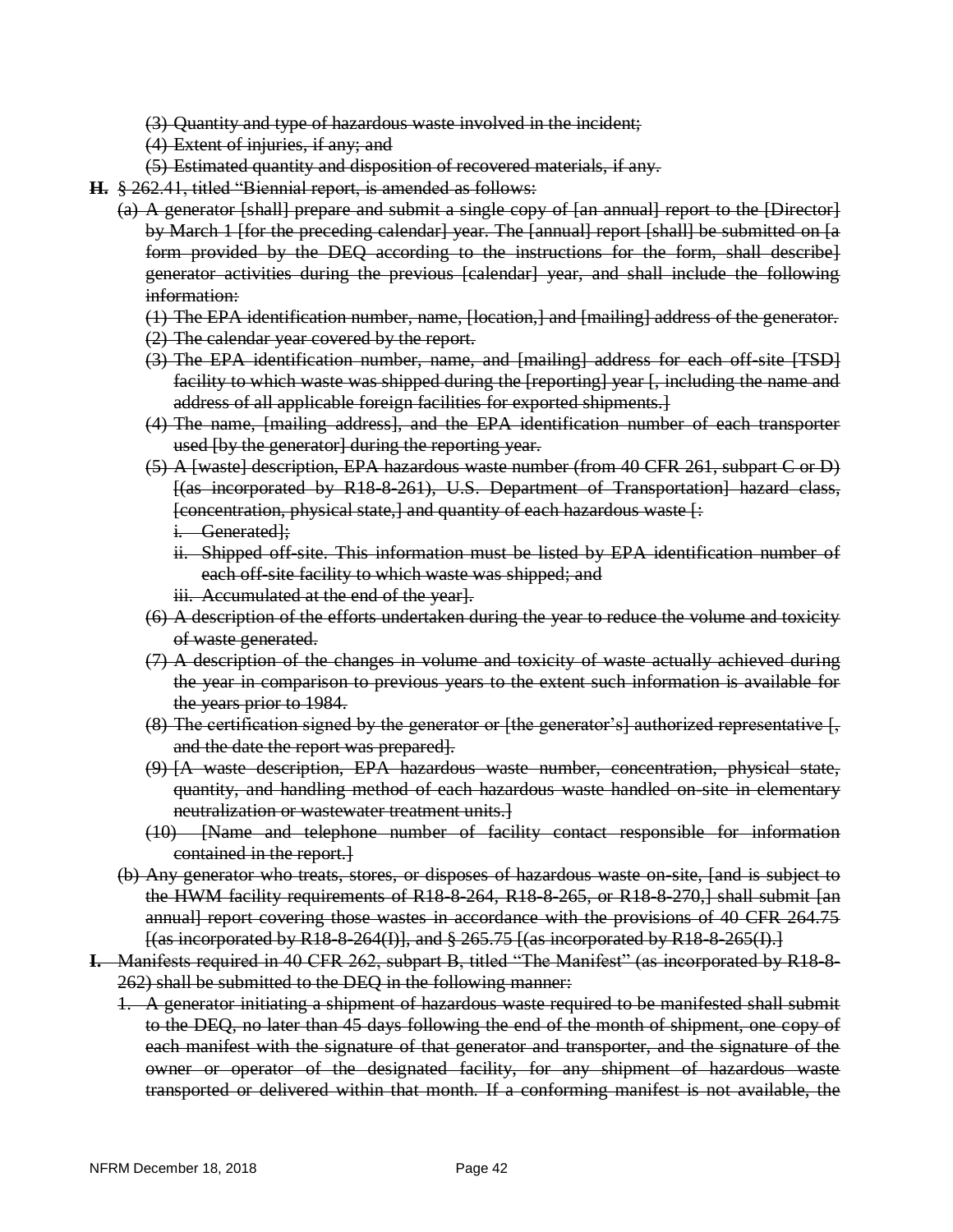~~(3) Quantity and type of hazardous waste involved in the incident;~~

~~(4) Extent of injuries, if any; and~~

~~(5) Estimated quantity and disposition of recovered materials, if any.~~

~~**H.** § 262.41, titled "Biennial report, is amended as follows:~~

~~(a) A generator [shall] prepare and submit a single copy of [an annual] report to the [Director] by March 1 [for the preceding calendar] year. The [annual] report [shall] be submitted on [a form provided by the DEQ according to the instructions for the form, shall describe] generator activities during the previous [calendar] year, and shall include the following information:~~

~~(1) The EPA identification number, name, [location,] and [mailing] address of the generator.~~

~~(2) The calendar year covered by the report.~~

~~(3) The EPA identification number, name, and [mailing] address for each off-site [TSD] facility to which waste was shipped during the [reporting] year [, including the name and address of all applicable foreign facilities for exported shipments.]~~

~~(4) The name, [mailing address], and the EPA identification number of each transporter used [by the generator] during the reporting year.~~

~~(5) A [waste] description, EPA hazardous waste number (from 40 CFR 261, subpart C or D) [(as incorporated by R18-8-261), U.S. Department of Transportation] hazard class, [concentration, physical state,] and quantity of each hazardous waste [:~~

~~i. Generated];~~

~~ii. Shipped off-site. This information must be listed by EPA identification number of each off-site facility to which waste was shipped; and~~

~~iii. Accumulated at the end of the year].~~

~~(6) A description of the efforts undertaken during the year to reduce the volume and toxicity of waste generated.~~

~~(7) A description of the changes in volume and toxicity of waste actually achieved during the year in comparison to previous years to the extent such information is available for the years prior to 1984.~~

~~(8) The certification signed by the generator or [the generator's] authorized representative [, and the date the report was prepared].~~

~~(9) [A waste description, EPA hazardous waste number, concentration, physical state, quantity, and handling method of each hazardous waste handled on-site in elementary neutralization or wastewater treatment units.]~~

~~(10) [Name and telephone number of facility contact responsible for information contained in the report.]~~

~~(b) Any generator who treats, stores, or disposes of hazardous waste on-site, [and is subject to the HWM facility requirements of R18-8-264, R18-8-265, or R18-8-270,] shall submit [an annual] report covering those wastes in accordance with the provisions of 40 CFR 264.75 [(as incorporated by R18-8-264(I)], and § 265.75 [(as incorporated by R18-8-265(I).]~~

~~**I.** Manifests required in 40 CFR 262, subpart B, titled "The Manifest" (as incorporated by R18-8-262) shall be submitted to the DEQ in the following manner:~~

~~1. A generator initiating a shipment of hazardous waste required to be manifested shall submit to the DEQ, no later than 45 days following the end of the month of shipment, one copy of each manifest with the signature of that generator and transporter, and the signature of the owner or operator of the designated facility, for any shipment of hazardous waste transported or delivered within that month. If a conforming manifest is not available, the~~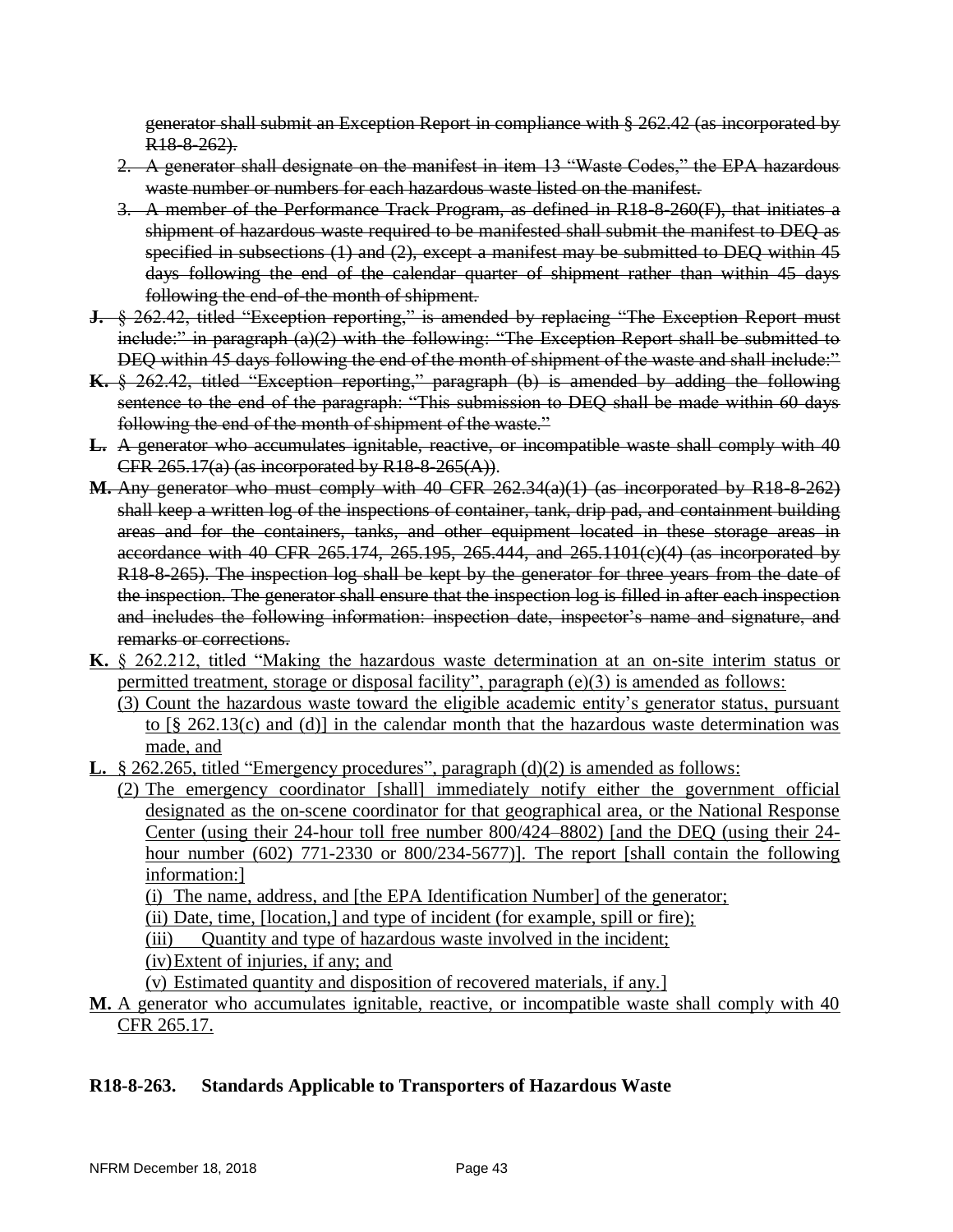~~generator shall submit an Exception Report in compliance with § 262.42 (as incorporated by R18-8-262).~~

2. ~~A generator shall designate on the manifest in item 13 "Waste Codes," the EPA hazardous waste number or numbers for each hazardous waste listed on the manifest.~~
3. ~~A member of the Performance Track Program, as defined in R18-8-260(F), that initiates a shipment of hazardous waste required to be manifested shall submit the manifest to DEQ as specified in subsections (1) and (2), except a manifest may be submitted to DEQ within 45 days following the end of the calendar quarter of shipment rather than within 45 days following the end of the month of shipment.~~

~~**J.** § 262.42, titled "Exception reporting," is amended by replacing "The Exception Report must include:" in paragraph (a)(2) with the following: "The Exception Report shall be submitted to DEQ within 45 days following the end of the month of shipment of the waste and shall include:"~~

~~**K.** § 262.42, titled "Exception reporting," paragraph (b) is amended by adding the following sentence to the end of the paragraph: "This submission to DEQ shall be made within 60 days following the end of the month of shipment of the waste."~~

~~**L.** A generator who accumulates ignitable, reactive, or incompatible waste shall comply with 40 CFR 265.17(a) (as incorporated by R18-8-265(A)).~~

~~**M.** Any generator who must comply with 40 CFR 262.34(a)(1) (as incorporated by R18-8-262) shall keep a written log of the inspections of container, tank, drip pad, and containment building areas and for the containers, tanks, and other equipment located in these storage areas in accordance with 40 CFR 265.174, 265.195, 265.444, and 265.1101(c)(4) (as incorporated by R18-8-265). The inspection log shall be kept by the generator for three years from the date of the inspection. The generator shall ensure that the inspection log is filled in after each inspection and includes the following information: inspection date, inspector's name and signature, and remarks or corrections.~~

<u>**K.** § 262.212, titled "Making the hazardous waste determination at an on-site interim status or permitted treatment, storage or disposal facility", paragraph (e)(3) is amended as follows:</u>

<u>(3) Count the hazardous waste toward the eligible academic entity's generator status, pursuant to [§ 262.13(c) and (d)] in the calendar month that the hazardous waste determination was made, and</u>

<u>**L.** § 262.265, titled "Emergency procedures", paragraph (d)(2) is amended as follows:</u>

<u>(2) The emergency coordinator [shall] immediately notify either the government official designated as the on-scene coordinator for that geographical area, or the National Response Center (using their 24-hour toll free number 800/424–8802) [and the DEQ (using their 24-hour number (602) 771-2330 or 800/234-5677)]. The report [shall contain the following information:]</u>

<u>(i) The name, address, and [the EPA Identification Number] of the generator;</u>

<u>(ii) Date, time, [location,] and type of incident (for example, spill or fire);</u>

<u>(iii) Quantity and type of hazardous waste involved in the incident;</u>

<u>(iv) Extent of injuries, if any; and</u>

<u>(v) Estimated quantity and disposition of recovered materials, if any.]</u>

<u>**M.** A generator who accumulates ignitable, reactive, or incompatible waste shall comply with 40 CFR 265.17.</u>

**R18-8-263. Standards Applicable to Transporters of Hazardous Waste**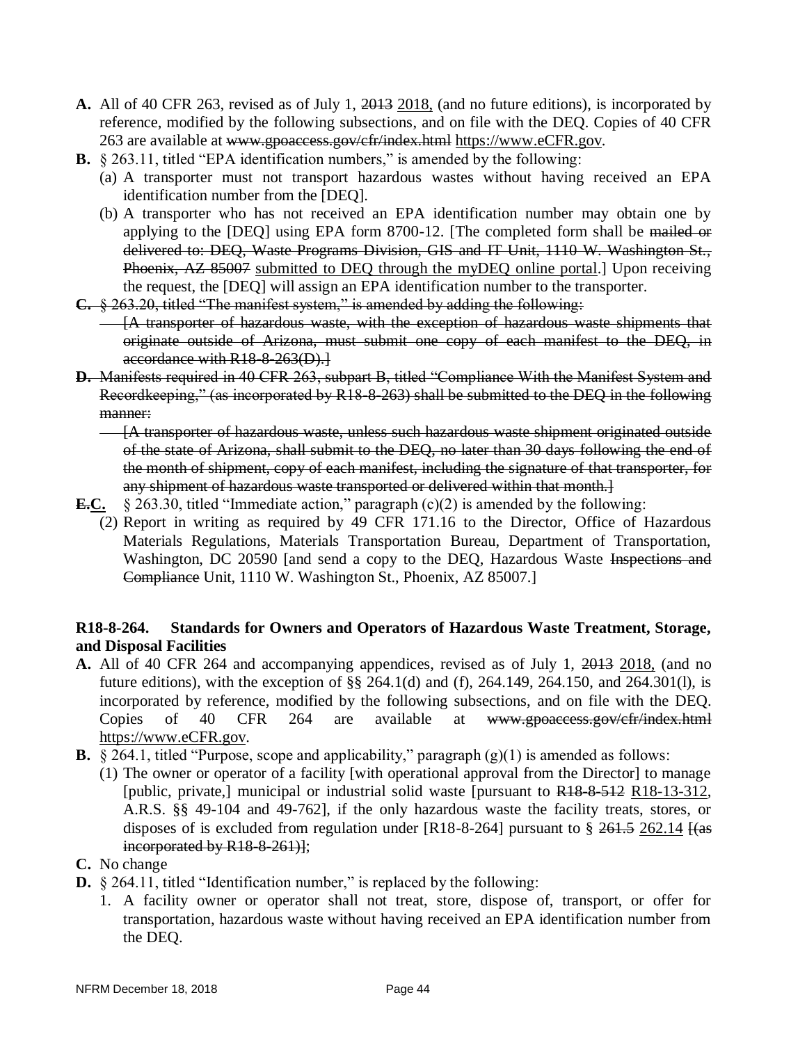**A.** All of 40 CFR 263, revised as of July 1, ~~2013~~ 2018, (and no future editions), is incorporated by reference, modified by the following subsections, and on file with the DEQ. Copies of 40 CFR 263 are available at ~~www.gpoaccess.gov/cfr/index.html~~ https://www.eCFR.gov.

**B.** § 263.11, titled "EPA identification numbers," is amended by the following:

(a) A transporter must not transport hazardous wastes without having received an EPA identification number from the [DEQ].

(b) A transporter who has not received an EPA identification number may obtain one by applying to the [DEQ] using EPA form 8700-12. [The completed form shall be ~~mailed or delivered to: DEQ, Waste Programs Division, GIS and IT Unit, 1110 W. Washington St., Phoenix, AZ 85007~~ submitted to DEQ through the myDEQ online portal.] Upon receiving the request, the [DEQ] will assign an EPA identification number to the transporter.

~~**C.** § 263.20, titled "The manifest system," is amended by adding the following:~~

~~[A transporter of hazardous waste, with the exception of hazardous waste shipments that originate outside of Arizona, must submit one copy of each manifest to the DEQ, in accordance with R18-8-263(D).]~~

~~**D.** Manifests required in 40 CFR 263, subpart B, titled "Compliance With the Manifest System and Recordkeeping," (as incorporated by R18-8-263) shall be submitted to the DEQ in the following manner:~~

~~[A transporter of hazardous waste, unless such hazardous waste shipment originated outside of the state of Arizona, shall submit to the DEQ, no later than 30 days following the end of the month of shipment, copy of each manifest, including the signature of that transporter, for any shipment of hazardous waste transported or delivered within that month.]~~

~~**E.**~~**C.** § 263.30, titled "Immediate action," paragraph (c)(2) is amended by the following:

(2) Report in writing as required by 49 CFR 171.16 to the Director, Office of Hazardous Materials Regulations, Materials Transportation Bureau, Department of Transportation, Washington, DC 20590 [and send a copy to the DEQ, Hazardous Waste ~~Inspections and Compliance~~ Unit, 1110 W. Washington St., Phoenix, AZ 85007.]

### R18-8-264. Standards for Owners and Operators of Hazardous Waste Treatment, Storage, and Disposal Facilities

**A.** All of 40 CFR 264 and accompanying appendices, revised as of July 1, ~~2013~~ 2018, (and no future editions), with the exception of §§ 264.1(d) and (f), 264.149, 264.150, and 264.301(l), is incorporated by reference, modified by the following subsections, and on file with the DEQ. Copies of 40 CFR 264 are available at ~~www.gpoaccess.gov/cfr/index.html~~ https://www.eCFR.gov.

**B.** § 264.1, titled "Purpose, scope and applicability," paragraph (g)(1) is amended as follows:

(1) The owner or operator of a facility [with operational approval from the Director] to manage [public, private,] municipal or industrial solid waste [pursuant to ~~R18-8-512~~ R18-13-312, A.R.S. §§ 49-104 and 49-762], if the only hazardous waste the facility treats, stores, or disposes of is excluded from regulation under [R18-8-264] pursuant to § ~~261.5~~ 262.14 ~~[(as incorporated by R18-8-261)]~~;

**C.** No change

**D.** § 264.11, titled "Identification number," is replaced by the following:

1. A facility owner or operator shall not treat, store, dispose of, transport, or offer for transportation, hazardous waste without having received an EPA identification number from the DEQ.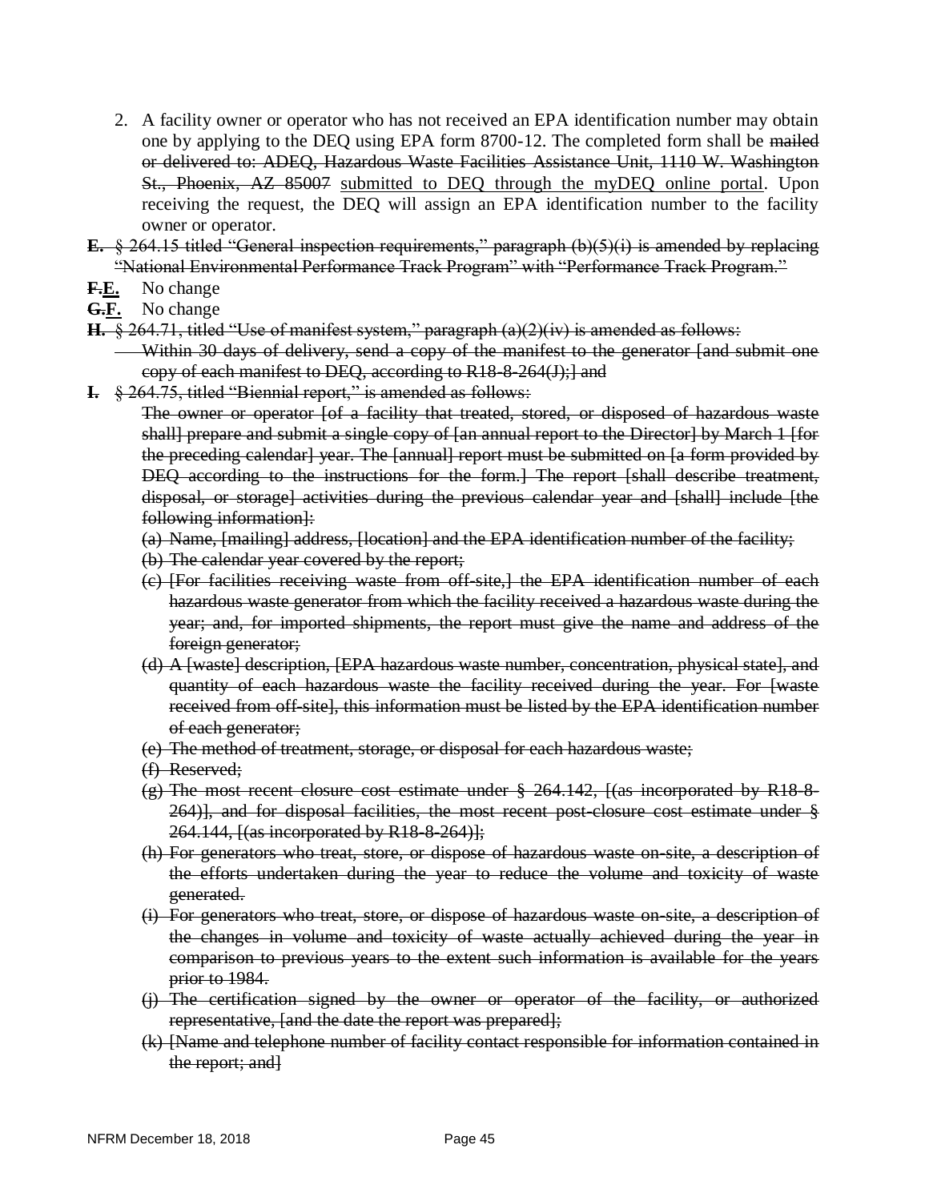2. A facility owner or operator who has not received an EPA identification number may obtain one by applying to the DEQ using EPA form 8700-12. The completed form shall be ~~mailed or delivered to: ADEQ, Hazardous Waste Facilities Assistance Unit, 1110 W. Washington St., Phoenix, AZ 85007~~ <u>submitted to DEQ through the myDEQ online portal</u>. Upon receiving the request, the DEQ will assign an EPA identification number to the facility owner or operator.

~~**E.** § 264.15 titled "General inspection requirements," paragraph (b)(5)(i) is amended by replacing "National Environmental Performance Track Program" with "Performance Track Program."~~

~~**F.**~~<u>**E.**</u> No change

~~**G.**~~<u>**F.**</u> No change

~~**H.** § 264.71, titled "Use of manifest system," paragraph (a)(2)(iv) is amended as follows:~~

~~Within 30 days of delivery, send a copy of the manifest to the generator [and submit one copy of each manifest to DEQ, according to R18-8-264(J);] and~~

~~**I.** § 264.75, titled "Biennial report," is amended as follows:~~

~~The owner or operator [of a facility that treated, stored, or disposed of hazardous waste shall] prepare and submit a single copy of [an annual report to the Director] by March 1 [for the preceding calendar] year. The [annual] report must be submitted on [a form provided by DEQ according to the instructions for the form.] The report [shall describe treatment, disposal, or storage] activities during the previous calendar year and [shall] include [the following information]:~~

~~(a) Name, [mailing] address, [location] and the EPA identification number of the facility;~~

~~(b) The calendar year covered by the report;~~

~~(c) [For facilities receiving waste from off-site,] the EPA identification number of each hazardous waste generator from which the facility received a hazardous waste during the year; and, for imported shipments, the report must give the name and address of the foreign generator;~~

~~(d) A [waste] description, [EPA hazardous waste number, concentration, physical state], and quantity of each hazardous waste the facility received during the year. For [waste received from off-site], this information must be listed by the EPA identification number of each generator;~~

~~(e) The method of treatment, storage, or disposal for each hazardous waste;~~

~~(f) Reserved;~~

~~(g) The most recent closure cost estimate under § 264.142, [(as incorporated by R18-8-264)], and for disposal facilities, the most recent post-closure cost estimate under § 264.144, [(as incorporated by R18-8-264)];~~

~~(h) For generators who treat, store, or dispose of hazardous waste on-site, a description of the efforts undertaken during the year to reduce the volume and toxicity of waste generated.~~

~~(i) For generators who treat, store, or dispose of hazardous waste on-site, a description of the changes in volume and toxicity of waste actually achieved during the year in comparison to previous years to the extent such information is available for the years prior to 1984.~~

~~(j) The certification signed by the owner or operator of the facility, or authorized representative, [and the date the report was prepared];~~

~~(k) [Name and telephone number of facility contact responsible for information contained in the report; and]~~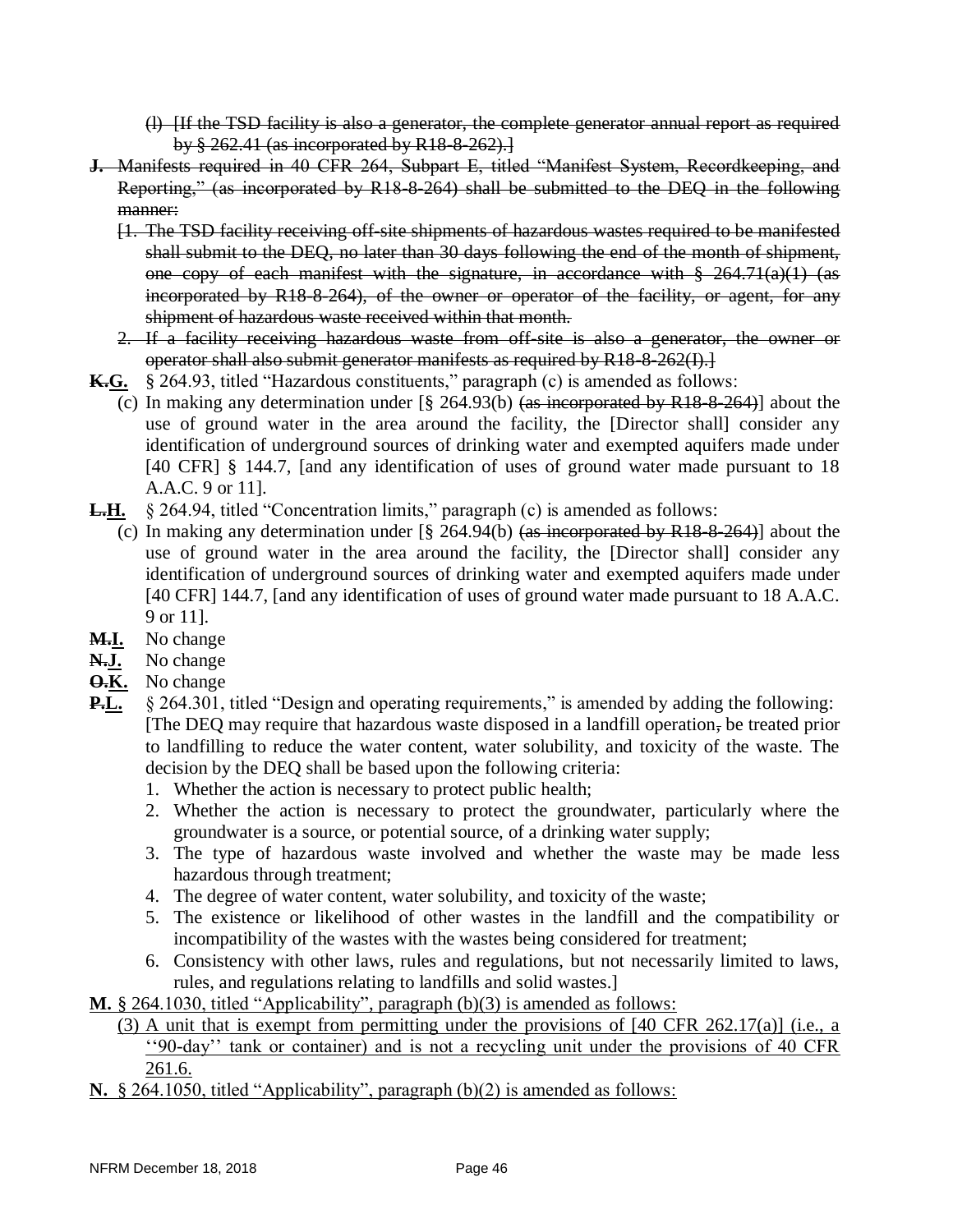(l) [If the TSD facility is also a generator, the complete generator annual report as required by § 262.41 (as incorporated by R18-8-262).]

**J.** Manifests required in 40 CFR 264, Subpart E, titled "Manifest System, Recordkeeping, and Reporting," (as incorporated by R18-8-264) shall be submitted to the DEQ in the following manner:

[1. The TSD facility receiving off-site shipments of hazardous wastes required to be manifested shall submit to the DEQ, no later than 30 days following the end of the month of shipment, one copy of each manifest with the signature, in accordance with § 264.71(a)(1) (as incorporated by R18-8-264), of the owner or operator of the facility, or agent, for any shipment of hazardous waste received within that month.

2. If a facility receiving hazardous waste from off-site is also a generator, the owner or operator shall also submit generator manifests as required by R18-8-262(I).]

**K.G.** § 264.93, titled "Hazardous constituents," paragraph (c) is amended as follows:

(c) In making any determination under [§ 264.93(b) (as incorporated by R18-8-264)] about the use of ground water in the area around the facility, the [Director shall] consider any identification of underground sources of drinking water and exempted aquifers made under [40 CFR] § 144.7, [and any identification of uses of ground water made pursuant to 18 A.A.C. 9 or 11].

**L.H.** § 264.94, titled "Concentration limits," paragraph (c) is amended as follows:

(c) In making any determination under [§ 264.94(b) (as incorporated by R18-8-264)] about the use of ground water in the area around the facility, the [Director shall] consider any identification of underground sources of drinking water and exempted aquifers made under [40 CFR] 144.7, [and any identification of uses of ground water made pursuant to 18 A.A.C. 9 or 11].

**M.I.** No change

**N.J.** No change

**O.K.** No change

**P.L.** § 264.301, titled "Design and operating requirements," is amended by adding the following: [The DEQ may require that hazardous waste disposed in a landfill operation, be treated prior to landfilling to reduce the water content, water solubility, and toxicity of the waste. The decision by the DEQ shall be based upon the following criteria:

1. Whether the action is necessary to protect public health;
2. Whether the action is necessary to protect the groundwater, particularly where the groundwater is a source, or potential source, of a drinking water supply;
3. The type of hazardous waste involved and whether the waste may be made less hazardous through treatment;
4. The degree of water content, water solubility, and toxicity of the waste;
5. The existence or likelihood of other wastes in the landfill and the compatibility or incompatibility of the wastes with the wastes being considered for treatment;
6. Consistency with other laws, rules and regulations, but not necessarily limited to laws, rules, and regulations relating to landfills and solid wastes.]

**M.** § 264.1030, titled "Applicability", paragraph (b)(3) is amended as follows:

(3) A unit that is exempt from permitting under the provisions of [40 CFR 262.17(a)] (i.e., a ''90-day'' tank or container) and is not a recycling unit under the provisions of 40 CFR 261.6.

**N.** § 264.1050, titled "Applicability", paragraph (b)(2) is amended as follows: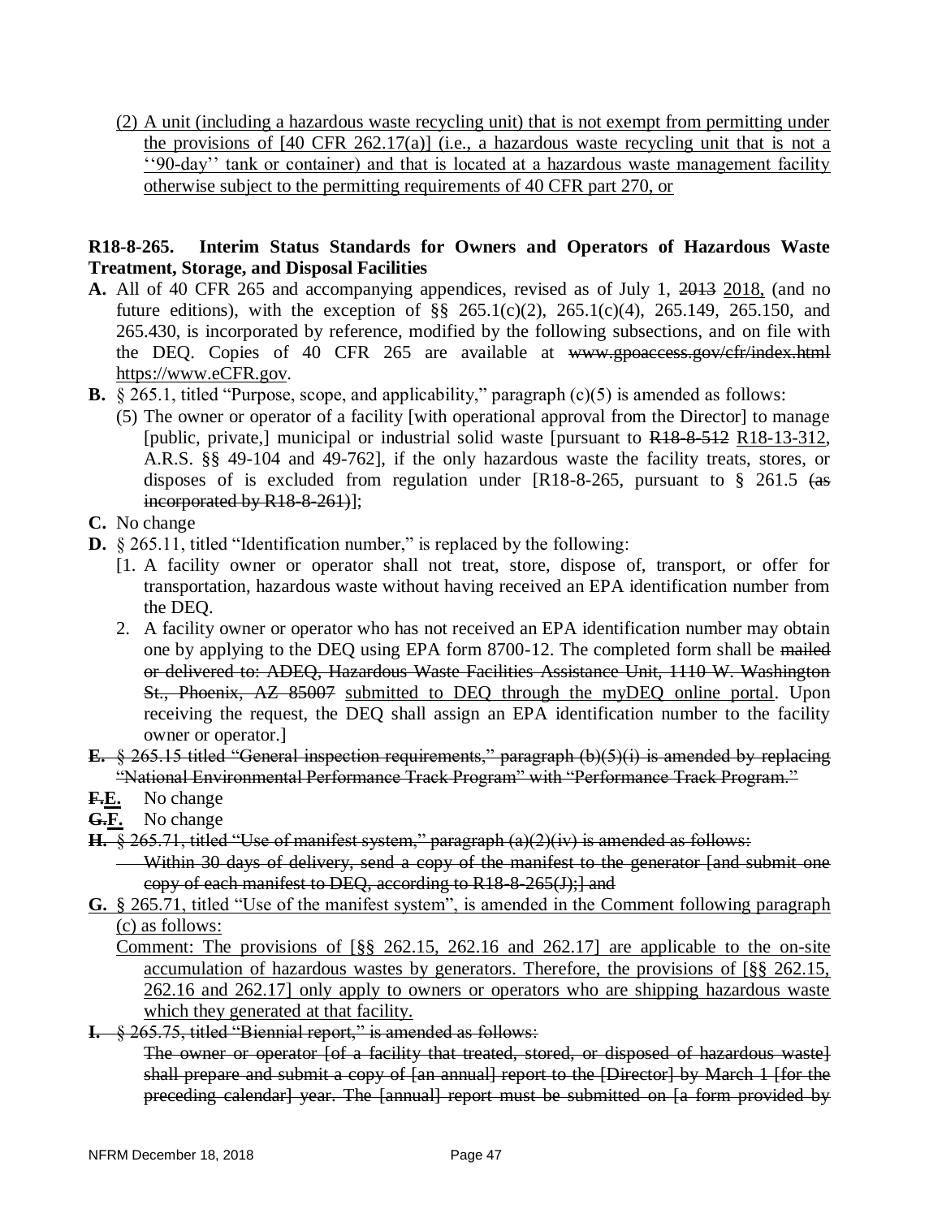<u>(2) A unit (including a hazardous waste recycling unit) that is not exempt from permitting under the provisions of [40 CFR 262.17(a)] (i.e., a hazardous waste recycling unit that is not a ''90-day'' tank or container) and that is located at a hazardous waste management facility otherwise subject to the permitting requirements of 40 CFR part 270, or</u>

**R18-8-265. Interim Status Standards for Owners and Operators of Hazardous Waste Treatment, Storage, and Disposal Facilities**

**A.** All of 40 CFR 265 and accompanying appendices, revised as of July 1, ~~2013~~ <u>2018,</u> (and no future editions), with the exception of §§ 265.1(c)(2), 265.1(c)(4), 265.149, 265.150, and 265.430, is incorporated by reference, modified by the following subsections, and on file with the DEQ. Copies of 40 CFR 265 are available at ~~www.gpoaccess.gov/cfr/index.html~~ <u>https://www.eCFR.gov</u>.

**B.** § 265.1, titled "Purpose, scope, and applicability," paragraph (c)(5) is amended as follows:

(5) The owner or operator of a facility [with operational approval from the Director] to manage [public, private,] municipal or industrial solid waste [pursuant to ~~R18-8-512~~ <u>R18-13-312</u>, A.R.S. §§ 49-104 and 49-762], if the only hazardous waste the facility treats, stores, or disposes of is excluded from regulation under [R18-8-265, pursuant to § 261.5 ~~(as incorporated by R18-8-261)~~];

**C.** No change

**D.** § 265.11, titled "Identification number," is replaced by the following:

[1. A facility owner or operator shall not treat, store, dispose of, transport, or offer for transportation, hazardous waste without having received an EPA identification number from the DEQ.

2. A facility owner or operator who has not received an EPA identification number may obtain one by applying to the DEQ using EPA form 8700-12. The completed form shall be ~~mailed or delivered to: ADEQ, Hazardous Waste Facilities Assistance Unit, 1110 W. Washington St., Phoenix, AZ 85007~~ <u>submitted to DEQ through the myDEQ online portal</u>. Upon receiving the request, the DEQ shall assign an EPA identification number to the facility owner or operator.]

~~**E.** § 265.15 titled "General inspection requirements," paragraph (b)(5)(i) is amended by replacing "National Environmental Performance Track Program" with "Performance Track Program."~~

~~**F.**~~<u>**E.**</u> No change

~~**G.**~~<u>**F.**</u> No change

~~**H.** § 265.71, titled "Use of manifest system," paragraph (a)(2)(iv) is amended as follows:~~

~~Within 30 days of delivery, send a copy of the manifest to the generator [and submit one copy of each manifest to DEQ, according to R18-8-265(J);] and~~

<u>**G.** § 265.71, titled "Use of the manifest system", is amended in the Comment following paragraph (c) as follows:</u>

<u>Comment: The provisions of [§§ 262.15, 262.16 and 262.17] are applicable to the on-site accumulation of hazardous wastes by generators. Therefore, the provisions of [§§ 262.15, 262.16 and 262.17] only apply to owners or operators who are shipping hazardous waste which they generated at that facility.</u>

~~**I.** § 265.75, titled "Biennial report," is amended as follows:~~

~~The owner or operator [of a facility that treated, stored, or disposed of hazardous waste] shall prepare and submit a copy of [an annual] report to the [Director] by March 1 [for the preceding calendar] year. The [annual] report must be submitted on [a form provided by~~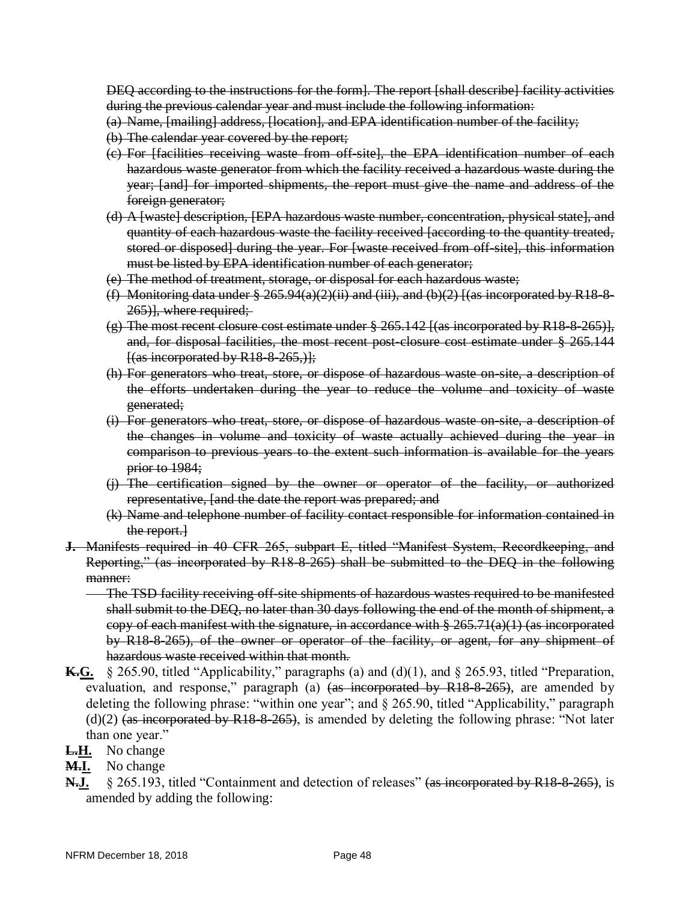~~DEQ according to the instructions for the form]. The report [shall describe] facility activities during the previous calendar year and must include the following information:~~

~~(a) Name, [mailing] address, [location], and EPA identification number of the facility;~~

~~(b) The calendar year covered by the report;~~

~~(c) For [facilities receiving waste from off-site], the EPA identification number of each hazardous waste generator from which the facility received a hazardous waste during the year; [and] for imported shipments, the report must give the name and address of the foreign generator;~~

~~(d) A [waste] description, [EPA hazardous waste number, concentration, physical state], and quantity of each hazardous waste the facility received [according to the quantity treated, stored or disposed] during the year. For [waste received from off-site], this information must be listed by EPA identification number of each generator;~~

~~(e) The method of treatment, storage, or disposal for each hazardous waste;~~

~~(f) Monitoring data under § 265.94(a)(2)(ii) and (iii), and (b)(2) [(as incorporated by R18-8-265)], where required;~~

~~(g) The most recent closure cost estimate under § 265.142 [(as incorporated by R18-8-265)], and, for disposal facilities, the most recent post-closure cost estimate under § 265.144 [(as incorporated by R18-8-265,)];~~

~~(h) For generators who treat, store, or dispose of hazardous waste on-site, a description of the efforts undertaken during the year to reduce the volume and toxicity of waste generated;~~

~~(i) For generators who treat, store, or dispose of hazardous waste on-site, a description of the changes in volume and toxicity of waste actually achieved during the year in comparison to previous years to the extent such information is available for the years prior to 1984;~~

~~(j) The certification signed by the owner or operator of the facility, or authorized representative, [and the date the report was prepared; and~~

~~(k) Name and telephone number of facility contact responsible for information contained in the report.]~~

~~**J.** Manifests required in 40 CFR 265, subpart E, titled "Manifest System, Recordkeeping, and Reporting," (as incorporated by R18-8-265) shall be submitted to the DEQ in the following manner:~~

~~The TSD facility receiving off-site shipments of hazardous wastes required to be manifested shall submit to the DEQ, no later than 30 days following the end of the month of shipment, a copy of each manifest with the signature, in accordance with § 265.71(a)(1) (as incorporated by R18-8-265), of the owner or operator of the facility, or agent, for any shipment of hazardous waste received within that month.~~

**~~K.~~G.** § 265.90, titled "Applicability," paragraphs (a) and (d)(1), and § 265.93, titled "Preparation, evaluation, and response," paragraph (a) ~~(as incorporated by R18-8-265)~~, are amended by deleting the following phrase: "within one year"; and § 265.90, titled "Applicability," paragraph (d)(2) ~~(as incorporated by R18-8-265)~~, is amended by deleting the following phrase: "Not later than one year."

**~~L.~~H.** No change

**~~M.~~I.** No change

**~~N.~~J.** § 265.193, titled "Containment and detection of releases" ~~(as incorporated by R18-8-265)~~, is amended by adding the following: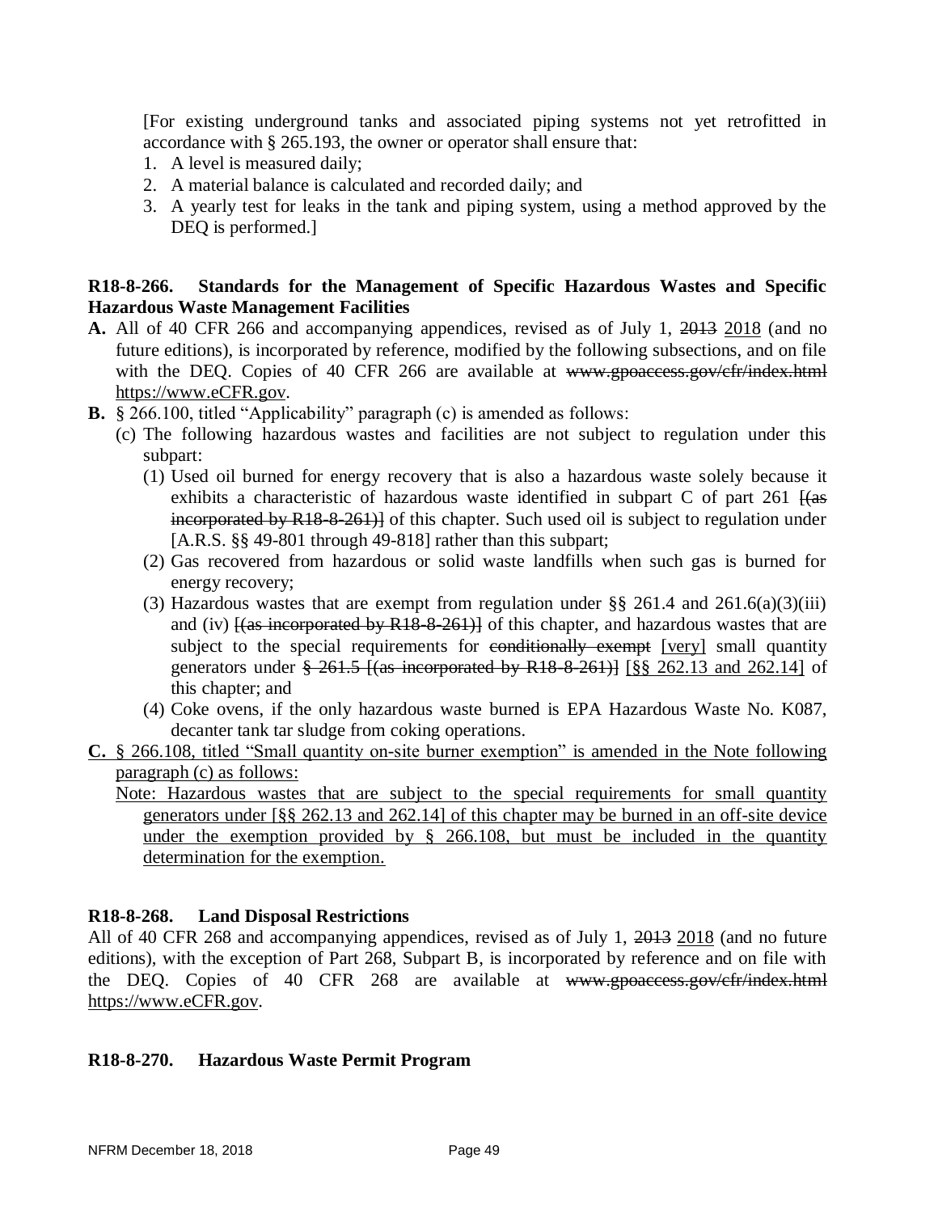[For existing underground tanks and associated piping systems not yet retrofitted in accordance with § 265.193, the owner or operator shall ensure that:

1. A level is measured daily;
2. A material balance is calculated and recorded daily; and
3. A yearly test for leaks in the tank and piping system, using a method approved by the DEQ is performed.]

**R18-8-266. Standards for the Management of Specific Hazardous Wastes and Specific Hazardous Waste Management Facilities**

**A.** All of 40 CFR 266 and accompanying appendices, revised as of July 1, ~~2013~~ <u>2018</u> (and no future editions), is incorporated by reference, modified by the following subsections, and on file with the DEQ. Copies of 40 CFR 266 are available at ~~www.gpoaccess.gov/cfr/index.html~~ <u>https://www.eCFR.gov</u>.

**B.** § 266.100, titled "Applicability" paragraph (c) is amended as follows:

(c) The following hazardous wastes and facilities are not subject to regulation under this subpart:

(1) Used oil burned for energy recovery that is also a hazardous waste solely because it exhibits a characteristic of hazardous waste identified in subpart C of part 261 ~~[(as incorporated by R18-8-261)]~~ of this chapter. Such used oil is subject to regulation under [A.R.S. §§ 49-801 through 49-818] rather than this subpart;

(2) Gas recovered from hazardous or solid waste landfills when such gas is burned for energy recovery;

(3) Hazardous wastes that are exempt from regulation under §§ 261.4 and 261.6(a)(3)(iii) and (iv) ~~[(as incorporated by R18-8-261)]~~ of this chapter, and hazardous wastes that are subject to the special requirements for ~~conditionally exempt~~ <u>[very]</u> small quantity generators under ~~§ 261.5 [(as incorporated by R18-8-261)]~~ <u>[§§ 262.13 and 262.14]</u> of this chapter; and

(4) Coke ovens, if the only hazardous waste burned is EPA Hazardous Waste No. K087, decanter tank tar sludge from coking operations.

<u>**C.** § 266.108, titled "Small quantity on-site burner exemption" is amended in the Note following paragraph (c) as follows:</u>

<u>Note: Hazardous wastes that are subject to the special requirements for small quantity generators under [§§ 262.13 and 262.14] of this chapter may be burned in an off-site device under the exemption provided by § 266.108, but must be included in the quantity determination for the exemption.</u>

**R18-8-268. Land Disposal Restrictions**

All of 40 CFR 268 and accompanying appendices, revised as of July 1, ~~2013~~ <u>2018</u> (and no future editions), with the exception of Part 268, Subpart B, is incorporated by reference and on file with the DEQ. Copies of 40 CFR 268 are available at ~~www.gpoaccess.gov/cfr/index.html~~ <u>https://www.eCFR.gov</u>.

**R18-8-270. Hazardous Waste Permit Program**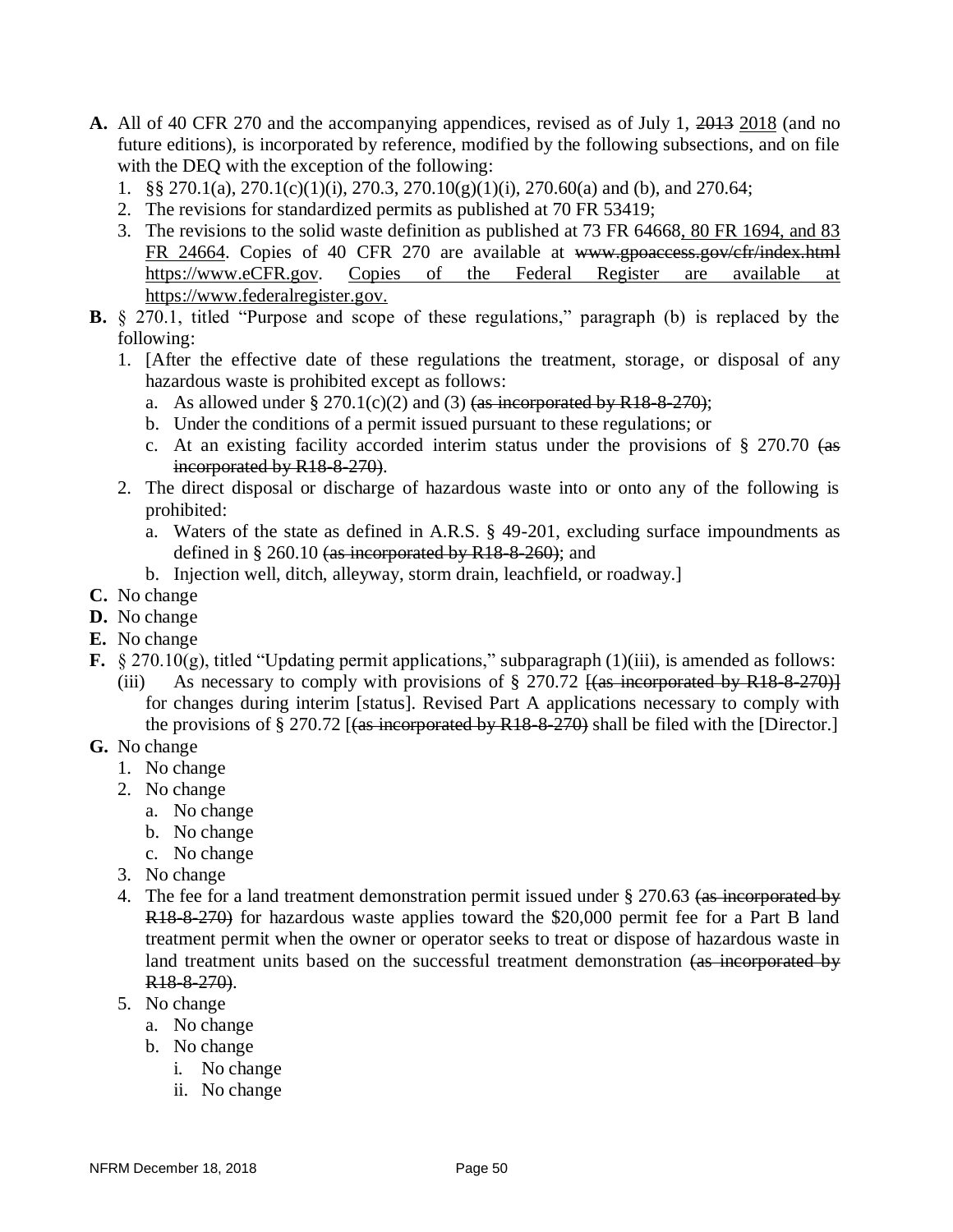**A.** All of 40 CFR 270 and the accompanying appendices, revised as of July 1, ~~2013~~ <u>2018</u> (and no future editions), is incorporated by reference, modified by the following subsections, and on file with the DEQ with the exception of the following:

1. §§ 270.1(a), 270.1(c)(1)(i), 270.3, 270.10(g)(1)(i), 270.60(a) and (b), and 270.64;
2. The revisions for standardized permits as published at 70 FR 53419;
3. The revisions to the solid waste definition as published at 73 FR 64668<u>, 80 FR 1694, and 83 FR 24664</u>. Copies of 40 CFR 270 are available at ~~www.gpoaccess.gov/cfr/index.html~~ <u>https://www.eCFR.gov</u>. <u>Copies of the Federal Register are available at https://www.federalregister.gov.</u>

**B.** § 270.1, titled "Purpose and scope of these regulations," paragraph (b) is replaced by the following:

1. [After the effective date of these regulations the treatment, storage, or disposal of any hazardous waste is prohibited except as follows:
   a. As allowed under § 270.1(c)(2) and (3) ~~(as incorporated by R18-8-270)~~;
   b. Under the conditions of a permit issued pursuant to these regulations; or
   c. At an existing facility accorded interim status under the provisions of § 270.70 ~~(as incorporated by R18-8-270)~~.
2. The direct disposal or discharge of hazardous waste into or onto any of the following is prohibited:
   a. Waters of the state as defined in A.R.S. § 49-201, excluding surface impoundments as defined in § 260.10 ~~(as incorporated by R18-8-260)~~; and
   b. Injection well, ditch, alleyway, storm drain, leachfield, or roadway.]

**C.** No change

**D.** No change

**E.** No change

**F.** § 270.10(g), titled "Updating permit applications," subparagraph (1)(iii), is amended as follows:

(iii) As necessary to comply with provisions of § 270.72 ~~[(as incorporated by R18-8-270)]~~ for changes during interim [status]. Revised Part A applications necessary to comply with the provisions of § 270.72 [~~(as incorporated by R18-8-270)~~ shall be filed with the [Director.]

**G.** No change

1. No change
2. No change
   a. No change
   b. No change
   c. No change
3. No change
4. The fee for a land treatment demonstration permit issued under § 270.63 ~~(as incorporated by R18-8-270)~~ for hazardous waste applies toward the $20,000 permit fee for a Part B land treatment permit when the owner or operator seeks to treat or dispose of hazardous waste in land treatment units based on the successful treatment demonstration ~~(as incorporated by R18-8-270)~~.
5. No change
   a. No change
   b. No change
      i. No change
      ii. No change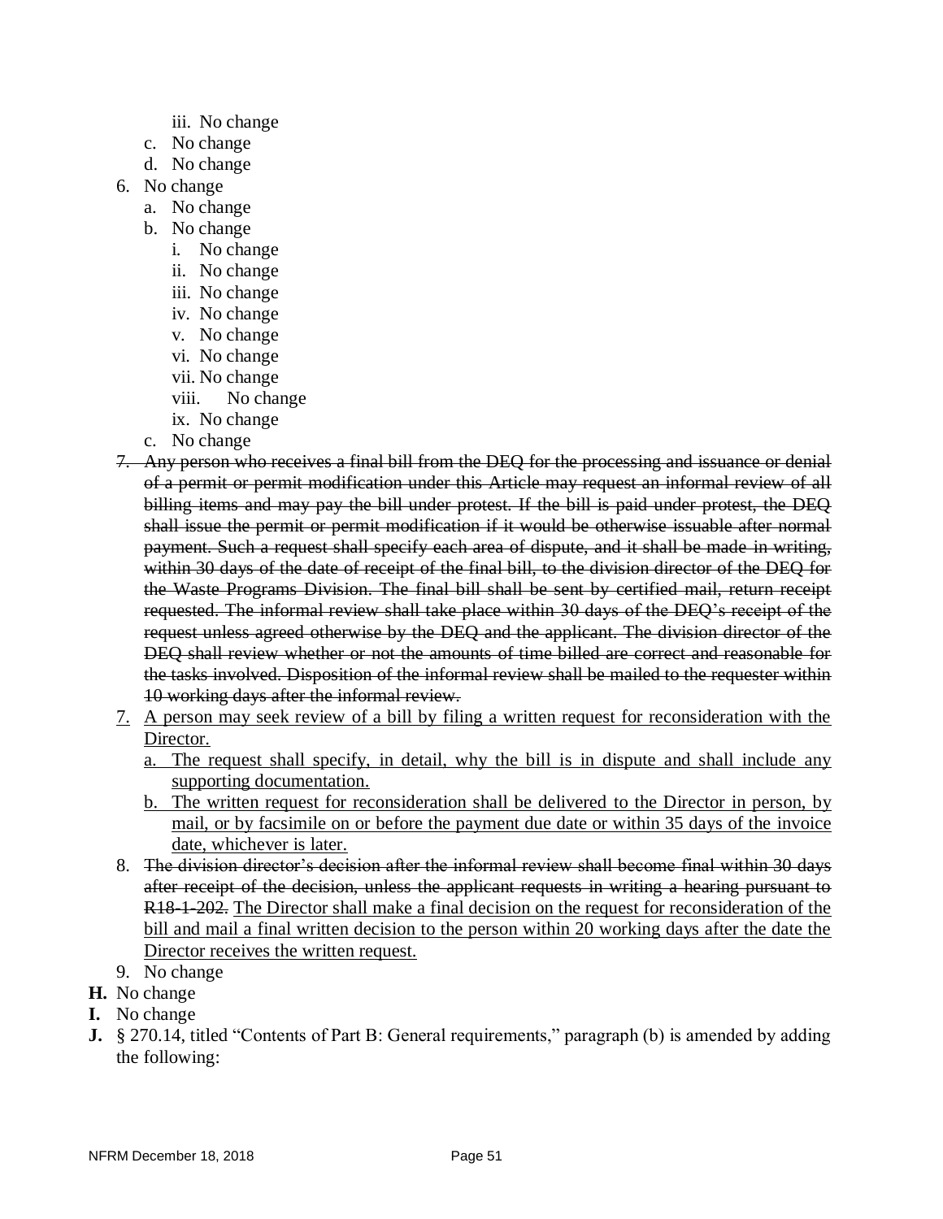iii. No change
  c. No change
  d. No change
6. No change
  a. No change
  b. No change
   i. No change
   ii. No change
   iii. No change
   iv. No change
   v. No change
   vi. No change
   vii. No change
   viii. No change
   ix. No change
  c. No change
7. ~~Any person who receives a final bill from the DEQ for the processing and issuance or denial of a permit or permit modification under this Article may request an informal review of all billing items and may pay the bill under protest. If the bill is paid under protest, the DEQ shall issue the permit or permit modification if it would be otherwise issuable after normal payment. Such a request shall specify each area of dispute, and it shall be made in writing, within 30 days of the date of receipt of the final bill, to the division director of the DEQ for the Waste Programs Division. The final bill shall be sent by certified mail, return receipt requested. The informal review shall take place within 30 days of the DEQ's receipt of the request unless agreed otherwise by the DEQ and the applicant. The division director of the DEQ shall review whether or not the amounts of time billed are correct and reasonable for the tasks involved. Disposition of the informal review shall be mailed to the requester within 10 working days after the informal review.~~
7. <u>A person may seek review of a bill by filing a written request for reconsideration with the Director.</u>
  a. <u>The request shall specify, in detail, why the bill is in dispute and shall include any supporting documentation.</u>
  b. <u>The written request for reconsideration shall be delivered to the Director in person, by mail, or by facsimile on or before the payment due date or within 35 days of the invoice date, whichever is later.</u>
8. ~~The division director's decision after the informal review shall become final within 30 days after receipt of the decision, unless the applicant requests in writing a hearing pursuant to R18-1-202.~~ <u>The Director shall make a final decision on the request for reconsideration of the bill and mail a final written decision to the person within 20 working days after the date the Director receives the written request.</u>
9. No change

**H.** No change

**I.** No change

**J.** § 270.14, titled "Contents of Part B: General requirements," paragraph (b) is amended by adding the following: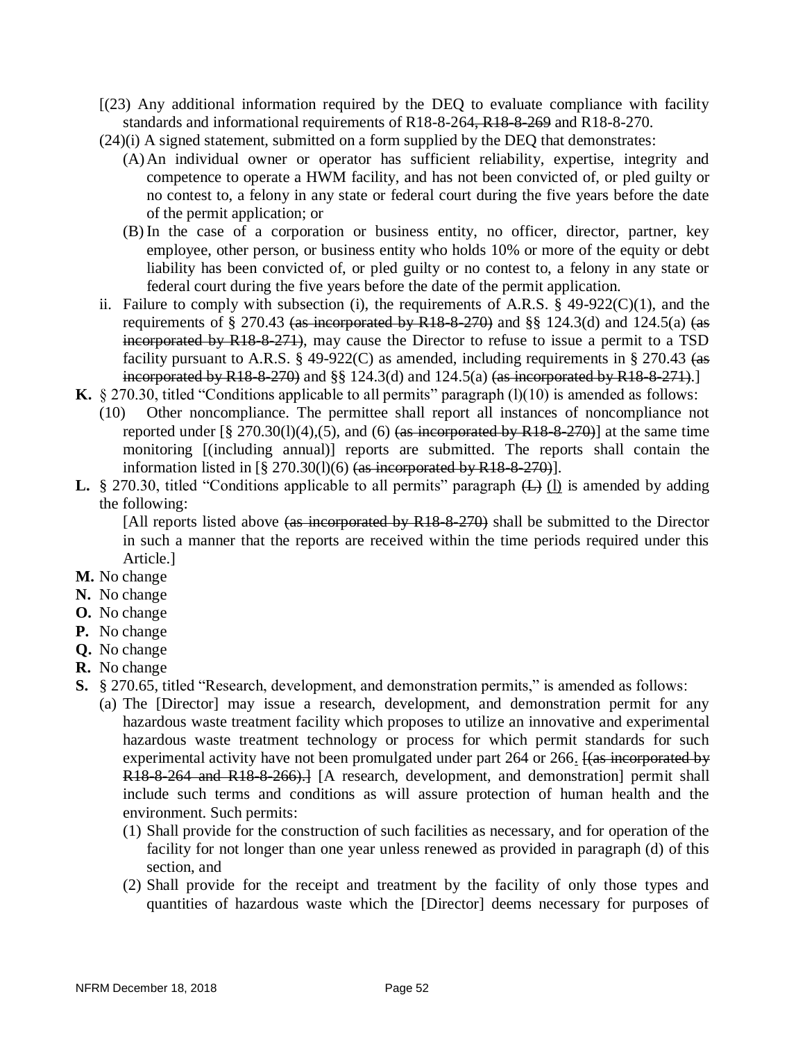[(23) Any additional information required by the DEQ to evaluate compliance with facility standards and informational requirements of R18-8-264~~, R18-8-269~~ and R18-8-270.

(24)(i) A signed statement, submitted on a form supplied by the DEQ that demonstrates:

(A) An individual owner or operator has sufficient reliability, expertise, integrity and competence to operate a HWM facility, and has not been convicted of, or pled guilty or no contest to, a felony in any state or federal court during the five years before the date of the permit application; or

(B) In the case of a corporation or business entity, no officer, director, partner, key employee, other person, or business entity who holds 10% or more of the equity or debt liability has been convicted of, or pled guilty or no contest to, a felony in any state or federal court during the five years before the date of the permit application.

ii. Failure to comply with subsection (i), the requirements of A.R.S. § 49-922(C)(1), and the requirements of § 270.43 ~~(as incorporated by R18-8-270)~~ and §§ 124.3(d) and 124.5(a) ~~(as incorporated by R18-8-271)~~, may cause the Director to refuse to issue a permit to a TSD facility pursuant to A.R.S. § 49-922(C) as amended, including requirements in § 270.43 ~~(as incorporated by R18-8-270)~~ and §§ 124.3(d) and 124.5(a) ~~(as incorporated by R18-8-271)~~.]

**K.** § 270.30, titled "Conditions applicable to all permits" paragraph (l)(10) is amended as follows:

(10) Other noncompliance. The permittee shall report all instances of noncompliance not reported under [§ 270.30(l)(4),(5), and (6) ~~(as incorporated by R18-8-270)~~] at the same time monitoring [(including annual)] reports are submitted. The reports shall contain the information listed in [§ 270.30(l)(6) ~~(as incorporated by R18-8-270)~~].

**L.** § 270.30, titled "Conditions applicable to all permits" paragraph ~~(L)~~ <u>(l)</u> is amended by adding the following:

[All reports listed above ~~(as incorporated by R18-8-270)~~ shall be submitted to the Director in such a manner that the reports are received within the time periods required under this Article.]

**M.** No change

**N.** No change

**O.** No change

**P.** No change

**Q.** No change

**R.** No change

**S.** § 270.65, titled "Research, development, and demonstration permits," is amended as follows:

(a) The [Director] may issue a research, development, and demonstration permit for any hazardous waste treatment facility which proposes to utilize an innovative and experimental hazardous waste treatment technology or process for which permit standards for such experimental activity have not been promulgated under part 264 or 266<u>.</u> ~~[(as incorporated by R18-8-264 and R18-8-266).]~~ [A research, development, and demonstration] permit shall include such terms and conditions as will assure protection of human health and the environment. Such permits:

(1) Shall provide for the construction of such facilities as necessary, and for operation of the facility for not longer than one year unless renewed as provided in paragraph (d) of this section, and

(2) Shall provide for the receipt and treatment by the facility of only those types and quantities of hazardous waste which the [Director] deems necessary for purposes of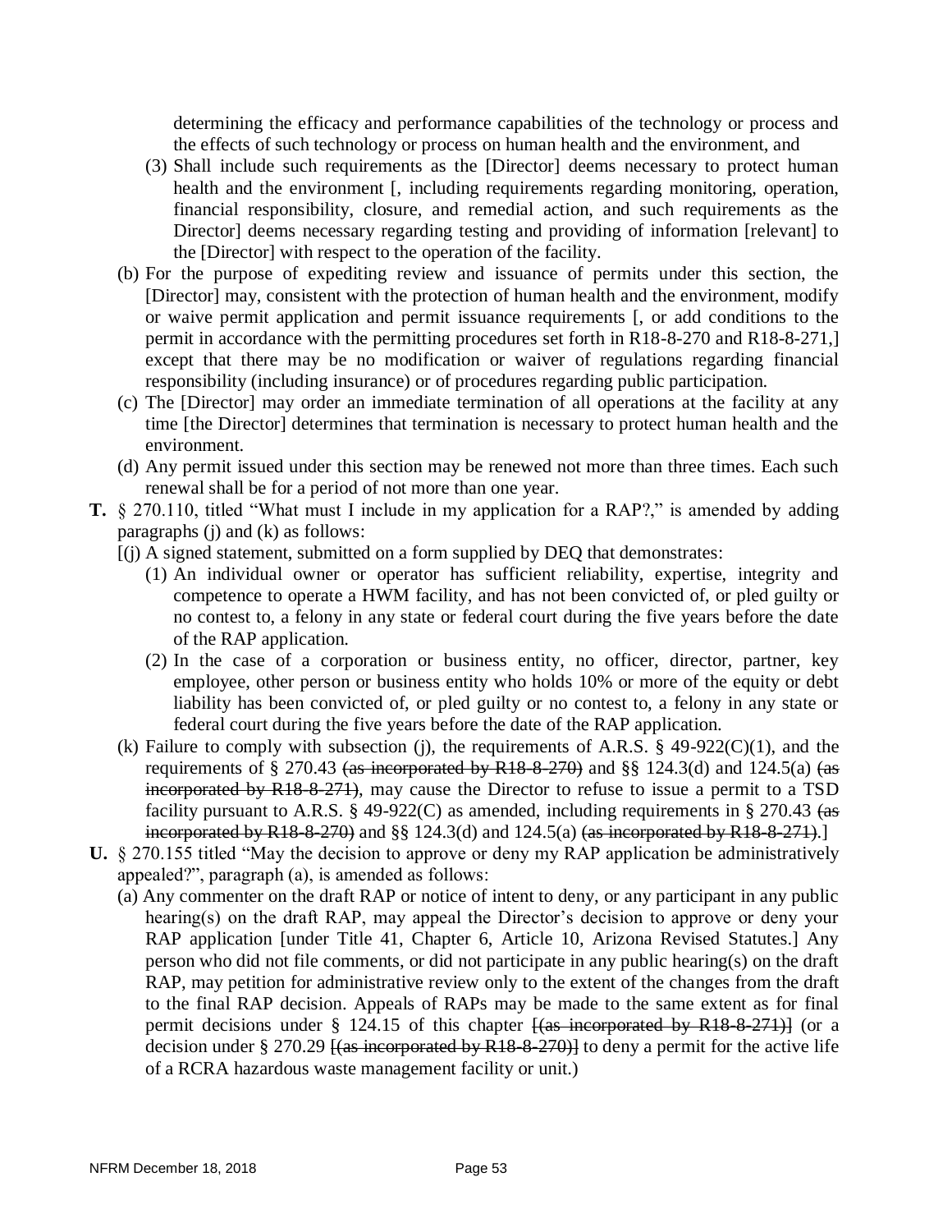determining the efficacy and performance capabilities of the technology or process and the effects of such technology or process on human health and the environment, and

(3) Shall include such requirements as the [Director] deems necessary to protect human health and the environment [, including requirements regarding monitoring, operation, financial responsibility, closure, and remedial action, and such requirements as the Director] deems necessary regarding testing and providing of information [relevant] to the [Director] with respect to the operation of the facility.

(b) For the purpose of expediting review and issuance of permits under this section, the [Director] may, consistent with the protection of human health and the environment, modify or waive permit application and permit issuance requirements [, or add conditions to the permit in accordance with the permitting procedures set forth in R18-8-270 and R18-8-271,] except that there may be no modification or waiver of regulations regarding financial responsibility (including insurance) or of procedures regarding public participation.

(c) The [Director] may order an immediate termination of all operations at the facility at any time [the Director] determines that termination is necessary to protect human health and the environment.

(d) Any permit issued under this section may be renewed not more than three times. Each such renewal shall be for a period of not more than one year.

**T.** § 270.110, titled "What must I include in my application for a RAP?," is amended by adding paragraphs (j) and (k) as follows:

[(j) A signed statement, submitted on a form supplied by DEQ that demonstrates:

(1) An individual owner or operator has sufficient reliability, expertise, integrity and competence to operate a HWM facility, and has not been convicted of, or pled guilty or no contest to, a felony in any state or federal court during the five years before the date of the RAP application.

(2) In the case of a corporation or business entity, no officer, director, partner, key employee, other person or business entity who holds 10% or more of the equity or debt liability has been convicted of, or pled guilty or no contest to, a felony in any state or federal court during the five years before the date of the RAP application.

(k) Failure to comply with subsection (j), the requirements of A.R.S. § 49-922(C)(1), and the requirements of § 270.43 ~~(as incorporated by R18-8-270)~~ and §§ 124.3(d) and 124.5(a) ~~(as incorporated by R18-8-271)~~, may cause the Director to refuse to issue a permit to a TSD facility pursuant to A.R.S. § 49-922(C) as amended, including requirements in § 270.43 ~~(as incorporated by R18-8-270)~~ and §§ 124.3(d) and 124.5(a) ~~(as incorporated by R18-8-271)~~.]

**U.** § 270.155 titled "May the decision to approve or deny my RAP application be administratively appealed?", paragraph (a), is amended as follows:

(a) Any commenter on the draft RAP or notice of intent to deny, or any participant in any public hearing(s) on the draft RAP, may appeal the Director's decision to approve or deny your RAP application [under Title 41, Chapter 6, Article 10, Arizona Revised Statutes.] Any person who did not file comments, or did not participate in any public hearing(s) on the draft RAP, may petition for administrative review only to the extent of the changes from the draft to the final RAP decision. Appeals of RAPs may be made to the same extent as for final permit decisions under § 124.15 of this chapter ~~[(as incorporated by R18-8-271)]~~ (or a decision under § 270.29 ~~[(as incorporated by R18-8-270)]~~ to deny a permit for the active life of a RCRA hazardous waste management facility or unit.)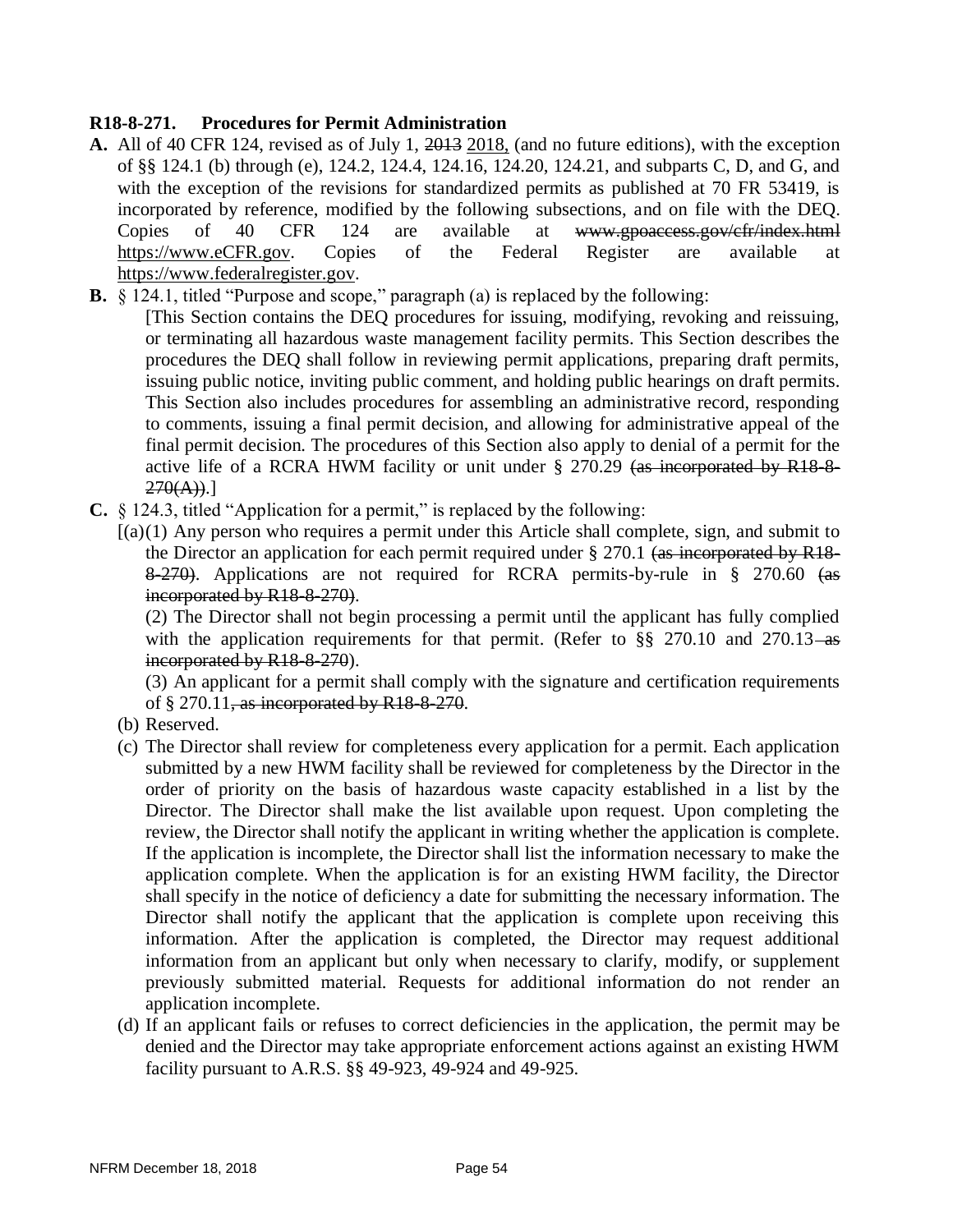**R18-8-271. Procedures for Permit Administration**

**A.** All of 40 CFR 124, revised as of July 1, ~~2013~~ 2018, (and no future editions), with the exception of §§ 124.1 (b) through (e), 124.2, 124.4, 124.16, 124.20, 124.21, and subparts C, D, and G, and with the exception of the revisions for standardized permits as published at 70 FR 53419, is incorporated by reference, modified by the following subsections, and on file with the DEQ. Copies of 40 CFR 124 are available at ~~www.gpoaccess.gov/cfr/index.html~~ https://www.eCFR.gov. Copies of the Federal Register are available at https://www.federalregister.gov.

**B.** § 124.1, titled "Purpose and scope," paragraph (a) is replaced by the following:

[This Section contains the DEQ procedures for issuing, modifying, revoking and reissuing, or terminating all hazardous waste management facility permits. This Section describes the procedures the DEQ shall follow in reviewing permit applications, preparing draft permits, issuing public notice, inviting public comment, and holding public hearings on draft permits. This Section also includes procedures for assembling an administrative record, responding to comments, issuing a final permit decision, and allowing for administrative appeal of the final permit decision. The procedures of this Section also apply to denial of a permit for the active life of a RCRA HWM facility or unit under § 270.29 ~~(as incorporated by R18-8-270(A))~~.]

**C.** § 124.3, titled "Application for a permit," is replaced by the following:

[(a)(1) Any person who requires a permit under this Article shall complete, sign, and submit to the Director an application for each permit required under § 270.1 ~~(as incorporated by R18-8-270)~~. Applications are not required for RCRA permits-by-rule in § 270.60 ~~(as incorporated by R18-8-270)~~.

(2) The Director shall not begin processing a permit until the applicant has fully complied with the application requirements for that permit. (Refer to §§ 270.10 and 270.13 ~~as incorporated by R18-8-270~~).

(3) An applicant for a permit shall comply with the signature and certification requirements of § 270.11~~, as incorporated by R18-8-270~~.

(b) Reserved.

(c) The Director shall review for completeness every application for a permit. Each application submitted by a new HWM facility shall be reviewed for completeness by the Director in the order of priority on the basis of hazardous waste capacity established in a list by the Director. The Director shall make the list available upon request. Upon completing the review, the Director shall notify the applicant in writing whether the application is complete. If the application is incomplete, the Director shall list the information necessary to make the application complete. When the application is for an existing HWM facility, the Director shall specify in the notice of deficiency a date for submitting the necessary information. The Director shall notify the applicant that the application is complete upon receiving this information. After the application is completed, the Director may request additional information from an applicant but only when necessary to clarify, modify, or supplement previously submitted material. Requests for additional information do not render an application incomplete.

(d) If an applicant fails or refuses to correct deficiencies in the application, the permit may be denied and the Director may take appropriate enforcement actions against an existing HWM facility pursuant to A.R.S. §§ 49-923, 49-924 and 49-925.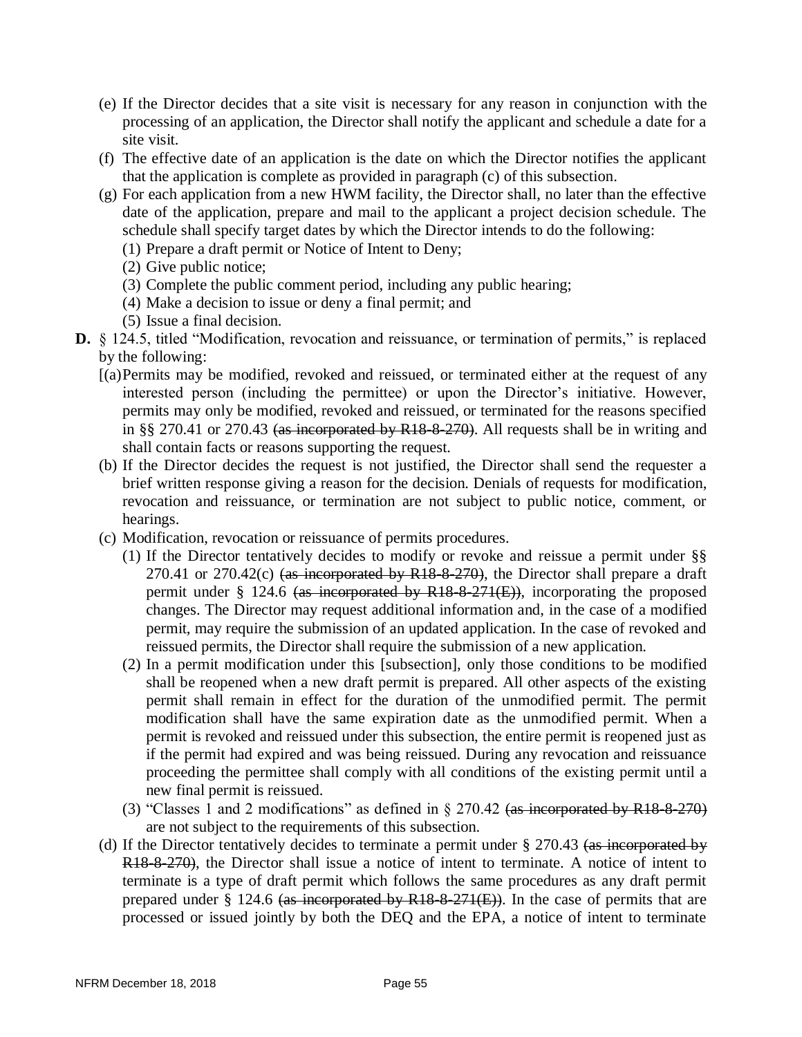(e) If the Director decides that a site visit is necessary for any reason in conjunction with the processing of an application, the Director shall notify the applicant and schedule a date for a site visit.

(f) The effective date of an application is the date on which the Director notifies the applicant that the application is complete as provided in paragraph (c) of this subsection.

(g) For each application from a new HWM facility, the Director shall, no later than the effective date of the application, prepare and mail to the applicant a project decision schedule. The schedule shall specify target dates by which the Director intends to do the following:

(1) Prepare a draft permit or Notice of Intent to Deny;

(2) Give public notice;

(3) Complete the public comment period, including any public hearing;

(4) Make a decision to issue or deny a final permit; and

(5) Issue a final decision.

**D.** § 124.5, titled "Modification, revocation and reissuance, or termination of permits," is replaced by the following:

[(a) Permits may be modified, revoked and reissued, or terminated either at the request of any interested person (including the permittee) or upon the Director's initiative. However, permits may only be modified, revoked and reissued, or terminated for the reasons specified in §§ 270.41 or 270.43 ~~(as incorporated by R18-8-270)~~. All requests shall be in writing and shall contain facts or reasons supporting the request.

(b) If the Director decides the request is not justified, the Director shall send the requester a brief written response giving a reason for the decision. Denials of requests for modification, revocation and reissuance, or termination are not subject to public notice, comment, or hearings.

(c) Modification, revocation or reissuance of permits procedures.

(1) If the Director tentatively decides to modify or revoke and reissue a permit under §§ 270.41 or 270.42(c) ~~(as incorporated by R18-8-270)~~, the Director shall prepare a draft permit under § 124.6 ~~(as incorporated by R18-8-271(E))~~, incorporating the proposed changes. The Director may request additional information and, in the case of a modified permit, may require the submission of an updated application. In the case of revoked and reissued permits, the Director shall require the submission of a new application.

(2) In a permit modification under this [subsection], only those conditions to be modified shall be reopened when a new draft permit is prepared. All other aspects of the existing permit shall remain in effect for the duration of the unmodified permit. The permit modification shall have the same expiration date as the unmodified permit. When a permit is revoked and reissued under this subsection, the entire permit is reopened just as if the permit had expired and was being reissued. During any revocation and reissuance proceeding the permittee shall comply with all conditions of the existing permit until a new final permit is reissued.

(3) "Classes 1 and 2 modifications" as defined in § 270.42 ~~(as incorporated by R18-8-270)~~ are not subject to the requirements of this subsection.

(d) If the Director tentatively decides to terminate a permit under § 270.43 ~~(as incorporated by R18-8-270)~~, the Director shall issue a notice of intent to terminate. A notice of intent to terminate is a type of draft permit which follows the same procedures as any draft permit prepared under § 124.6 ~~(as incorporated by R18-8-271(E))~~. In the case of permits that are processed or issued jointly by both the DEQ and the EPA, a notice of intent to terminate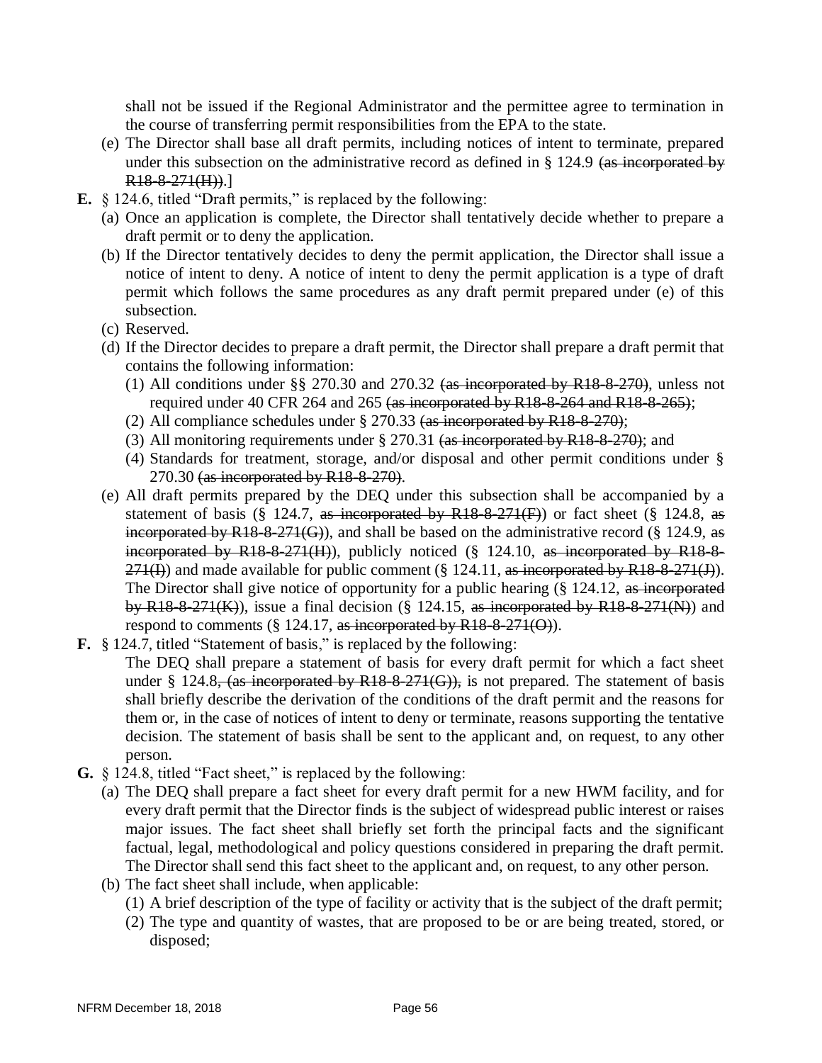shall not be issued if the Regional Administrator and the permittee agree to termination in the course of transferring permit responsibilities from the EPA to the state.

(e) The Director shall base all draft permits, including notices of intent to terminate, prepared under this subsection on the administrative record as defined in § 124.9 ~~(as incorporated by R18-8-271(H))~~.]

**E.** § 124.6, titled "Draft permits," is replaced by the following:

(a) Once an application is complete, the Director shall tentatively decide whether to prepare a draft permit or to deny the application.

(b) If the Director tentatively decides to deny the permit application, the Director shall issue a notice of intent to deny. A notice of intent to deny the permit application is a type of draft permit which follows the same procedures as any draft permit prepared under (e) of this subsection.

(c) Reserved.

(d) If the Director decides to prepare a draft permit, the Director shall prepare a draft permit that contains the following information:

(1) All conditions under §§ 270.30 and 270.32 ~~(as incorporated by R18-8-270)~~, unless not required under 40 CFR 264 and 265 ~~(as incorporated by R18-8-264 and R18-8-265)~~;

(2) All compliance schedules under § 270.33 ~~(as incorporated by R18-8-270)~~;

(3) All monitoring requirements under § 270.31 ~~(as incorporated by R18-8-270)~~; and

(4) Standards for treatment, storage, and/or disposal and other permit conditions under § 270.30 ~~(as incorporated by R18-8-270)~~.

(e) All draft permits prepared by the DEQ under this subsection shall be accompanied by a statement of basis (§ 124.7, ~~as incorporated by R18-8-271(F)~~) or fact sheet (§ 124.8, ~~as incorporated by R18-8-271(G)~~), and shall be based on the administrative record (§ 124.9, ~~as incorporated by R18-8-271(H)~~), publicly noticed (§ 124.10, ~~as incorporated by R18-8-271(I)~~) and made available for public comment (§ 124.11, ~~as incorporated by R18-8-271(J)~~). The Director shall give notice of opportunity for a public hearing (§ 124.12, ~~as incorporated by R18-8-271(K)~~), issue a final decision (§ 124.15, ~~as incorporated by R18-8-271(N)~~) and respond to comments (§ 124.17, ~~as incorporated by R18-8-271(O)~~).

**F.** § 124.7, titled "Statement of basis," is replaced by the following:

The DEQ shall prepare a statement of basis for every draft permit for which a fact sheet under § 124.8~~, (as incorporated by R18-8-271(G)),~~ is not prepared. The statement of basis shall briefly describe the derivation of the conditions of the draft permit and the reasons for them or, in the case of notices of intent to deny or terminate, reasons supporting the tentative decision. The statement of basis shall be sent to the applicant and, on request, to any other person.

**G.** § 124.8, titled "Fact sheet," is replaced by the following:

(a) The DEQ shall prepare a fact sheet for every draft permit for a new HWM facility, and for every draft permit that the Director finds is the subject of widespread public interest or raises major issues. The fact sheet shall briefly set forth the principal facts and the significant factual, legal, methodological and policy questions considered in preparing the draft permit. The Director shall send this fact sheet to the applicant and, on request, to any other person.

(b) The fact sheet shall include, when applicable:

(1) A brief description of the type of facility or activity that is the subject of the draft permit;

(2) The type and quantity of wastes, that are proposed to be or are being treated, stored, or disposed;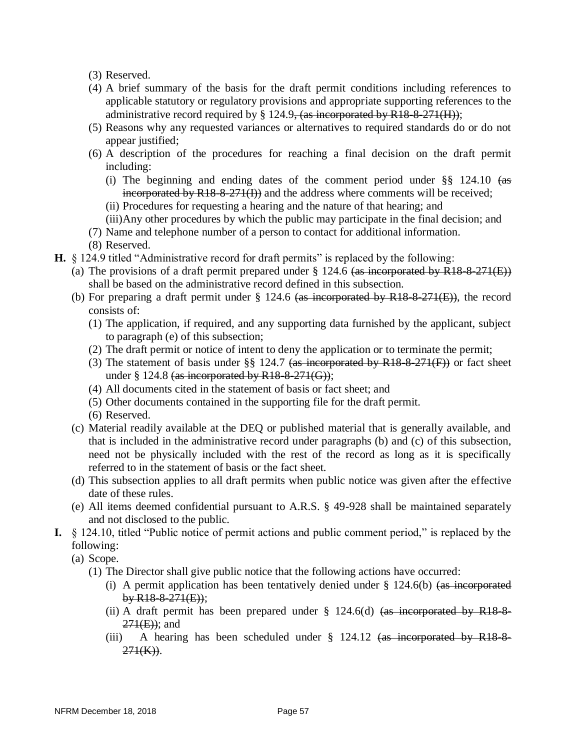(3) Reserved.

(4) A brief summary of the basis for the draft permit conditions including references to applicable statutory or regulatory provisions and appropriate supporting references to the administrative record required by § 124.9~~, (as incorporated by R18-8-271(H))~~;

(5) Reasons why any requested variances or alternatives to required standards do or do not appear justified;

(6) A description of the procedures for reaching a final decision on the draft permit including:

(i) The beginning and ending dates of the comment period under §§ 124.10 ~~(as incorporated by R18-8-271(I))~~ and the address where comments will be received;

(ii) Procedures for requesting a hearing and the nature of that hearing; and

(iii) Any other procedures by which the public may participate in the final decision; and

(7) Name and telephone number of a person to contact for additional information.

(8) Reserved.

**H.** § 124.9 titled "Administrative record for draft permits" is replaced by the following:

(a) The provisions of a draft permit prepared under § 124.6 ~~(as incorporated by R18-8-271(E))~~ shall be based on the administrative record defined in this subsection.

(b) For preparing a draft permit under § 124.6 ~~(as incorporated by R18-8-271(E))~~, the record consists of:

(1) The application, if required, and any supporting data furnished by the applicant, subject to paragraph (e) of this subsection;

(2) The draft permit or notice of intent to deny the application or to terminate the permit;

(3) The statement of basis under §§ 124.7 ~~(as incorporated by R18-8-271(F))~~ or fact sheet under § 124.8 ~~(as incorporated by R18-8-271(G))~~;

(4) All documents cited in the statement of basis or fact sheet; and

(5) Other documents contained in the supporting file for the draft permit.

(6) Reserved.

(c) Material readily available at the DEQ or published material that is generally available, and that is included in the administrative record under paragraphs (b) and (c) of this subsection, need not be physically included with the rest of the record as long as it is specifically referred to in the statement of basis or the fact sheet.

(d) This subsection applies to all draft permits when public notice was given after the effective date of these rules.

(e) All items deemed confidential pursuant to A.R.S. § 49-928 shall be maintained separately and not disclosed to the public.

**I.** § 124.10, titled "Public notice of permit actions and public comment period," is replaced by the following:

(a) Scope.

(1) The Director shall give public notice that the following actions have occurred:

(i) A permit application has been tentatively denied under § 124.6(b) ~~(as incorporated by R18-8-271(E))~~;

(ii) A draft permit has been prepared under § 124.6(d) ~~(as incorporated by R18-8-271(E))~~; and

(iii) A hearing has been scheduled under § 124.12 ~~(as incorporated by R18-8-271(K))~~.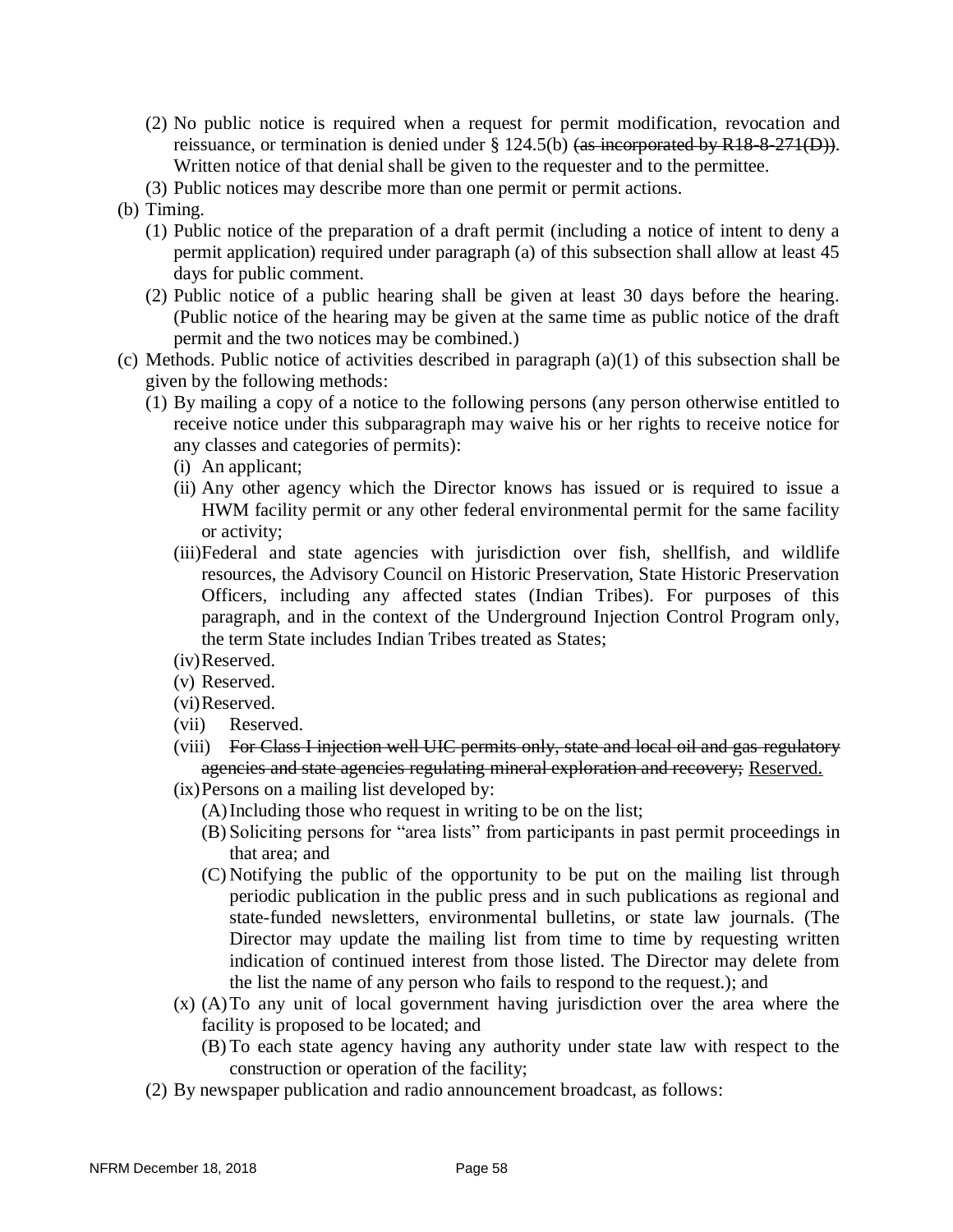(2) No public notice is required when a request for permit modification, revocation and reissuance, or termination is denied under § 124.5(b) ~~(as incorporated by R18-8-271(D))~~. Written notice of that denial shall be given to the requester and to the permittee.

(3) Public notices may describe more than one permit or permit actions.

(b) Timing.

(1) Public notice of the preparation of a draft permit (including a notice of intent to deny a permit application) required under paragraph (a) of this subsection shall allow at least 45 days for public comment.

(2) Public notice of a public hearing shall be given at least 30 days before the hearing. (Public notice of the hearing may be given at the same time as public notice of the draft permit and the two notices may be combined.)

(c) Methods. Public notice of activities described in paragraph (a)(1) of this subsection shall be given by the following methods:

(1) By mailing a copy of a notice to the following persons (any person otherwise entitled to receive notice under this subparagraph may waive his or her rights to receive notice for any classes and categories of permits):

(i) An applicant;

(ii) Any other agency which the Director knows has issued or is required to issue a HWM facility permit or any other federal environmental permit for the same facility or activity;

(iii) Federal and state agencies with jurisdiction over fish, shellfish, and wildlife resources, the Advisory Council on Historic Preservation, State Historic Preservation Officers, including any affected states (Indian Tribes). For purposes of this paragraph, and in the context of the Underground Injection Control Program only, the term State includes Indian Tribes treated as States;

(iv) Reserved.

(v) Reserved.

(vi) Reserved.

(vii) Reserved.

(viii) ~~For Class I injection well UIC permits only, state and local oil and gas regulatory agencies and state agencies regulating mineral exploration and recovery;~~ <u>Reserved.</u>

(ix) Persons on a mailing list developed by:

(A) Including those who request in writing to be on the list;

(B) Soliciting persons for "area lists" from participants in past permit proceedings in that area; and

(C) Notifying the public of the opportunity to be put on the mailing list through periodic publication in the public press and in such publications as regional and state-funded newsletters, environmental bulletins, or state law journals. (The Director may update the mailing list from time to time by requesting written indication of continued interest from those listed. The Director may delete from the list the name of any person who fails to respond to the request.); and

(x) (A) To any unit of local government having jurisdiction over the area where the facility is proposed to be located; and

(B) To each state agency having any authority under state law with respect to the construction or operation of the facility;

(2) By newspaper publication and radio announcement broadcast, as follows: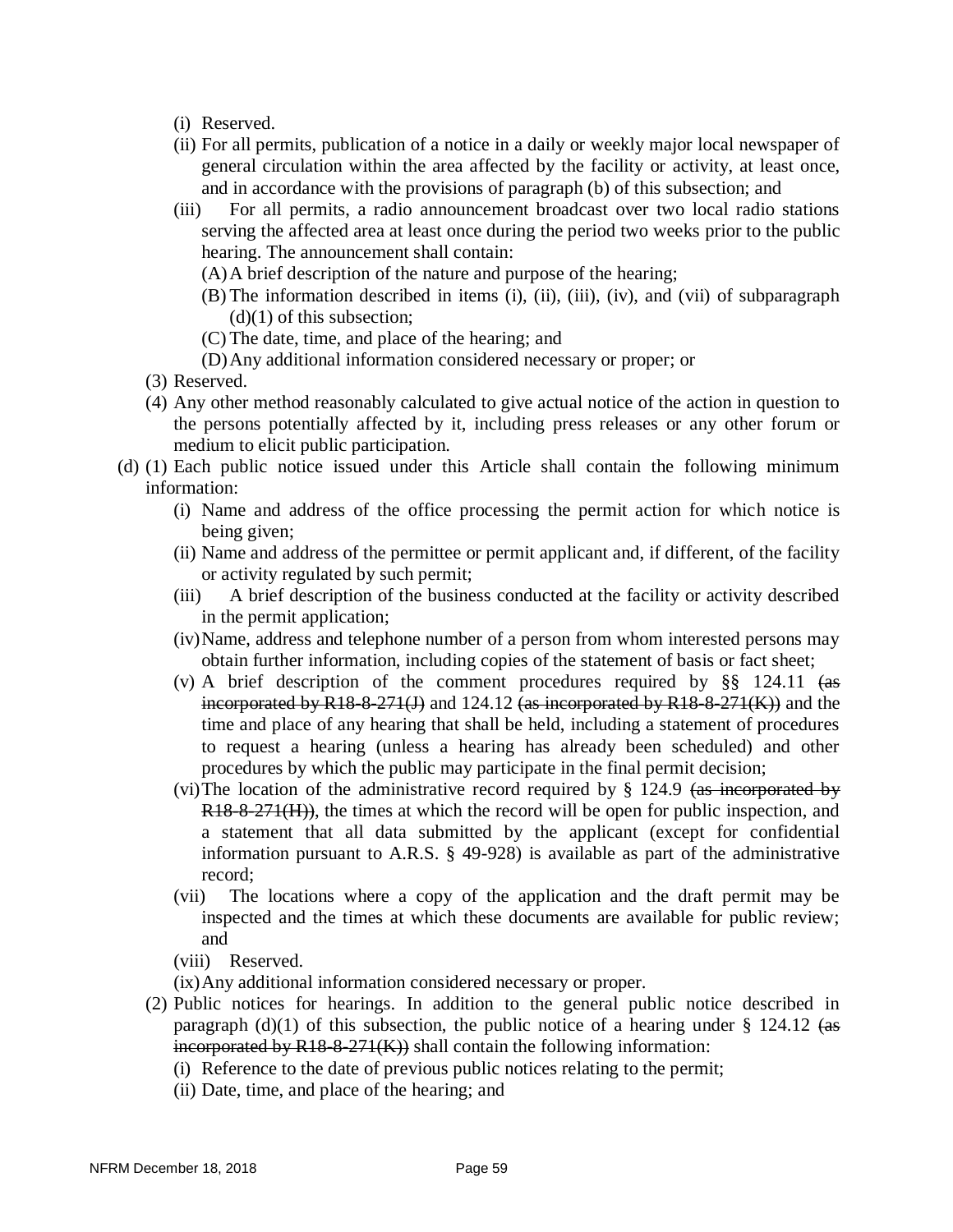(i) Reserved.

(ii) For all permits, publication of a notice in a daily or weekly major local newspaper of general circulation within the area affected by the facility or activity, at least once, and in accordance with the provisions of paragraph (b) of this subsection; and

(iii) For all permits, a radio announcement broadcast over two local radio stations serving the affected area at least once during the period two weeks prior to the public hearing. The announcement shall contain:

(A) A brief description of the nature and purpose of the hearing;

(B) The information described in items (i), (ii), (iii), (iv), and (vii) of subparagraph (d)(1) of this subsection;

(C) The date, time, and place of the hearing; and

(D) Any additional information considered necessary or proper; or

(3) Reserved.

(4) Any other method reasonably calculated to give actual notice of the action in question to the persons potentially affected by it, including press releases or any other forum or medium to elicit public participation.

(d) (1) Each public notice issued under this Article shall contain the following minimum information:

(i) Name and address of the office processing the permit action for which notice is being given;

(ii) Name and address of the permittee or permit applicant and, if different, of the facility or activity regulated by such permit;

(iii) A brief description of the business conducted at the facility or activity described in the permit application;

(iv) Name, address and telephone number of a person from whom interested persons may obtain further information, including copies of the statement of basis or fact sheet;

(v) A brief description of the comment procedures required by §§ 124.11 ~~(as incorporated by R18-8-271(J)~~ and 124.12 ~~(as incorporated by R18-8-271(K))~~ and the time and place of any hearing that shall be held, including a statement of procedures to request a hearing (unless a hearing has already been scheduled) and other procedures by which the public may participate in the final permit decision;

(vi) The location of the administrative record required by § 124.9 ~~(as incorporated by R18-8-271(H))~~, the times at which the record will be open for public inspection, and a statement that all data submitted by the applicant (except for confidential information pursuant to A.R.S. § 49-928) is available as part of the administrative record;

(vii) The locations where a copy of the application and the draft permit may be inspected and the times at which these documents are available for public review; and

(viii) Reserved.

(ix) Any additional information considered necessary or proper.

(2) Public notices for hearings. In addition to the general public notice described in paragraph (d)(1) of this subsection, the public notice of a hearing under § 124.12 ~~(as incorporated by R18-8-271(K))~~ shall contain the following information:

(i) Reference to the date of previous public notices relating to the permit;

(ii) Date, time, and place of the hearing; and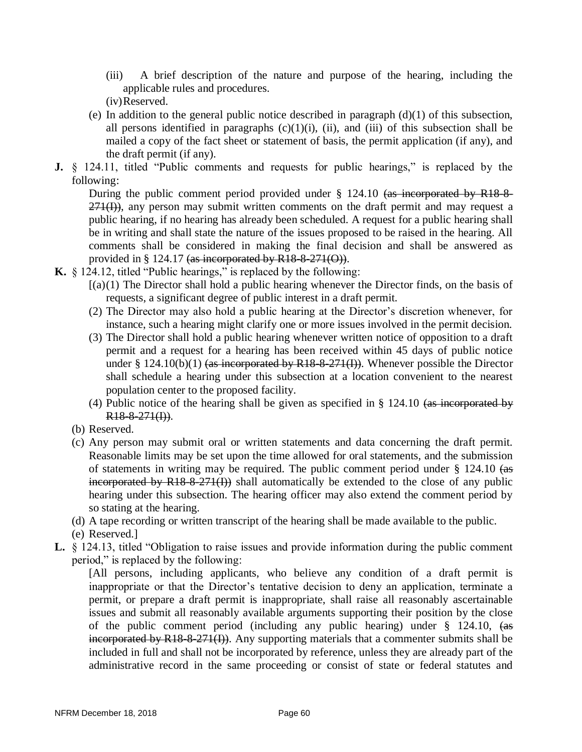(iii) A brief description of the nature and purpose of the hearing, including the applicable rules and procedures.

(iv) Reserved.

(e) In addition to the general public notice described in paragraph (d)(1) of this subsection, all persons identified in paragraphs (c)(1)(i), (ii), and (iii) of this subsection shall be mailed a copy of the fact sheet or statement of basis, the permit application (if any), and the draft permit (if any).

**J.** § 124.11, titled "Public comments and requests for public hearings," is replaced by the following:

During the public comment period provided under § 124.10 ~~(as incorporated by R18-8-271(I))~~, any person may submit written comments on the draft permit and may request a public hearing, if no hearing has already been scheduled. A request for a public hearing shall be in writing and shall state the nature of the issues proposed to be raised in the hearing. All comments shall be considered in making the final decision and shall be answered as provided in § 124.17 ~~(as incorporated by R18-8-271(O))~~.

**K.** § 124.12, titled "Public hearings," is replaced by the following:

[(a)(1) The Director shall hold a public hearing whenever the Director finds, on the basis of requests, a significant degree of public interest in a draft permit.

(2) The Director may also hold a public hearing at the Director's discretion whenever, for instance, such a hearing might clarify one or more issues involved in the permit decision.

(3) The Director shall hold a public hearing whenever written notice of opposition to a draft permit and a request for a hearing has been received within 45 days of public notice under § 124.10(b)(1) ~~(as incorporated by R18-8-271(I))~~. Whenever possible the Director shall schedule a hearing under this subsection at a location convenient to the nearest population center to the proposed facility.

(4) Public notice of the hearing shall be given as specified in § 124.10 ~~(as incorporated by R18-8-271(I))~~.

(b) Reserved.

(c) Any person may submit oral or written statements and data concerning the draft permit. Reasonable limits may be set upon the time allowed for oral statements, and the submission of statements in writing may be required. The public comment period under § 124.10 ~~(as incorporated by R18-8-271(I))~~ shall automatically be extended to the close of any public hearing under this subsection. The hearing officer may also extend the comment period by so stating at the hearing.

(d) A tape recording or written transcript of the hearing shall be made available to the public.

(e) Reserved.]

**L.** § 124.13, titled "Obligation to raise issues and provide information during the public comment period," is replaced by the following:

[All persons, including applicants, who believe any condition of a draft permit is inappropriate or that the Director's tentative decision to deny an application, terminate a permit, or prepare a draft permit is inappropriate, shall raise all reasonably ascertainable issues and submit all reasonably available arguments supporting their position by the close of the public comment period (including any public hearing) under § 124.10, ~~(as incorporated by R18-8-271(I))~~. Any supporting materials that a commenter submits shall be included in full and shall not be incorporated by reference, unless they are already part of the administrative record in the same proceeding or consist of state or federal statutes and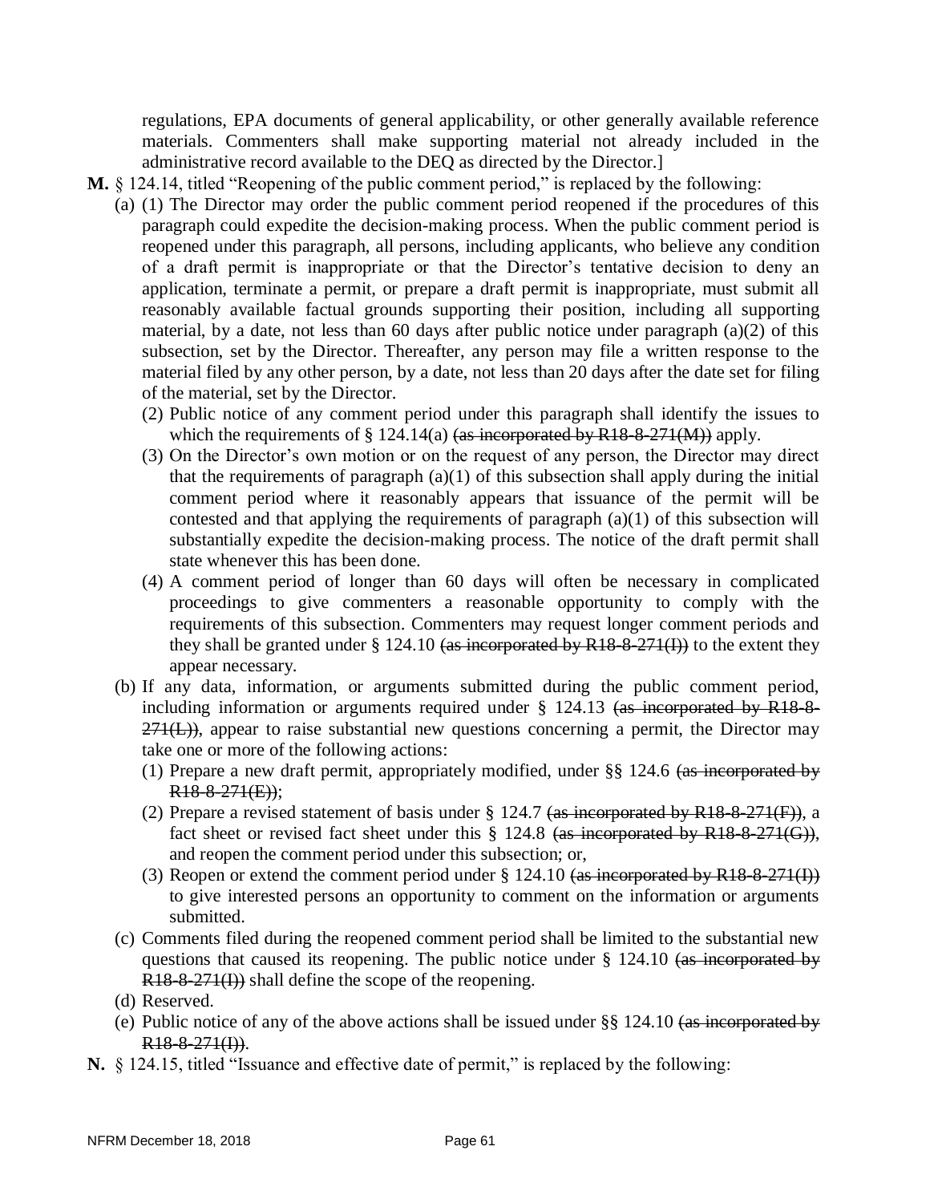regulations, EPA documents of general applicability, or other generally available reference materials. Commenters shall make supporting material not already included in the administrative record available to the DEQ as directed by the Director.]

**M.** § 124.14, titled "Reopening of the public comment period," is replaced by the following:

(a) (1) The Director may order the public comment period reopened if the procedures of this paragraph could expedite the decision-making process. When the public comment period is reopened under this paragraph, all persons, including applicants, who believe any condition of a draft permit is inappropriate or that the Director's tentative decision to deny an application, terminate a permit, or prepare a draft permit is inappropriate, must submit all reasonably available factual grounds supporting their position, including all supporting material, by a date, not less than 60 days after public notice under paragraph (a)(2) of this subsection, set by the Director. Thereafter, any person may file a written response to the material filed by any other person, by a date, not less than 20 days after the date set for filing of the material, set by the Director.

(2) Public notice of any comment period under this paragraph shall identify the issues to which the requirements of § 124.14(a) ~~(as incorporated by R18-8-271(M))~~ apply.

(3) On the Director's own motion or on the request of any person, the Director may direct that the requirements of paragraph (a)(1) of this subsection shall apply during the initial comment period where it reasonably appears that issuance of the permit will be contested and that applying the requirements of paragraph (a)(1) of this subsection will substantially expedite the decision-making process. The notice of the draft permit shall state whenever this has been done.

(4) A comment period of longer than 60 days will often be necessary in complicated proceedings to give commenters a reasonable opportunity to comply with the requirements of this subsection. Commenters may request longer comment periods and they shall be granted under § 124.10 ~~(as incorporated by R18-8-271(I))~~ to the extent they appear necessary.

(b) If any data, information, or arguments submitted during the public comment period, including information or arguments required under § 124.13 ~~(as incorporated by R18-8-271(L))~~, appear to raise substantial new questions concerning a permit, the Director may take one or more of the following actions:

(1) Prepare a new draft permit, appropriately modified, under §§ 124.6 ~~(as incorporated by R18-8-271(E))~~;

(2) Prepare a revised statement of basis under § 124.7 ~~(as incorporated by R18-8-271(F))~~, a fact sheet or revised fact sheet under this § 124.8 ~~(as incorporated by R18-8-271(G))~~, and reopen the comment period under this subsection; or,

(3) Reopen or extend the comment period under § 124.10 ~~(as incorporated by R18-8-271(I))~~ to give interested persons an opportunity to comment on the information or arguments submitted.

(c) Comments filed during the reopened comment period shall be limited to the substantial new questions that caused its reopening. The public notice under § 124.10 ~~(as incorporated by R18-8-271(I))~~ shall define the scope of the reopening.

(d) Reserved.

(e) Public notice of any of the above actions shall be issued under §§ 124.10 ~~(as incorporated by R18-8-271(I))~~.

**N.** § 124.15, titled "Issuance and effective date of permit," is replaced by the following: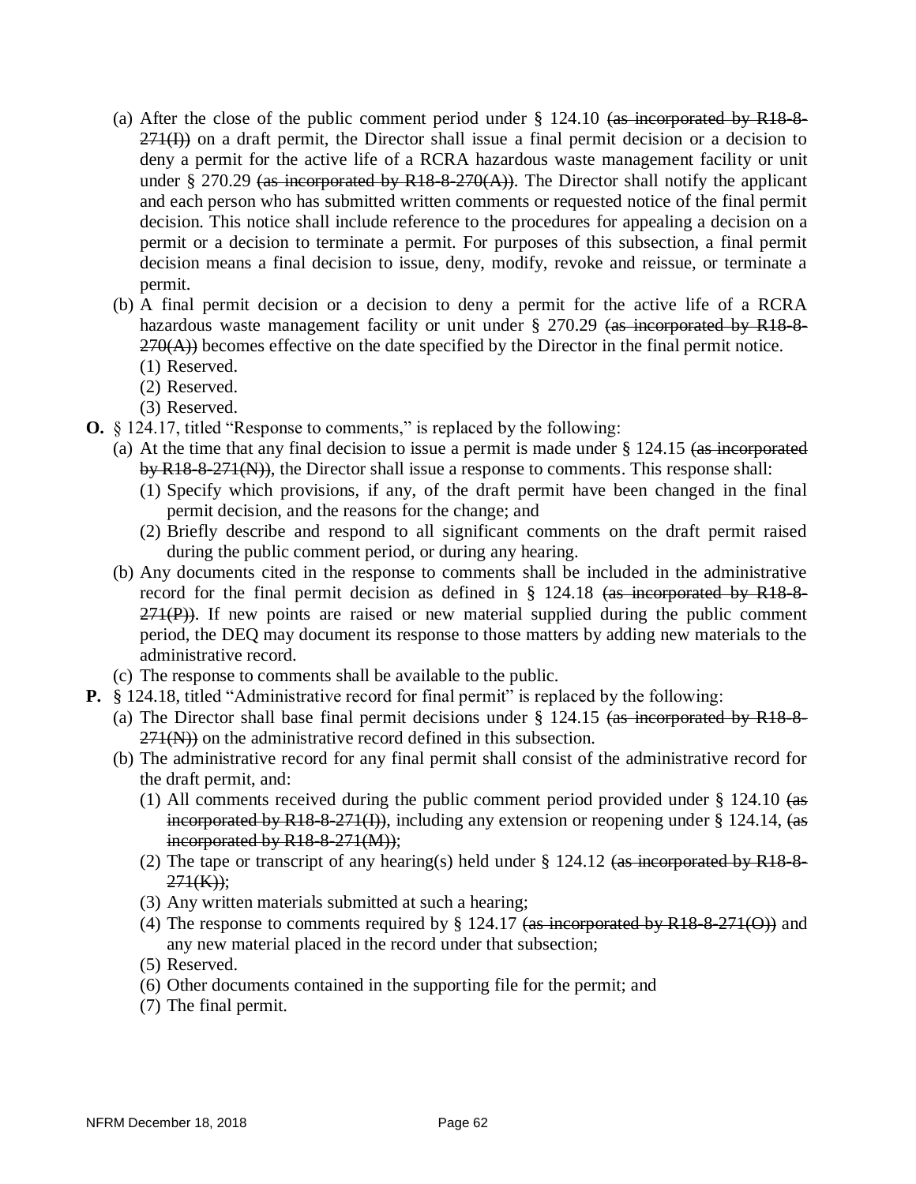(a) After the close of the public comment period under § 124.10 ~~(as incorporated by R18-8-271(I))~~ on a draft permit, the Director shall issue a final permit decision or a decision to deny a permit for the active life of a RCRA hazardous waste management facility or unit under § 270.29 ~~(as incorporated by R18-8-270(A))~~. The Director shall notify the applicant and each person who has submitted written comments or requested notice of the final permit decision. This notice shall include reference to the procedures for appealing a decision on a permit or a decision to terminate a permit. For purposes of this subsection, a final permit decision means a final decision to issue, deny, modify, revoke and reissue, or terminate a permit.

(b) A final permit decision or a decision to deny a permit for the active life of a RCRA hazardous waste management facility or unit under § 270.29 ~~(as incorporated by R18-8-270(A))~~ becomes effective on the date specified by the Director in the final permit notice.

   (1) Reserved.

   (2) Reserved.

   (3) Reserved.

**O.** § 124.17, titled "Response to comments," is replaced by the following:

(a) At the time that any final decision to issue a permit is made under § 124.15 ~~(as incorporated by R18-8-271(N))~~, the Director shall issue a response to comments. This response shall:

   (1) Specify which provisions, if any, of the draft permit have been changed in the final permit decision, and the reasons for the change; and

   (2) Briefly describe and respond to all significant comments on the draft permit raised during the public comment period, or during any hearing.

(b) Any documents cited in the response to comments shall be included in the administrative record for the final permit decision as defined in § 124.18 ~~(as incorporated by R18-8-271(P))~~. If new points are raised or new material supplied during the public comment period, the DEQ may document its response to those matters by adding new materials to the administrative record.

(c) The response to comments shall be available to the public.

**P.** § 124.18, titled "Administrative record for final permit" is replaced by the following:

(a) The Director shall base final permit decisions under § 124.15 ~~(as incorporated by R18-8-271(N))~~ on the administrative record defined in this subsection.

(b) The administrative record for any final permit shall consist of the administrative record for the draft permit, and:

   (1) All comments received during the public comment period provided under § 124.10 ~~(as incorporated by R18-8-271(I))~~, including any extension or reopening under § 124.14, ~~(as incorporated by R18-8-271(M))~~;

   (2) The tape or transcript of any hearing(s) held under § 124.12 ~~(as incorporated by R18-8-271(K))~~;

   (3) Any written materials submitted at such a hearing;

   (4) The response to comments required by § 124.17 ~~(as incorporated by R18-8-271(O))~~ and any new material placed in the record under that subsection;

   (5) Reserved.

   (6) Other documents contained in the supporting file for the permit; and

   (7) The final permit.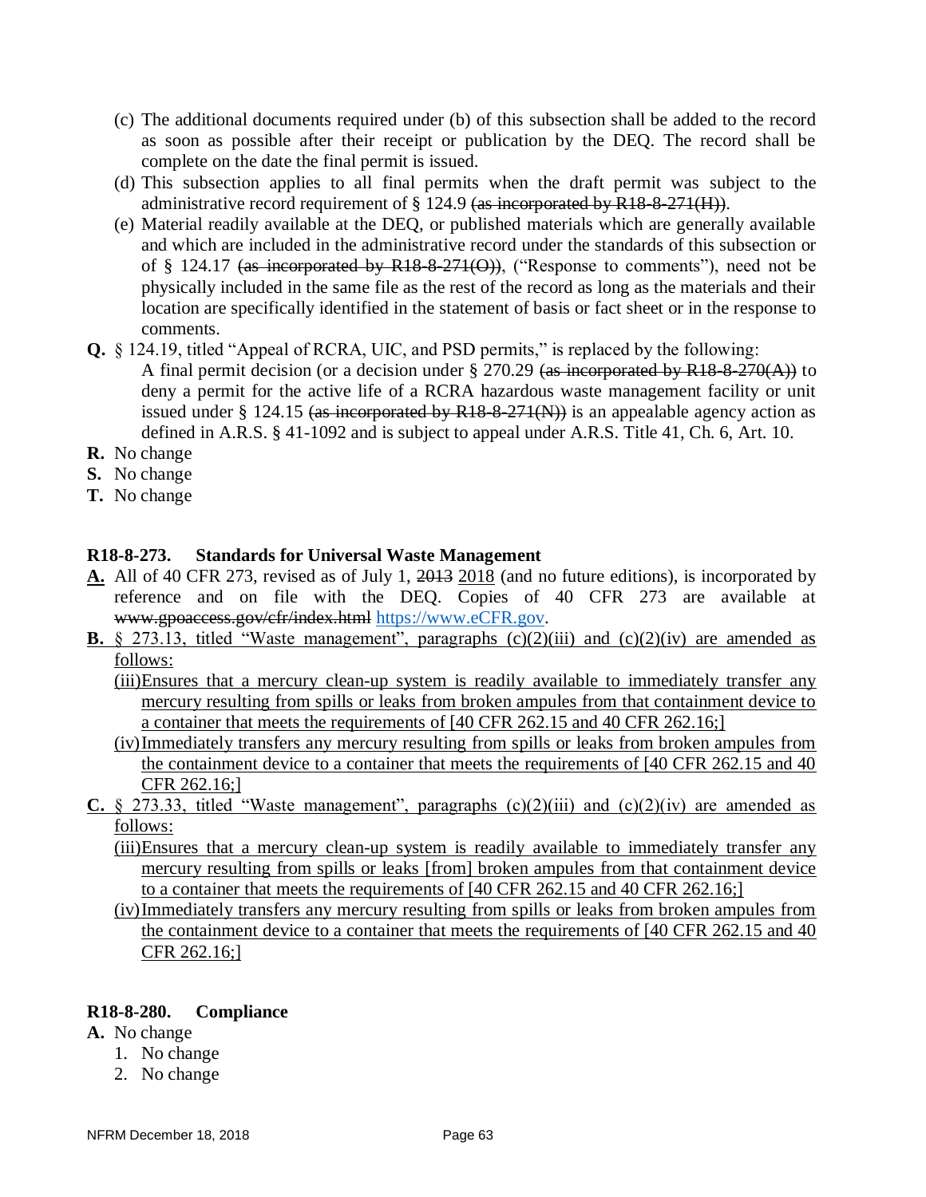(c) The additional documents required under (b) of this subsection shall be added to the record as soon as possible after their receipt or publication by the DEQ. The record shall be complete on the date the final permit is issued.

(d) This subsection applies to all final permits when the draft permit was subject to the administrative record requirement of § 124.9 ~~(as incorporated by R18-8-271(H))~~.

(e) Material readily available at the DEQ, or published materials which are generally available and which are included in the administrative record under the standards of this subsection or of § 124.17 ~~(as incorporated by R18-8-271(O))~~, ("Response to comments"), need not be physically included in the same file as the rest of the record as long as the materials and their location are specifically identified in the statement of basis or fact sheet or in the response to comments.

**Q.** § 124.19, titled "Appeal of RCRA, UIC, and PSD permits," is replaced by the following:

A final permit decision (or a decision under § 270.29 ~~(as incorporated by R18-8-270(A))~~ to deny a permit for the active life of a RCRA hazardous waste management facility or unit issued under § 124.15 ~~(as incorporated by R18-8-271(N))~~ is an appealable agency action as defined in A.R.S. § 41-1092 and is subject to appeal under A.R.S. Title 41, Ch. 6, Art. 10.

**R.** No change

**S.** No change

**T.** No change

**R18-8-273. Standards for Universal Waste Management**

**A.** All of 40 CFR 273, revised as of July 1, ~~2013~~ 2018 (and no future editions), is incorporated by reference and on file with the DEQ. Copies of 40 CFR 273 are available at ~~www.gpoaccess.gov/cfr/index.html~~ https://www.eCFR.gov.

**B.** § 273.13, titled "Waste management", paragraphs (c)(2)(iii) and (c)(2)(iv) are amended as follows:

(iii) Ensures that a mercury clean-up system is readily available to immediately transfer any mercury resulting from spills or leaks from broken ampules from that containment device to a container that meets the requirements of [40 CFR 262.15 and 40 CFR 262.16;]

(iv) Immediately transfers any mercury resulting from spills or leaks from broken ampules from the containment device to a container that meets the requirements of [40 CFR 262.15 and 40 CFR 262.16;]

**C.** § 273.33, titled "Waste management", paragraphs (c)(2)(iii) and (c)(2)(iv) are amended as follows:

(iii) Ensures that a mercury clean-up system is readily available to immediately transfer any mercury resulting from spills or leaks [from] broken ampules from that containment device to a container that meets the requirements of [40 CFR 262.15 and 40 CFR 262.16;]

(iv) Immediately transfers any mercury resulting from spills or leaks from broken ampules from the containment device to a container that meets the requirements of [40 CFR 262.15 and 40 CFR 262.16;]

**R18-8-280. Compliance**

**A.** No change

1. No change
2. No change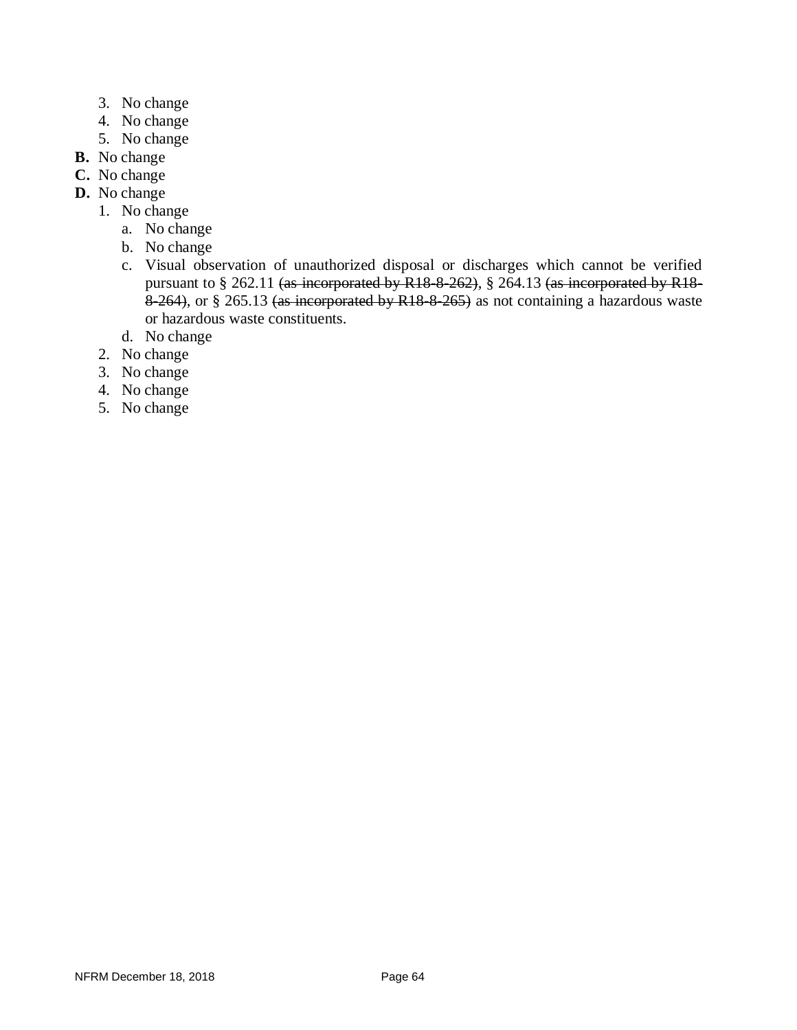3. No change
4. No change
5. No change

**B.** No change

**C.** No change

**D.** No change

1. No change
   a. No change
   b. No change
   c. Visual observation of unauthorized disposal or discharges which cannot be verified pursuant to § 262.11 ~~(as incorporated by R18-8-262)~~, § 264.13 ~~(as incorporated by R18-8-264)~~, or § 265.13 ~~(as incorporated by R18-8-265)~~ as not containing a hazardous waste or hazardous waste constituents.
   d. No change
2. No change
3. No change
4. No change
5. No change